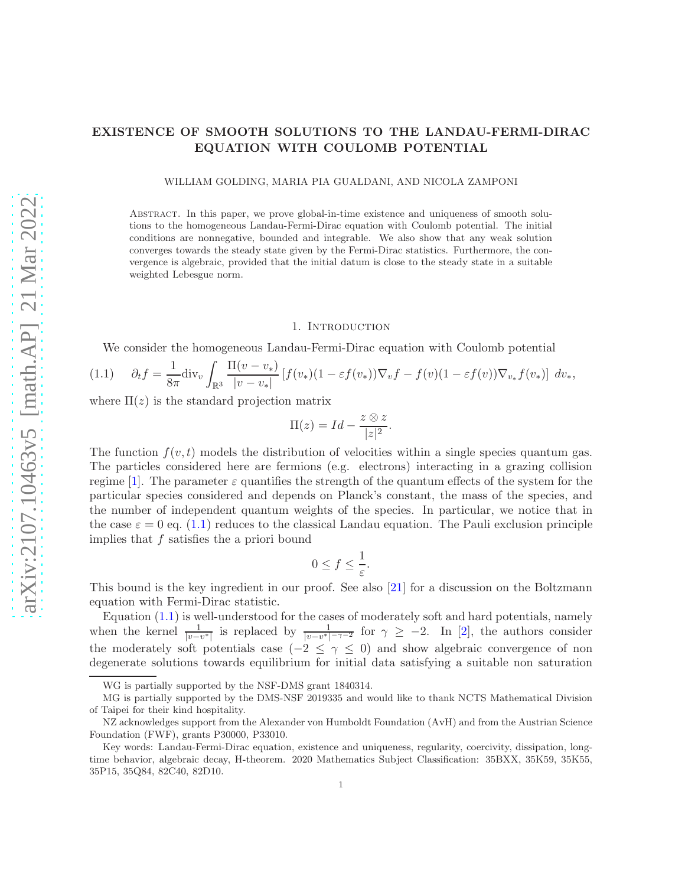# EXISTENCE OF SMOOTH SOLUTIONS TO THE LANDAU-FERMI-DIRAC EQUATION WITH COULOMB POTENTIAL

WILLIAM GOLDING, MARIA PIA GUALDANI, AND NICOLA ZAMPONI

Abstract. In this paper, we prove global-in-time existence and uniqueness of smooth solutions to the homogeneous Landau-Fermi-Dirac equation with Coulomb potential. The initial conditions are nonnegative, bounded and integrable. We also show that any weak solution converges towards the steady state given by the Fermi-Dirac statistics. Furthermore, the convergence is algebraic, provided that the initial datum is close to the steady state in a suitable weighted Lebesgue norm.

## 1. Introduction

We consider the homogeneous Landau-Fermi-Dirac equation with Coulomb potential

$$\partial_t f = \frac{1}{8\pi}\mathrm{div}_v \int_{\mathbb{R}^3} \frac{\Pi(v-v_*)}{|v-v_*|}\left[f(v_*)(1-\varepsilon f(v_*))\nabla_v f - f(v)(1-\varepsilon f(v))\nabla_{v_*} f(v_*)\right]\, dv_*, \tag{1.1}$$

where $\Pi(z)$ is the standard projection matrix

$$\Pi(z) = Id - \frac{z\otimes z}{|z|^2}.$$

The function $f(v,t)$ models the distribution of velocities within a single species quantum gas. The particles considered here are fermions (e.g. electrons) interacting in a grazing collision regime [1]. The parameter $\varepsilon$ quantifies the strength of the quantum effects of the system for the particular species considered and depends on Planck's constant, the mass of the species, and the number of independent quantum weights of the species. In particular, we notice that in the case $\varepsilon = 0$ eq. (1.1) reduces to the classical Landau equation. The Pauli exclusion principle implies that $f$ satisfies the a priori bound

$$0 \le f \le \frac{1}{\varepsilon}.$$

This bound is the key ingredient in our proof. See also [21] for a discussion on the Boltzmann equation with Fermi-Dirac statistic.

Equation (1.1) is well-understood for the cases of moderately soft and hard potentials, namely when the kernel $\frac{1}{|v-v^*|}$ is replaced by $\frac{1}{|v-v^*|^{-\gamma-2}}$ for $\gamma \ge -2$. In [2], the authors consider the moderately soft potentials case ($-2 \le \gamma \le 0$) and show algebraic convergence of non degenerate solutions towards equilibrium for initial data satisfying a suitable non saturation

WG is partially supported by the NSF-DMS grant 1840314.

MG is partially supported by the DMS-NSF 2019335 and would like to thank NCTS Mathematical Division of Taipei for their kind hospitality.

NZ acknowledges support from the Alexander von Humboldt Foundation (AvH) and from the Austrian Science Foundation (FWF), grants P30000, P33010.

Key words: Landau-Fermi-Dirac equation, existence and uniqueness, regularity, coercivity, dissipation, long-time behavior, algebraic decay, H-theorem. 2020 Mathematics Subject Classification: 35BXX, 35K59, 35K55, 35P15, 35Q84, 82C40, 82D10.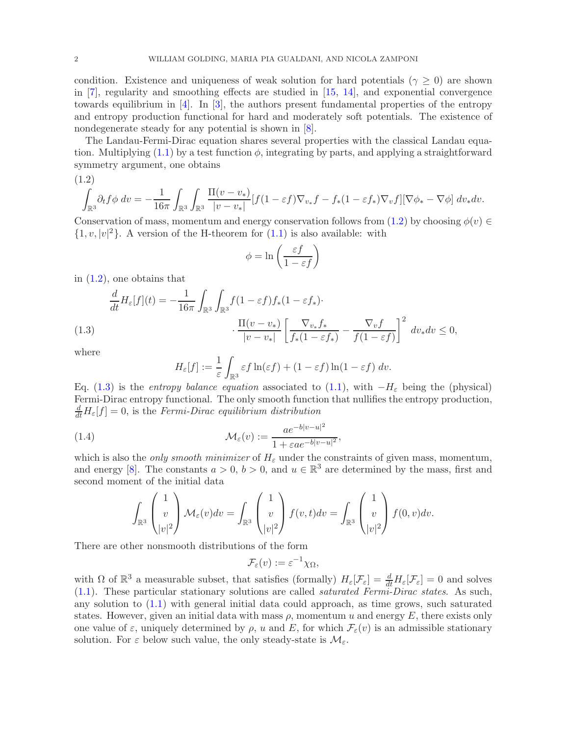condition. Existence and uniqueness of weak solution for hard potentials ($\gamma \geq 0$) are shown in [7], regularity and smoothing effects are studied in [15, 14], and exponential convergence towards equilibrium in [4]. In [3], the authors present fundamental properties of the entropy and entropy production functional for hard and moderately soft potentials. The existence of nondegenerate steady for any potential is shown in [8].

The Landau-Fermi-Dirac equation shares several properties with the classical Landau equation. Multiplying (1.1) by a test function $\phi$, integrating by parts, and applying a straightforward symmetry argument, one obtains

$$
\int_{\mathbb{R}^3} \partial_t f \phi \, dv = -\frac{1}{16\pi} \int_{\mathbb{R}^3} \int_{\mathbb{R}^3} \frac{\Pi(v-v_*)}{|v-v_*|} [f(1-\varepsilon f)\nabla_{v_*} f - f_*(1-\varepsilon f_*)\nabla_v f][\nabla \phi_* - \nabla \phi] \, dv_* dv. \tag{1.2}
$$

Conservation of mass, momentum and energy conservation follows from (1.2) by choosing $\phi(v) \in \{1, v, |v|^2\}$. A version of the H-theorem for (1.1) is also available: with

$$
\phi = \ln\left(\frac{\varepsilon f}{1-\varepsilon f}\right)
$$

in (1.2), one obtains that

$$
\begin{aligned}
\frac{d}{dt} H_\varepsilon[f](t) = -\frac{1}{16\pi} \int_{\mathbb{R}^3} \int_{\mathbb{R}^3} & f(1-\varepsilon f) f_*(1-\varepsilon f_*) \cdot \\
& \cdot \frac{\Pi(v-v_*)}{|v-v_*|} \left[\frac{\nabla_{v_*} f_*}{f_*(1-\varepsilon f_*)} - \frac{\nabla_v f}{f(1-\varepsilon f)}\right]^2 \, dv_* dv \leq 0,
\end{aligned} \tag{1.3}
$$

where

$$
H_\varepsilon[f] := \frac{1}{\varepsilon} \int_{\mathbb{R}^3} \varepsilon f \ln(\varepsilon f) + (1-\varepsilon f)\ln(1-\varepsilon f) \, dv.
$$

Eq. (1.3) is the *entropy balance equation* associated to (1.1), with $-H_\varepsilon$ being the (physical) Fermi-Dirac entropy functional. The only smooth function that nullifies the entropy production, $\frac{d}{dt} H_\varepsilon[f] = 0$, is the *Fermi-Dirac equilibrium distribution*

$$
\mathcal{M}_\varepsilon(v) := \frac{a e^{-b|v-u|^2}}{1 + \varepsilon a e^{-b|v-u|^2}}, \tag{1.4}
$$

which is also the *only smooth minimizer* of $H_\varepsilon$ under the constraints of given mass, momentum, and energy [8]. The constants $a > 0$, $b > 0$, and $u \in \mathbb{R}^3$ are determined by the mass, first and second moment of the initial data

$$
\int_{\mathbb{R}^3} \begin{pmatrix} 1 \\ v \\ |v|^2 \end{pmatrix} \mathcal{M}_\varepsilon(v) dv = \int_{\mathbb{R}^3} \begin{pmatrix} 1 \\ v \\ |v|^2 \end{pmatrix} f(v,t) dv = \int_{\mathbb{R}^3} \begin{pmatrix} 1 \\ v \\ |v|^2 \end{pmatrix} f(0,v) dv.
$$

There are other nonsmooth distributions of the form

$$
\mathcal{F}_\varepsilon(v) := \varepsilon^{-1} \chi_\Omega,
$$

with $\Omega$ of $\mathbb{R}^3$ a measurable subset, that satisfies (formally) $H_\varepsilon[\mathcal{F}_\varepsilon] = \frac{d}{dt} H_\varepsilon[\mathcal{F}_\varepsilon] = 0$ and solves (1.1). These particular stationary solutions are called *saturated Fermi-Dirac states*. As such, any solution to (1.1) with general initial data could approach, as time grows, such saturated states. However, given an initial data with mass $\rho$, momentum $u$ and energy $E$, there exists only one value of $\varepsilon$, uniquely determined by $\rho$, $u$ and $E$, for which $\mathcal{F}_\varepsilon(v)$ is an admissible stationary solution. For $\varepsilon$ below such value, the only steady-state is $\mathcal{M}_\varepsilon$.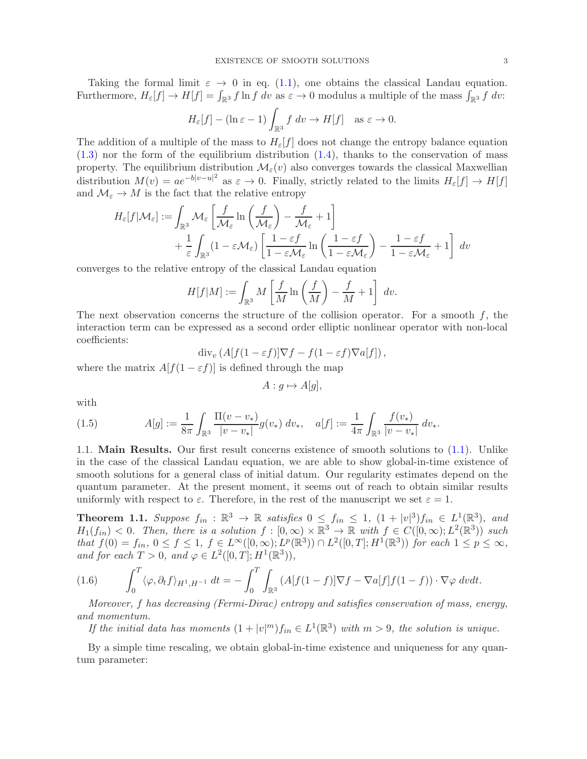Taking the formal limit $\varepsilon \to 0$ in eq. (1.1), one obtains the classical Landau equation. Furthermore, $H_\varepsilon[f] \to H[f] = \int_{\mathbb{R}^3} f \ln f \, dv$ as $\varepsilon \to 0$ modulus a multiple of the mass $\int_{\mathbb{R}^3} f \, dv$:

$$H_\varepsilon[f] - (\ln \varepsilon - 1) \int_{\mathbb{R}^3} f \, dv \to H[f] \quad \text{as } \varepsilon \to 0.$$

The addition of a multiple of the mass to $H_\varepsilon[f]$ does not change the entropy balance equation (1.3) nor the form of the equilibrium distribution (1.4), thanks to the conservation of mass property. The equilibrium distribution $\mathcal{M}_\varepsilon(v)$ also converges towards the classical Maxwellian distribution $M(v) = ae^{-b|v-u|^2}$ as $\varepsilon \to 0$. Finally, strictly related to the limits $H_\varepsilon[f] \to H[f]$ and $\mathcal{M}_\varepsilon \to M$ is the fact that the relative entropy

$$\begin{aligned} H_\varepsilon[f|\mathcal{M}_\varepsilon] := &\int_{\mathbb{R}^3} \mathcal{M}_\varepsilon \left[ \frac{f}{\mathcal{M}_\varepsilon} \ln\left(\frac{f}{\mathcal{M}_\varepsilon}\right) - \frac{f}{\mathcal{M}_\varepsilon} + 1 \right] \\ &+ \frac{1}{\varepsilon} \int_{\mathbb{R}^3} (1 - \varepsilon \mathcal{M}_\varepsilon) \left[ \frac{1-\varepsilon f}{1-\varepsilon \mathcal{M}_\varepsilon} \ln\left( \frac{1-\varepsilon f}{1 - \varepsilon\mathcal{M}_\varepsilon}\right) - \frac{1-\varepsilon f}{1-\varepsilon \mathcal{M}_\varepsilon} + 1 \right] \, dv \end{aligned}$$

converges to the relative entropy of the classical Landau equation

$$H[f|M] := \int_{\mathbb{R}^3} M \left[ \frac{f}{M} \ln\left(\frac{f}{M}\right) - \frac{f}{M} + 1 \right] \, dv.$$

The next observation concerns the structure of the collision operator. For a smooth $f$, the interaction term can be expressed as a second order elliptic nonlinear operator with non-local coefficients:

$$\operatorname{div}_v \left( A[f(1-\varepsilon f)] \nabla f - f(1-\varepsilon f) \nabla a[f] \right),$$

where the matrix $A[f(1-\varepsilon f)]$ is defined through the map

$$A : g \mapsto A[g],$$

with

$$A[g] := \frac{1}{8\pi} \int_{\mathbb{R}^3} \frac{\Pi(v - v_*)}{|v - v_*|} g(v_*) \, dv_*, \quad a[f] := \frac{1}{4\pi} \int_{\mathbb{R}^3} \frac{f(v_*)}{|v-v_*|} \, dv_*. \tag{1.5}$$

**1.1. Main Results.** Our first result concerns existence of smooth solutions to (1.1). Unlike in the case of the classical Landau equation, we are able to show global-in-time existence of smooth solutions for a general class of initial datum. Our regularity estimates depend on the quantum parameter. At the present moment, it seems out of reach to obtain similar results uniformly with respect to $\varepsilon$. Therefore, in the rest of the manuscript we set $\varepsilon = 1$.

**Theorem 1.1.** *Suppose $f_{in} : \mathbb{R}^3 \to \mathbb{R}$ satisfies $0 \le f_{in} \le 1$, $(1+|v|^3) f_{in} \in L^1(\mathbb{R}^3)$, and $H_1(f_{in}) < 0$. Then, there is a solution $f : [0,\infty) \times \mathbb{R}^3 \to \mathbb{R}$ with $f \in C([0,\infty); L^2(\mathbb{R}^3))$ such that $f(0) = f_{in}$, $0 \le f \le 1$, $f \in L^\infty([0,\infty); L^p(\mathbb{R}^3)) \cap L^2([0,T]; H^1(\mathbb{R}^3))$ for each $1 \le p \le \infty$, and for each $T > 0$, and $\varphi \in L^2([0,T]; H^1(\mathbb{R}^3))$,*

$$\int_0^T \langle \varphi, \partial_t f \rangle_{H^1, H^{-1}} \, dt = - \int_0^T \int_{\mathbb{R}^3} \left( A[f(1-f)] \nabla f - \nabla a[f] f(1-f) \right) \cdot \nabla \varphi \, dv dt. \tag{1.6}$$

*Moreover, $f$ has decreasing (Fermi-Dirac) entropy and satisfies conservation of mass, energy, and momentum.*

*If the initial data has moments $(1 + |v|^m) f_{in} \in L^1(\mathbb{R}^3)$ with $m > 9$, the solution is unique.*

By a simple time rescaling, we obtain global-in-time existence and uniqueness for any quantum parameter: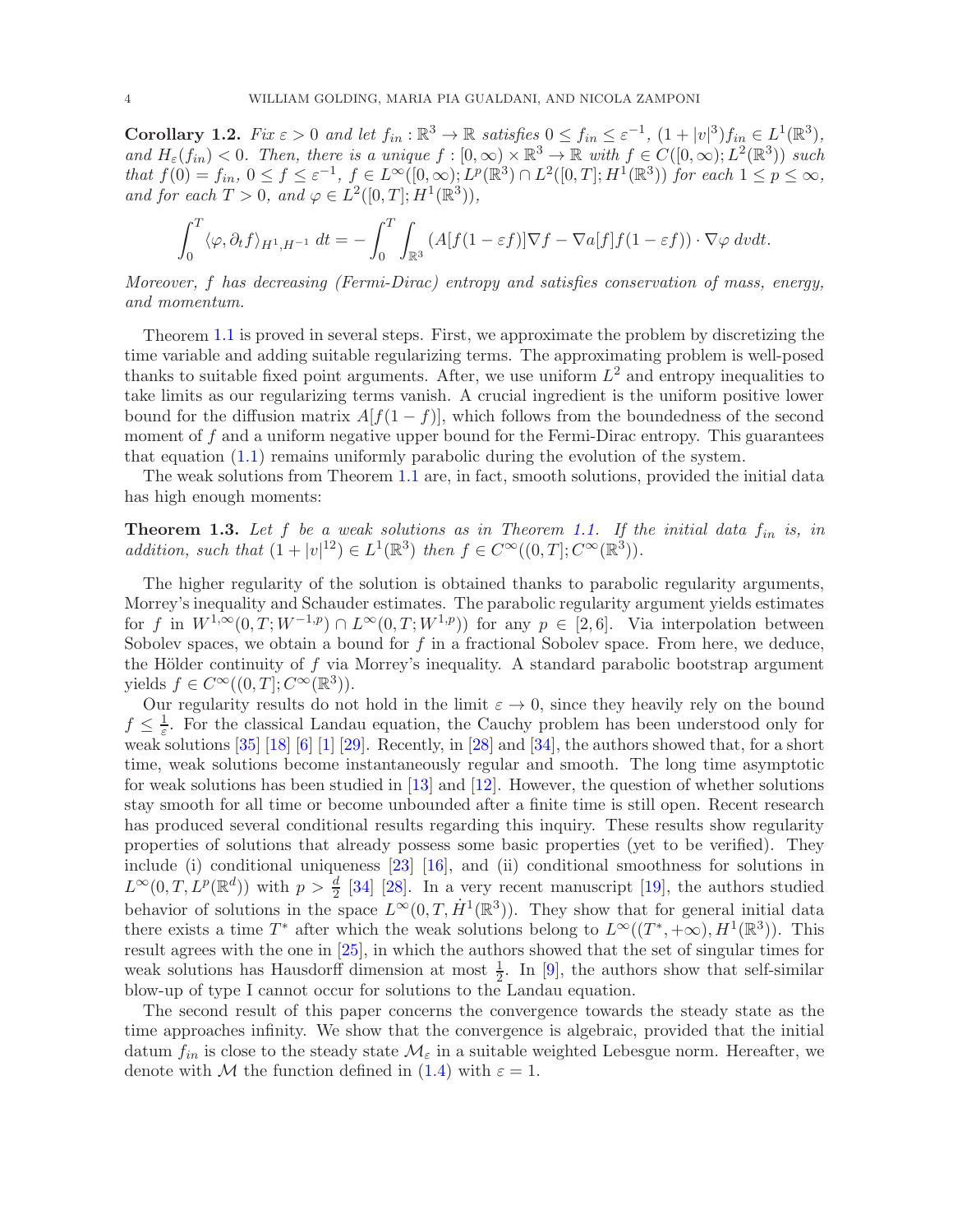**Corollary 1.2.** *Fix $\varepsilon > 0$ and let $f_{in} : \mathbb{R}^3 \to \mathbb{R}$ satisfies $0 \le f_{in} \le \varepsilon^{-1}$, $(1+|v|^3)f_{in} \in L^1(\mathbb{R}^3)$, and $H_\varepsilon(f_{in}) < 0$. Then, there is a unique $f : [0,\infty) \times \mathbb{R}^3 \to \mathbb{R}$ with $f \in C([0,\infty); L^2(\mathbb{R}^3))$ such that $f(0) = f_{in}$, $0 \le f \le \varepsilon^{-1}$, $f \in L^\infty([0,\infty); L^p(\mathbb{R}^3) \cap L^2([0,T]; H^1(\mathbb{R}^3))$ for each $1 \le p \le \infty$, and for each $T > 0$, and $\varphi \in L^2([0,T]; H^1(\mathbb{R}^3))$,*

$$\int_0^T \langle \varphi, \partial_t f \rangle_{H^1, H^{-1}} \, dt = -\int_0^T \int_{\mathbb{R}^3} \left( A[f(1-\varepsilon f)]\nabla f - \nabla a[f] f(1-\varepsilon f) \right) \cdot \nabla \varphi \, dv dt.$$

*Moreover, $f$ has decreasing (Fermi-Dirac) entropy and satisfies conservation of mass, energy, and momentum.*

Theorem 1.1 is proved in several steps. First, we approximate the problem by discretizing the time variable and adding suitable regularizing terms. The approximating problem is well-posed thanks to suitable fixed point arguments. After, we use uniform $L^2$ and entropy inequalities to take limits as our regularizing terms vanish. A crucial ingredient is the uniform positive lower bound for the diffusion matrix $A[f(1-f)]$, which follows from the boundedness of the second moment of $f$ and a uniform negative upper bound for the Fermi-Dirac entropy. This guarantees that equation (1.1) remains uniformly parabolic during the evolution of the system.

The weak solutions from Theorem 1.1 are, in fact, smooth solutions, provided the initial data has high enough moments:

**Theorem 1.3.** *Let $f$ be a weak solutions as in Theorem 1.1. If the initial data $f_{in}$ is, in addition, such that $(1+|v|^{12}) \in L^1(\mathbb{R}^3)$ then $f \in C^\infty((0,T]; C^\infty(\mathbb{R}^3))$.*

The higher regularity of the solution is obtained thanks to parabolic regularity arguments, Morrey's inequality and Schauder estimates. The parabolic regularity argument yields estimates for $f$ in $W^{1,\infty}(0,T; W^{-1,p}) \cap L^\infty(0,T; W^{1,p}))$ for any $p \in [2,6]$. Via interpolation between Sobolev spaces, we obtain a bound for $f$ in a fractional Sobolev space. From here, we deduce, the Hölder continuity of $f$ via Morrey's inequality. A standard parabolic bootstrap argument yields $f \in C^\infty((0,T]; C^\infty(\mathbb{R}^3))$.

Our regularity results do not hold in the limit $\varepsilon \to 0$, since they heavily rely on the bound $f \le \frac{1}{\varepsilon}$. For the classical Landau equation, the Cauchy problem has been understood only for weak solutions [35] [18] [6] [1] [29]. Recently, in [28] and [34], the authors showed that, for a short time, weak solutions become instantaneously regular and smooth. The long time asymptotic for weak solutions has been studied in [13] and [12]. However, the question of whether solutions stay smooth for all time or become unbounded after a finite time is still open. Recent research has produced several conditional results regarding this inquiry. These results show regularity properties of solutions that already possess some basic properties (yet to be verified). They include (i) conditional uniqueness [23] [16], and (ii) conditional smoothness for solutions in $L^\infty(0,T, L^p(\mathbb{R}^d))$ with $p > \frac{d}{2}$ [34] [28]. In a very recent manuscript [19], the authors studied behavior of solutions in the space $L^\infty(0,T,\dot{H}^1(\mathbb{R}^3))$. They show that for general initial data there exists a time $T^*$ after which the weak solutions belong to $L^\infty((T^*,+\infty), H^1(\mathbb{R}^3))$. This result agrees with the one in [25], in which the authors showed that the set of singular times for weak solutions has Hausdorff dimension at most $\frac{1}{2}$. In [9], the authors show that self-similar blow-up of type I cannot occur for solutions to the Landau equation.

The second result of this paper concerns the convergence towards the steady state as the time approaches infinity. We show that the convergence is algebraic, provided that the initial datum $f_{in}$ is close to the steady state $\mathcal{M}_\varepsilon$ in a suitable weighted Lebesgue norm. Hereafter, we denote with $\mathcal{M}$ the function defined in (1.4) with $\varepsilon = 1$.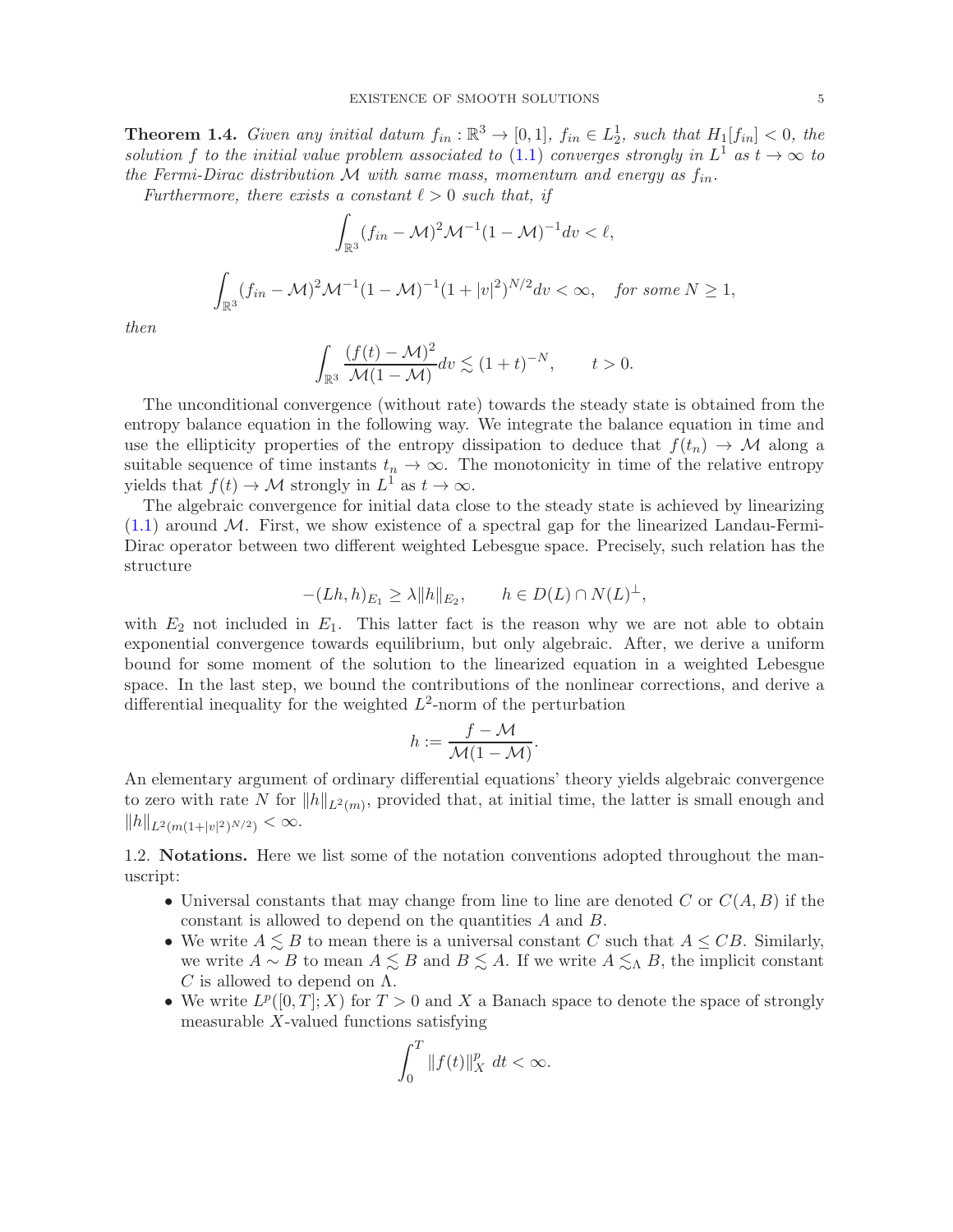**Theorem 1.4.** *Given any initial datum $f_{in} : \mathbb{R}^3 \to [0,1]$, $f_{in} \in L^1_2$, such that $H_1[f_{in}] < 0$, the solution $f$ to the initial value problem associated to (1.1) converges strongly in $L^1$ as $t \to \infty$ to the Fermi-Dirac distribution $\mathcal{M}$ with same mass, momentum and energy as $f_{in}$.*

*Furthermore, there exists a constant $\ell > 0$ such that, if*

$$\int_{\mathbb{R}^3} (f_{in} - \mathcal{M})^2 \mathcal{M}^{-1} (1 - \mathcal{M})^{-1} dv < \ell,$$

$$\int_{\mathbb{R}^3} (f_{in} - \mathcal{M})^2 \mathcal{M}^{-1} (1 - \mathcal{M})^{-1} (1 + |v|^2)^{N/2} dv < \infty, \quad \textit{for some } N \geq 1,$$

*then*

$$\int_{\mathbb{R}^3} \frac{(f(t) - \mathcal{M})^2}{\mathcal{M}(1 - \mathcal{M})} dv \lesssim (1 + t)^{-N}, \qquad t > 0.$$

The unconditional convergence (without rate) towards the steady state is obtained from the entropy balance equation in the following way. We integrate the balance equation in time and use the ellipticity properties of the entropy dissipation to deduce that $f(t_n) \to \mathcal{M}$ along a suitable sequence of time instants $t_n \to \infty$. The monotonicity in time of the relative entropy yields that $f(t) \to \mathcal{M}$ strongly in $L^1$ as $t \to \infty$.

The algebraic convergence for initial data close to the steady state is achieved by linearizing (1.1) around $\mathcal{M}$. First, we show existence of a spectral gap for the linearized Landau-Fermi-Dirac operator between two different weighted Lebesgue space. Precisely, such relation has the structure

$$-(Lh, h)_{E_1} \geq \lambda \|h\|_{E_2}, \qquad h \in D(L) \cap N(L)^{\perp},$$

with $E_2$ not included in $E_1$. This latter fact is the reason why we are not able to obtain exponential convergence towards equilibrium, but only algebraic. After, we derive a uniform bound for some moment of the solution to the linearized equation in a weighted Lebesgue space. In the last step, we bound the contributions of the nonlinear corrections, and derive a differential inequality for the weighted $L^2$-norm of the perturbation

$$h := \frac{f - \mathcal{M}}{\mathcal{M}(1 - \mathcal{M})}.$$

An elementary argument of ordinary differential equations' theory yields algebraic convergence to zero with rate $N$ for $\|h\|_{L^2(m)}$, provided that, at initial time, the latter is small enough and $\|h\|_{L^2(m(1+|v|^2)^{N/2})} < \infty$.

### 1.2. Notations.

Here we list some of the notation conventions adopted throughout the manuscript:

- Universal constants that may change from line to line are denoted $C$ or $C(A, B)$ if the constant is allowed to depend on the quantities $A$ and $B$.
- We write $A \lesssim B$ to mean there is a universal constant $C$ such that $A \leq CB$. Similarly, we write $A \sim B$ to mean $A \lesssim B$ and $B \lesssim A$. If we write $A \lesssim_\Lambda B$, the implicit constant $C$ is allowed to depend on $\Lambda$.
- We write $L^p([0,T]; X)$ for $T > 0$ and $X$ a Banach space to denote the space of strongly measurable $X$-valued functions satisfying

$$\int_0^T \|f(t)\|_X^p \, dt < \infty.$$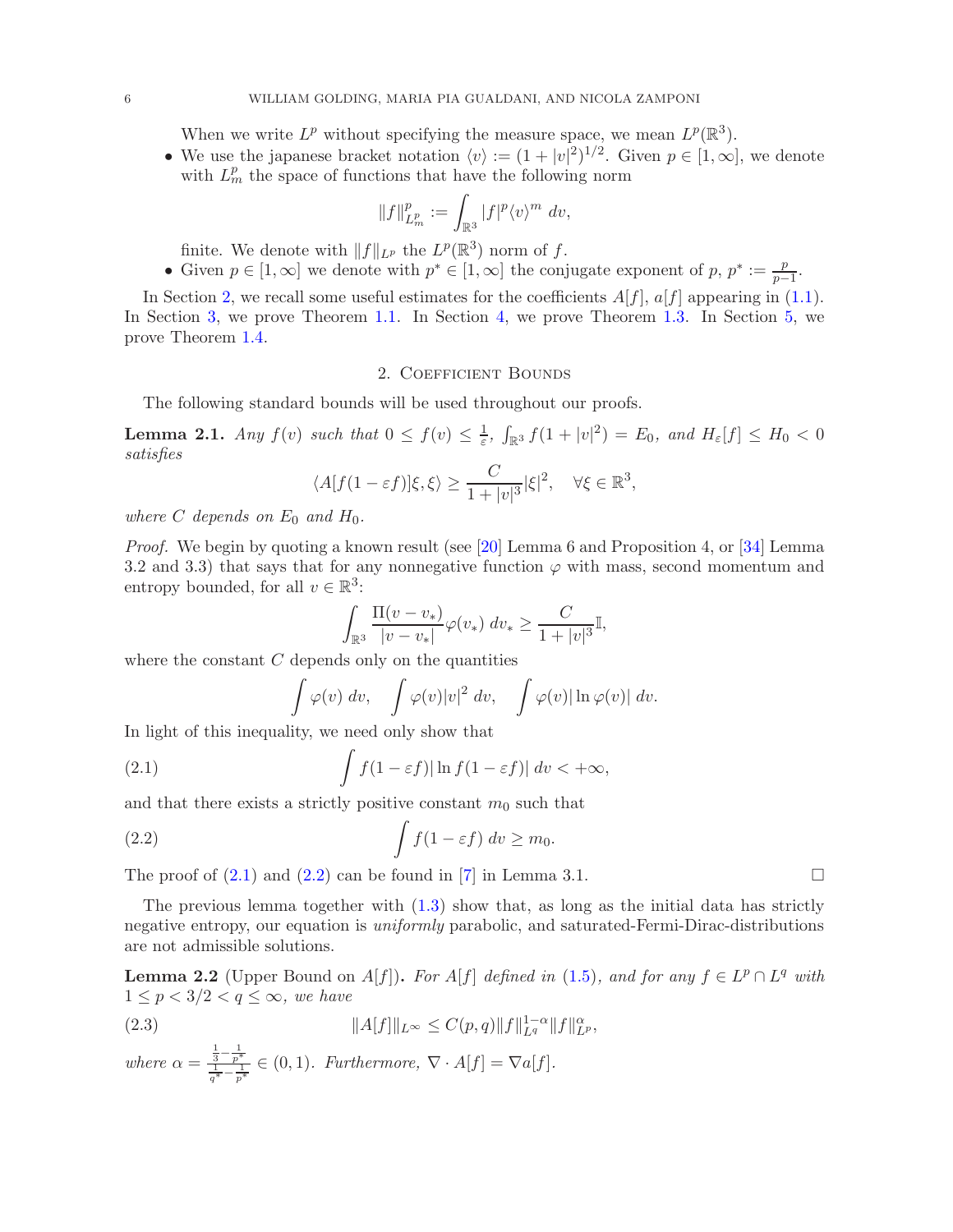When we write $L^p$ without specifying the measure space, we mean $L^p(\mathbb{R}^3)$.

- We use the japanese bracket notation $\langle v \rangle := (1+|v|^2)^{1/2}$. Given $p \in [1,\infty]$, we denote with $L^p_m$ the space of functions that have the following norm

$$\|f\|^p_{L^p_m} := \int_{\mathbb{R}^3} |f|^p \langle v \rangle^m \, dv,$$

finite. We denote with $\|f\|_{L^p}$ the $L^p(\mathbb{R}^3)$ norm of $f$.

- Given $p \in [1,\infty]$ we denote with $p^* \in [1,\infty]$ the conjugate exponent of $p$, $p^* := \frac{p}{p-1}$.

In Section 2, we recall some useful estimates for the coefficients $A[f]$, $a[f]$ appearing in (1.1). In Section 3, we prove Theorem 1.1. In Section 4, we prove Theorem 1.3. In Section 5, we prove Theorem 1.4.

## 2. Coefficient Bounds

The following standard bounds will be used throughout our proofs.

**Lemma 2.1.** *Any $f(v)$ such that $0 \leq f(v) \leq \frac{1}{\varepsilon}$, $\int_{\mathbb{R}^3} f(1+|v|^2) = E_0$, and $H_\varepsilon[f] \leq H_0 < 0$ satisfies*

$$\langle A[f(1-\varepsilon f)]\xi, \xi\rangle \geq \frac{C}{1+|v|^3}|\xi|^2, \quad \forall \xi \in \mathbb{R}^3,$$

*where $C$ depends on $E_0$ and $H_0$.*

*Proof.* We begin by quoting a known result (see [20] Lemma 6 and Proposition 4, or [34] Lemma 3.2 and 3.3) that says that for any nonnegative function $\varphi$ with mass, second momentum and entropy bounded, for all $v \in \mathbb{R}^3$:

$$\int_{\mathbb{R}^3} \frac{\Pi(v-v_*)}{|v-v_*|}\varphi(v_*)\, dv_* \geq \frac{C}{1+|v|^3}\mathbb{I},$$

where the constant $C$ depends only on the quantities

$$\int \varphi(v)\, dv, \quad \int \varphi(v)|v|^2\, dv, \quad \int \varphi(v)|\ln \varphi(v)|\, dv.$$

In light of this inequality, we need only show that

$$\int f(1-\varepsilon f)|\ln f(1-\varepsilon f)|\, dv < +\infty, \tag{2.1}$$

and that there exists a strictly positive constant $m_0$ such that

$$\int f(1-\varepsilon f)\, dv \geq m_0. \tag{2.2}$$

The proof of (2.1) and (2.2) can be found in [7] in Lemma 3.1. $\square$

The previous lemma together with (1.3) show that, as long as the initial data has strictly negative entropy, our equation is *uniformly* parabolic, and saturated-Fermi-Dirac-distributions are not admissible solutions.

**Lemma 2.2** (Upper Bound on $A[f]$)**.** *For $A[f]$ defined in (1.5), and for any $f \in L^p \cap L^q$ with $1 \leq p < 3/2 < q \leq \infty$, we have*

$$\|A[f]\|_{L^\infty} \leq C(p,q)\|f\|^{1-\alpha}_{L^q}\|f\|^{\alpha}_{L^p}, \tag{2.3}$$

*where $\alpha = \frac{\frac{1}{3}-\frac{1}{p^*}}{\frac{1}{q^*}-\frac{1}{p^*}} \in (0,1)$. Furthermore, $\nabla \cdot A[f] = \nabla a[f]$.*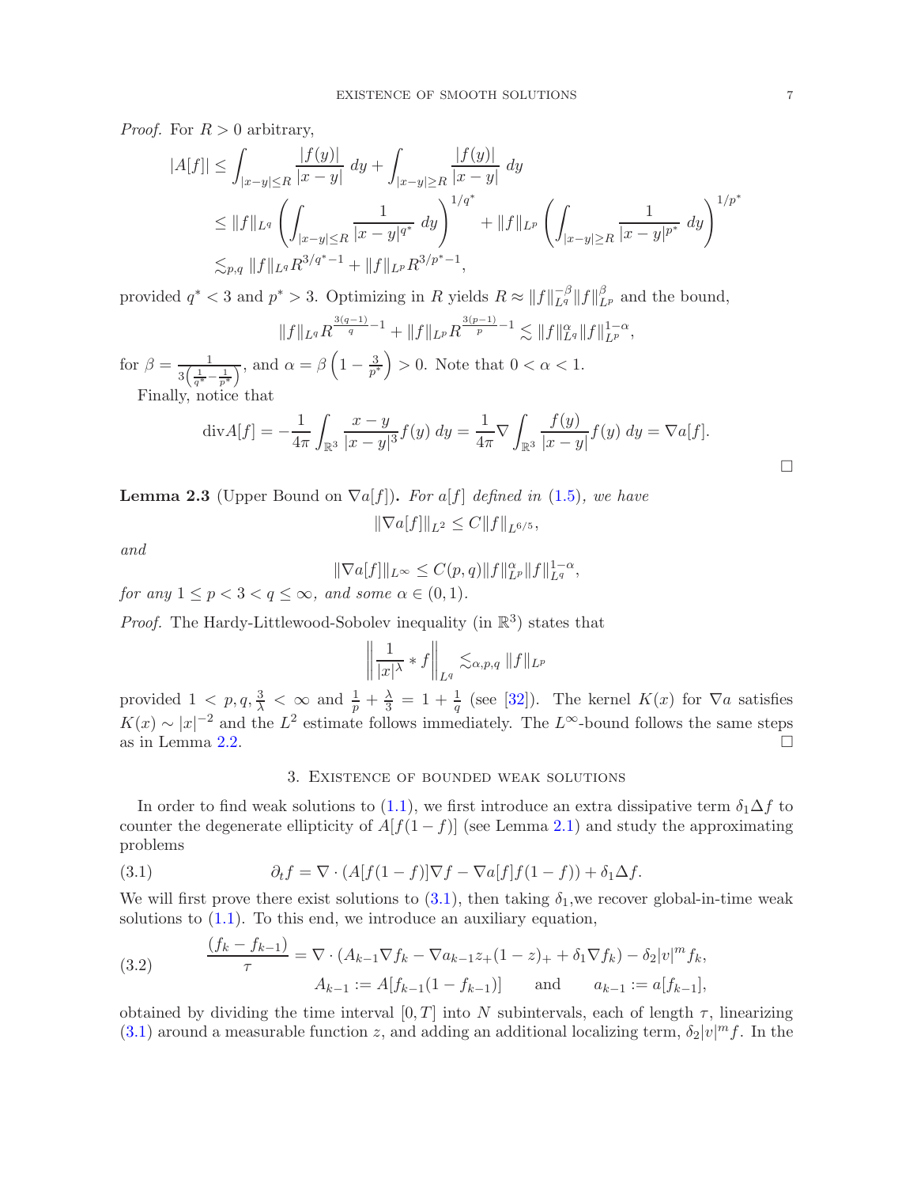*Proof.* For $R > 0$ arbitrary,

$$
\begin{aligned}
|A[f]| &\leq \int_{|x-y|\leq R} \frac{|f(y)|}{|x-y|}\, dy + \int_{|x-y|\geq R} \frac{|f(y)|}{|x-y|}\, dy \\
&\leq \|f\|_{L^q} \left( \int_{|x-y|\leq R} \frac{1}{|x-y|^{q^*}}\, dy \right)^{1/q^*} + \|f\|_{L^p} \left( \int_{|x-y|\geq R} \frac{1}{|x-y|^{p^*}}\, dy \right)^{1/p^*} \\
&\lesssim_{p,q} \|f\|_{L^q} R^{3/q^*-1} + \|f\|_{L^p} R^{3/p^*-1},
\end{aligned}
$$

provided $q^* < 3$ and $p^* > 3$. Optimizing in $R$ yields $R \approx \|f\|_{L^q}^{-\beta} \|f\|_{L^p}^{\beta}$ and the bound,

$$
\|f\|_{L^q} R^{\frac{3(q-1)}{q}-1} + \|f\|_{L^p} R^{\frac{3(p-1)}{p}-1} \lesssim \|f\|_{L^q}^{\alpha} \|f\|_{L^p}^{1-\alpha},
$$

for $\beta = \frac{1}{3\left(\frac{1}{q^*}-\frac{1}{p^*}\right)}$, and $\alpha = \beta\left(1 - \frac{3}{p^*}\right) > 0$. Note that $0 < \alpha < 1$.

Finally, notice that

$$
\operatorname{div} A[f] = -\frac{1}{4\pi} \int_{\mathbb{R}^3} \frac{x-y}{|x-y|^3} f(y)\, dy = \frac{1}{4\pi} \nabla \int_{\mathbb{R}^3} \frac{f(y)}{|x-y|} f(y)\, dy = \nabla a[f].
$$

$\square$

**Lemma 2.3** (Upper Bound on $\nabla a[f]$)**.** *For $a[f]$ defined in (1.5), we have*

$$
\|\nabla a[f]\|_{L^2} \leq C \|f\|_{L^{6/5}},
$$

*and*

$$
\|\nabla a[f]\|_{L^\infty} \leq C(p,q) \|f\|_{L^p}^{\alpha} \|f\|_{L^q}^{1-\alpha},
$$

*for any $1 \leq p < 3 < q \leq \infty$, and some $\alpha \in (0,1)$.*

*Proof.* The Hardy-Littlewood-Sobolev inequality (in $\mathbb{R}^3$) states that

$$
\left\| \frac{1}{|x|^\lambda} * f \right\|_{L^q} \lesssim_{\alpha,p,q} \|f\|_{L^p}
$$

provided $1 < p, q, \frac{3}{\lambda} < \infty$ and $\frac{1}{p} + \frac{\lambda}{3} = 1 + \frac{1}{q}$ (see [32]). The kernel $K(x)$ for $\nabla a$ satisfies $K(x) \sim |x|^{-2}$ and the $L^2$ estimate follows immediately. The $L^\infty$-bound follows the same steps as in Lemma 2.2. $\square$

## 3. Existence of bounded weak solutions

In order to find weak solutions to (1.1), we first introduce an extra dissipative term $\delta_1 \Delta f$ to counter the degenerate ellipticity of $A[f(1-f)]$ (see Lemma 2.1) and study the approximating problems

$$
\partial_t f = \nabla \cdot (A[f(1-f)]\nabla f - \nabla a[f] f(1-f)) + \delta_1 \Delta f. \tag{3.1}
$$

We will first prove there exist solutions to (3.1), then taking $\delta_1$,we recover global-in-time weak solutions to (1.1). To this end, we introduce an auxiliary equation,

$$
\begin{gathered}
\frac{(f_k - f_{k-1})}{\tau} = \nabla \cdot (A_{k-1}\nabla f_k - \nabla a_{k-1} z_+ (1-z)_+ + \delta_1 \nabla f_k) - \delta_2 |v|^m f_k, \\
A_{k-1} := A[f_{k-1}(1-f_{k-1})] \qquad \text{and} \qquad a_{k-1} := a[f_{k-1}],
\end{gathered} \tag{3.2}
$$

obtained by dividing the time interval $[0,T]$ into $N$ subintervals, each of length $\tau$, linearizing (3.1) around a measurable function $z$, and adding an additional localizing term, $\delta_2 |v|^m f$. In the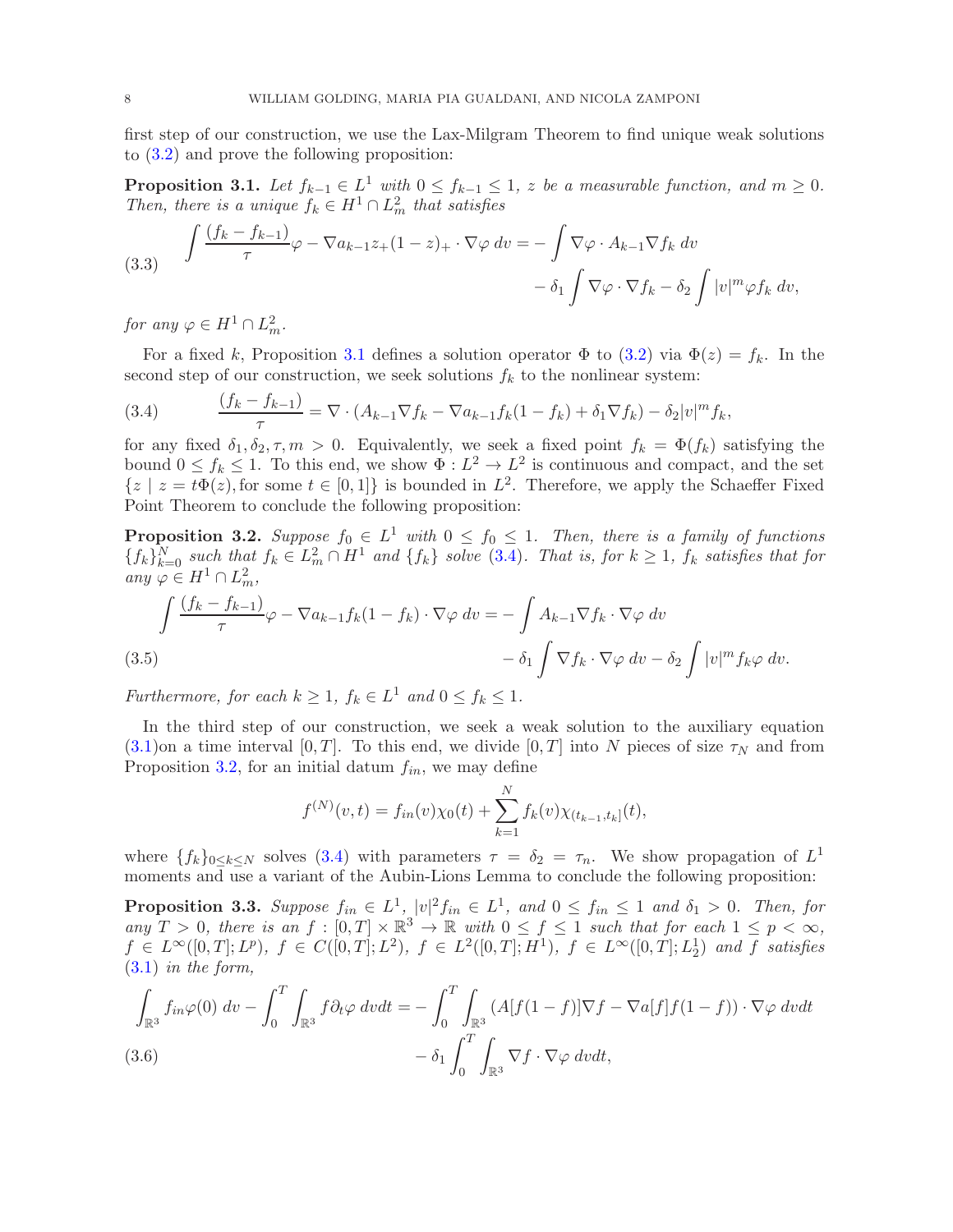first step of our construction, we use the Lax-Milgram Theorem to find unique weak solutions to (3.2) and prove the following proposition:

**Proposition 3.1.** *Let $f_{k-1} \in L^1$ with $0 \le f_{k-1} \le 1$, $z$ be a measurable function, and $m \ge 0$. Then, there is a unique $f_k \in H^1 \cap L^2_m$ that satisfies*

$$
\begin{aligned}
\int \frac{(f_k - f_{k-1})}{\tau}\varphi - \nabla a_{k-1} z_+(1-z)_+ \cdot \nabla\varphi \, dv = &- \int \nabla\varphi \cdot A_{k-1}\nabla f_k \, dv \\
&- \delta_1 \int \nabla\varphi\cdot\nabla f_k - \delta_2 \int |v|^m \varphi f_k \, dv,
\end{aligned} \tag{3.3}
$$

*for any $\varphi \in H^1 \cap L^2_m$.*

For a fixed $k$, Proposition 3.1 defines a solution operator $\Phi$ to (3.2) via $\Phi(z) = f_k$. In the second step of our construction, we seek solutions $f_k$ to the nonlinear system:

$$
\frac{(f_k - f_{k-1})}{\tau} = \nabla\cdot(A_{k-1}\nabla f_k - \nabla a_{k-1} f_k(1-f_k) + \delta_1 \nabla f_k) - \delta_2 |v|^m f_k, \tag{3.4}
$$

for any fixed $\delta_1, \delta_2, \tau, m > 0$. Equivalently, we seek a fixed point $f_k = \Phi(f_k)$ satisfying the bound $0 \le f_k \le 1$. To this end, we show $\Phi : L^2 \to L^2$ is continuous and compact, and the set $\{z \mid z = t\Phi(z), \text{for some } t \in [0,1]\}$ is bounded in $L^2$. Therefore, we apply the Schaeffer Fixed Point Theorem to conclude the following proposition:

**Proposition 3.2.** *Suppose $f_0 \in L^1$ with $0 \le f_0 \le 1$. Then, there is a family of functions $\{f_k\}_{k=0}^N$ such that $f_k \in L^2_m \cap H^1$ and $\{f_k\}$ solve (3.4). That is, for $k \ge 1$, $f_k$ satisfies that for any $\varphi \in H^1 \cap L^2_m$,*

$$
\begin{aligned}
\int \frac{(f_k - f_{k-1})}{\tau}\varphi - \nabla a_{k-1} f_k(1-f_k) \cdot \nabla\varphi \, dv = &- \int A_{k-1}\nabla f_k \cdot \nabla\varphi \, dv \\
&- \delta_1 \int \nabla f_k \cdot \nabla\varphi \, dv - \delta_2 \int |v|^m f_k \varphi \, dv.
\end{aligned} \tag{3.5}
$$

*Furthermore, for each $k \ge 1$, $f_k \in L^1$ and $0 \le f_k \le 1$.*

In the third step of our construction, we seek a weak solution to the auxiliary equation (3.1)on a time interval $[0,T]$. To this end, we divide $[0,T]$ into $N$ pieces of size $\tau_N$ and from Proposition 3.2, for an initial datum $f_{in}$, we may define

$$
f^{(N)}(v,t) = f_{in}(v)\chi_0(t) + \sum_{k=1}^N f_k(v)\chi_{(t_{k-1},t_k]}(t),
$$

where $\{f_k\}_{0\le k \le N}$ solves (3.4) with parameters $\tau = \delta_2 = \tau_n$. We show propagation of $L^1$ moments and use a variant of the Aubin-Lions Lemma to conclude the following proposition:

**Proposition 3.3.** *Suppose $f_{in} \in L^1$, $|v|^2 f_{in} \in L^1$, and $0 \le f_{in} \le 1$ and $\delta_1 > 0$. Then, for any $T > 0$, there is an $f : [0,T] \times \mathbb{R}^3 \to \mathbb{R}$ with $0 \le f \le 1$ such that for each $1 \le p < \infty$, $f \in L^\infty([0,T]; L^p)$, $f \in C([0,T]; L^2)$, $f \in L^2([0,T]; H^1)$, $f \in L^\infty([0,T]; L^1_2)$ and $f$ satisfies (3.1) in the form,*

$$
\begin{aligned}
\int_{\mathbb{R}^3} f_{in}\varphi(0)\, dv - \int_0^T \int_{\mathbb{R}^3} f \partial_t \varphi \, dvdt = &- \int_0^T \int_{\mathbb{R}^3} (A[f(1-f)]\nabla f - \nabla a[f] f(1-f)) \cdot \nabla\varphi \, dvdt \\
&- \delta_1 \int_0^T \int_{\mathbb{R}^3} \nabla f \cdot \nabla \varphi \, dvdt,
\end{aligned} \tag{3.6}
$$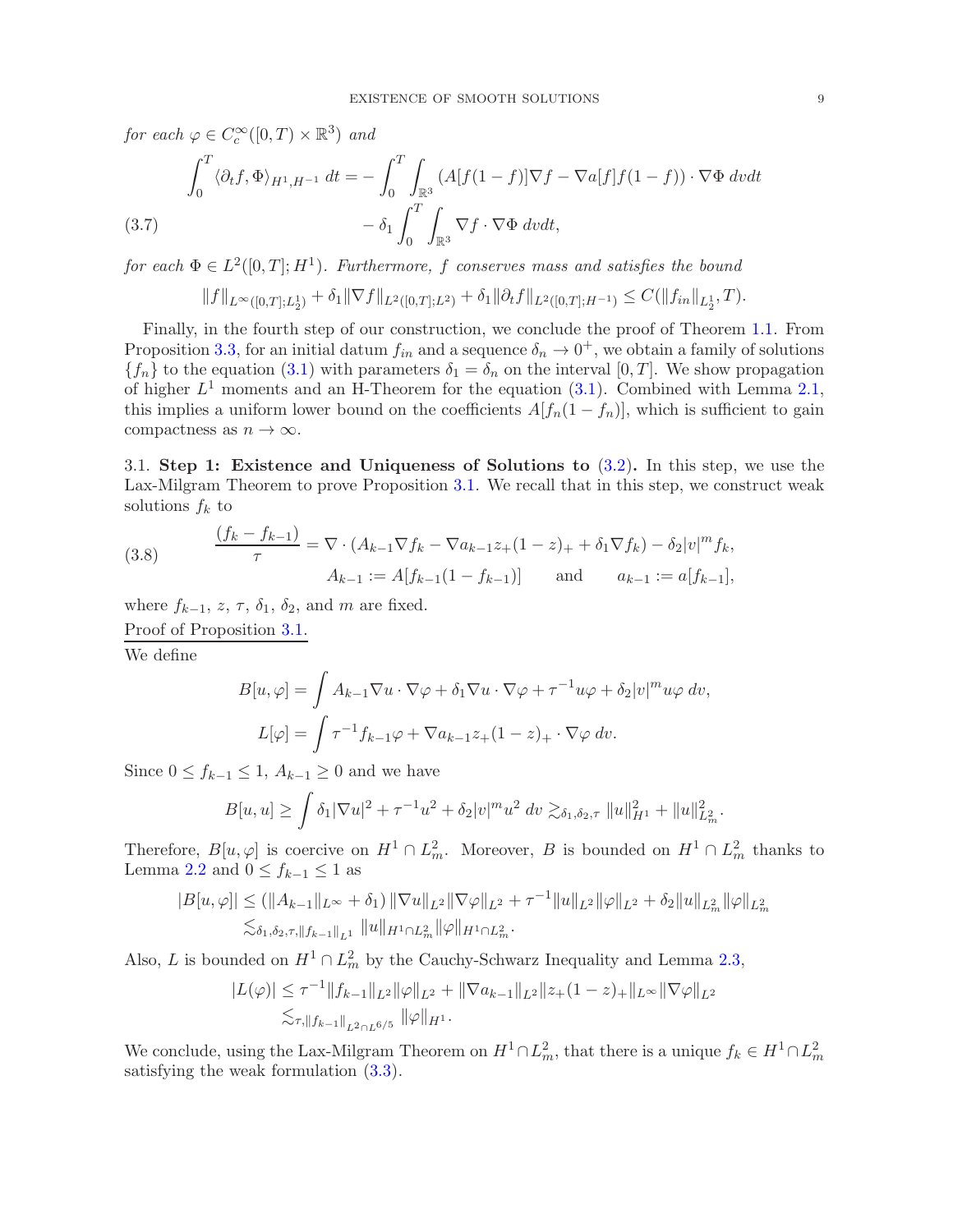*for each* $\varphi \in C_c^\infty([0,T) \times \mathbb{R}^3)$ *and*

$$
\begin{aligned}
\int_0^T \langle \partial_t f, \Phi \rangle_{H^1, H^{-1}} \, dt = &- \int_0^T \int_{\mathbb{R}^3} \left( A[f(1-f)] \nabla f - \nabla a[f] f(1-f) \right) \cdot \nabla \Phi \, dv dt \\
&- \delta_1 \int_0^T \int_{\mathbb{R}^3} \nabla f \cdot \nabla \Phi \, dv dt,
\end{aligned} \tag{3.7}
$$

*for each* $\Phi \in L^2([0,T]; H^1)$. *Furthermore,* $f$ *conserves mass and satisfies the bound*

$$
\|f\|_{L^\infty([0,T];L^1_2)} + \delta_1 \|\nabla f\|_{L^2([0,T];L^2)} + \delta_1 \|\partial_t f\|_{L^2([0,T];H^{-1})} \leq C(\|f_{in}\|_{L^1_2}, T).
$$

Finally, in the fourth step of our construction, we conclude the proof of Theorem 1.1. From Proposition 3.3, for an initial datum $f_{in}$ and a sequence $\delta_n \to 0^+$, we obtain a family of solutions $\{f_n\}$ to the equation (3.1) with parameters $\delta_1 = \delta_n$ on the interval $[0,T]$. We show propagation of higher $L^1$ moments and an H-Theorem for the equation (3.1). Combined with Lemma 2.1, this implies a uniform lower bound on the coefficients $A[f_n(1-f_n)]$, which is sufficient to gain compactness as $n \to \infty$.

## 3.1. Step 1: Existence and Uniqueness of Solutions to (3.2).

In this step, we use the Lax-Milgram Theorem to prove Proposition 3.1. We recall that in this step, we construct weak solutions $f_k$ to

$$
\begin{aligned}
\frac{(f_k - f_{k-1})}{\tau} = \nabla \cdot (A_{k-1} \nabla f_k - \nabla a_{k-1} z_+ (1-z)_+ + \delta_1 \nabla f_k) - \delta_2 |v|^m f_k, \\
A_{k-1} := A[f_{k-1}(1-f_{k-1})] \qquad \text{and} \qquad a_{k-1} := a[f_{k-1}],
\end{aligned} \tag{3.8}
$$

where $f_{k-1}$, $z$, $\tau$, $\delta_1$, $\delta_2$, and $m$ are fixed.

Proof of Proposition 3.1.

We define

$$
B[u, \varphi] = \int A_{k-1} \nabla u \cdot \nabla \varphi + \delta_1 \nabla u \cdot \nabla \varphi + \tau^{-1} u \varphi + \delta_2 |v|^m u \varphi \, dv,
$$

$$
L[\varphi] = \int \tau^{-1} f_{k-1} \varphi + \nabla a_{k-1} z_+ (1-z)_+ \cdot \nabla \varphi \, dv.
$$

Since $0 \leq f_{k-1} \leq 1$, $A_{k-1} \geq 0$ and we have

$$
B[u, u] \geq \int \delta_1 |\nabla u|^2 + \tau^{-1} u^2 + \delta_2 |v|^m u^2 \, dv \gtrsim_{\delta_1, \delta_2, \tau} \|u\|_{H^1}^2 + \|u\|_{L^2_m}^2.
$$

Therefore, $B[u, \varphi]$ is coercive on $H^1 \cap L^2_m$. Moreover, $B$ is bounded on $H^1 \cap L^2_m$ thanks to Lemma 2.2 and $0 \leq f_{k-1} \leq 1$ as

$$
\begin{aligned}
|B[u, \varphi]| &\leq \left( \|A_{k-1}\|_{L^\infty} + \delta_1 \right) \|\nabla u\|_{L^2} \|\nabla \varphi\|_{L^2} + \tau^{-1} \|u\|_{L^2} \|\varphi\|_{L^2} + \delta_2 \|u\|_{L^2_m} \|\varphi\|_{L^2_m} \\
&\lesssim_{\delta_1, \delta_2, \tau, \|f_{k-1}\|_{L^1}} \|u\|_{H^1 \cap L^2_m} \|\varphi\|_{H^1 \cap L^2_m}.
\end{aligned}
$$

Also, $L$ is bounded on $H^1 \cap L^2_m$ by the Cauchy-Schwarz Inequality and Lemma 2.3,

$$
\begin{aligned}
|L(\varphi)| &\leq \tau^{-1} \|f_{k-1}\|_{L^2} \|\varphi\|_{L^2} + \|\nabla a_{k-1}\|_{L^2} \|z_+(1-z)_+\|_{L^\infty} \|\nabla \varphi\|_{L^2} \\
&\lesssim_{\tau, \|f_{k-1}\|_{L^2 \cap L^{6/5}}} \|\varphi\|_{H^1}.
\end{aligned}
$$

We conclude, using the Lax-Milgram Theorem on $H^1 \cap L^2_m$, that there is a unique $f_k \in H^1 \cap L^2_m$ satisfying the weak formulation (3.3).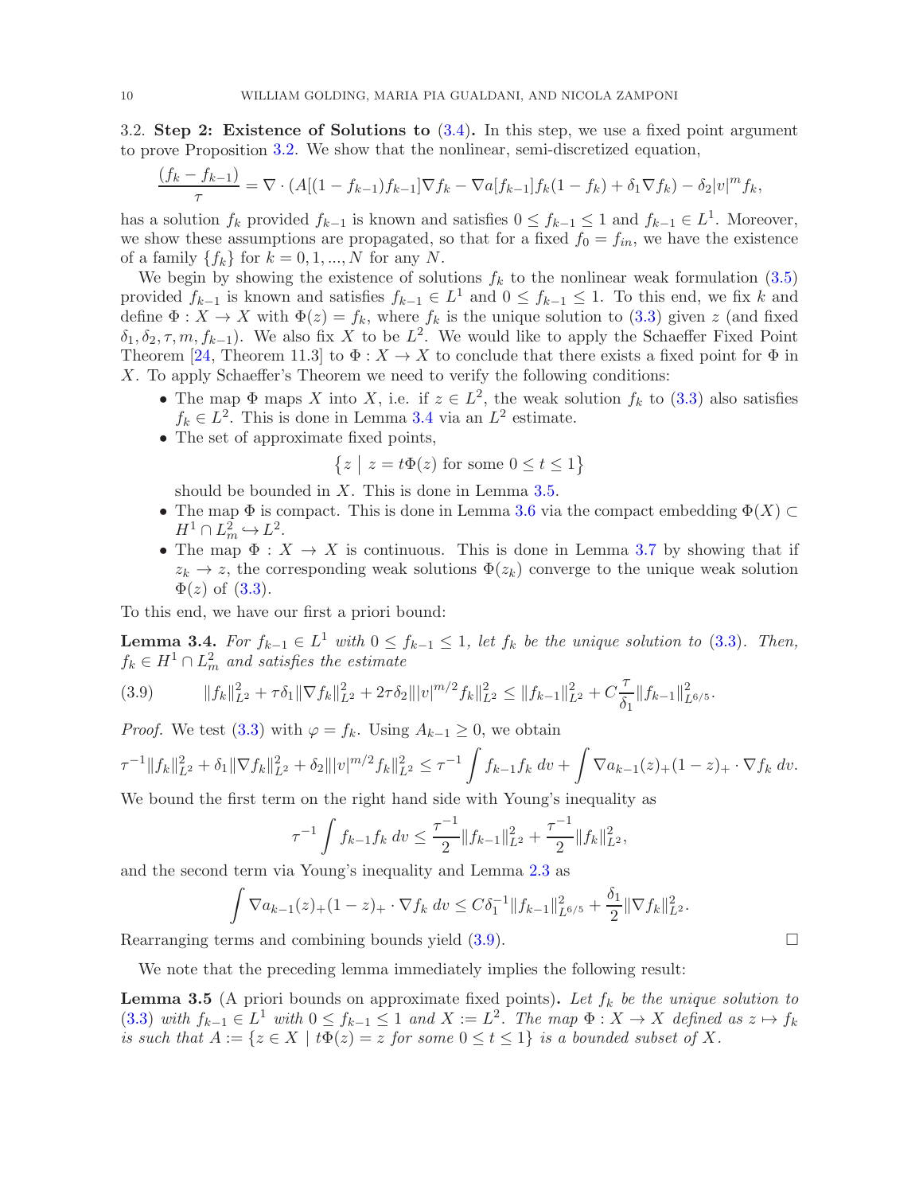### 3.2. Step 2: Existence of Solutions to (3.4).

In this step, we use a fixed point argument to prove Proposition 3.2. We show that the nonlinear, semi-discretized equation,

$$\frac{(f_k - f_{k-1})}{\tau} = \nabla \cdot (A[(1-f_{k-1})f_{k-1}]\nabla f_k - \nabla a[f_{k-1}]f_k(1-f_k) + \delta_1 \nabla f_k) - \delta_2 |v|^m f_k,$$

has a solution $f_k$ provided $f_{k-1}$ is known and satisfies $0 \le f_{k-1} \le 1$ and $f_{k-1} \in L^1$. Moreover, we show these assumptions are propagated, so that for a fixed $f_0 = f_{in}$, we have the existence of a family $\{f_k\}$ for $k = 0, 1, ..., N$ for any $N$.

We begin by showing the existence of solutions $f_k$ to the nonlinear weak formulation (3.5) provided $f_{k-1}$ is known and satisfies $f_{k-1} \in L^1$ and $0 \le f_{k-1} \le 1$. To this end, we fix $k$ and define $\Phi : X \to X$ with $\Phi(z) = f_k$, where $f_k$ is the unique solution to (3.3) given $z$ (and fixed $\delta_1, \delta_2, \tau, m, f_{k-1}$). We also fix $X$ to be $L^2$. We would like to apply the Schaeffer Fixed Point Theorem [24, Theorem 11.3] to $\Phi : X \to X$ to conclude that there exists a fixed point for $\Phi$ in $X$. To apply Schaeffer's Theorem we need to verify the following conditions:

- The map $\Phi$ maps $X$ into $X$, i.e. if $z \in L^2$, the weak solution $f_k$ to (3.3) also satisfies $f_k \in L^2$. This is done in Lemma 3.4 via an $L^2$ estimate.
- The set of approximate fixed points,
  $$\{z \mid z = t\Phi(z) \text{ for some } 0 \le t \le 1\}$$
  should be bounded in $X$. This is done in Lemma 3.5.
- The map $\Phi$ is compact. This is done in Lemma 3.6 via the compact embedding $\Phi(X) \subset H^1 \cap L^2_m \hookrightarrow L^2$.
- The map $\Phi : X \to X$ is continuous. This is done in Lemma 3.7 by showing that if $z_k \to z$, the corresponding weak solutions $\Phi(z_k)$ converge to the unique weak solution $\Phi(z)$ of (3.3).

To this end, we have our first a priori bound:

**Lemma 3.4.** *For $f_{k-1} \in L^1$ with $0 \le f_{k-1} \le 1$, let $f_k$ be the unique solution to (3.3). Then, $f_k \in H^1 \cap L^2_m$ and satisfies the estimate*

$$\|f_k\|_{L^2}^2 + \tau\delta_1 \|\nabla f_k\|_{L^2}^2 + 2\tau\delta_2 \||v|^{m/2} f_k\|_{L^2}^2 \le \|f_{k-1}\|_{L^2}^2 + C\frac{\tau}{\delta_1}\|f_{k-1}\|_{L^{6/5}}^2. \tag{3.9}$$

*Proof.* We test (3.3) with $\varphi = f_k$. Using $A_{k-1} \ge 0$, we obtain

$$\tau^{-1}\|f_k\|_{L^2}^2 + \delta_1 \|\nabla f_k\|_{L^2}^2 + \delta_2 \||v|^{m/2} f_k\|_{L^2}^2 \le \tau^{-1} \int f_{k-1} f_k \, dv + \int \nabla a_{k-1}(z)_+(1-z)_+ \cdot \nabla f_k \, dv.$$

We bound the first term on the right hand side with Young's inequality as

$$\tau^{-1} \int f_{k-1} f_k \, dv \le \frac{\tau^{-1}}{2}\|f_{k-1}\|_{L^2}^2 + \frac{\tau^{-1}}{2}\|f_k\|_{L^2}^2,$$

and the second term via Young's inequality and Lemma 2.3 as

$$\int \nabla a_{k-1}(z)_+(1-z)_+ \cdot \nabla f_k \, dv \le C\delta_1^{-1}\|f_{k-1}\|_{L^{6/5}}^2 + \frac{\delta_1}{2}\|\nabla f_k\|_{L^2}^2.$$

Rearranging terms and combining bounds yield (3.9). $\square$

We note that the preceding lemma immediately implies the following result:

**Lemma 3.5** (A priori bounds on approximate fixed points)**.** *Let $f_k$ be the unique solution to (3.3) with $f_{k-1} \in L^1$ with $0 \le f_{k-1} \le 1$ and $X := L^2$. The map $\Phi : X \to X$ defined as $z \mapsto f_k$ is such that $A := \{z \in X \mid t\Phi(z) = z \text{ for some } 0 \le t \le 1\}$ is a bounded subset of $X$.*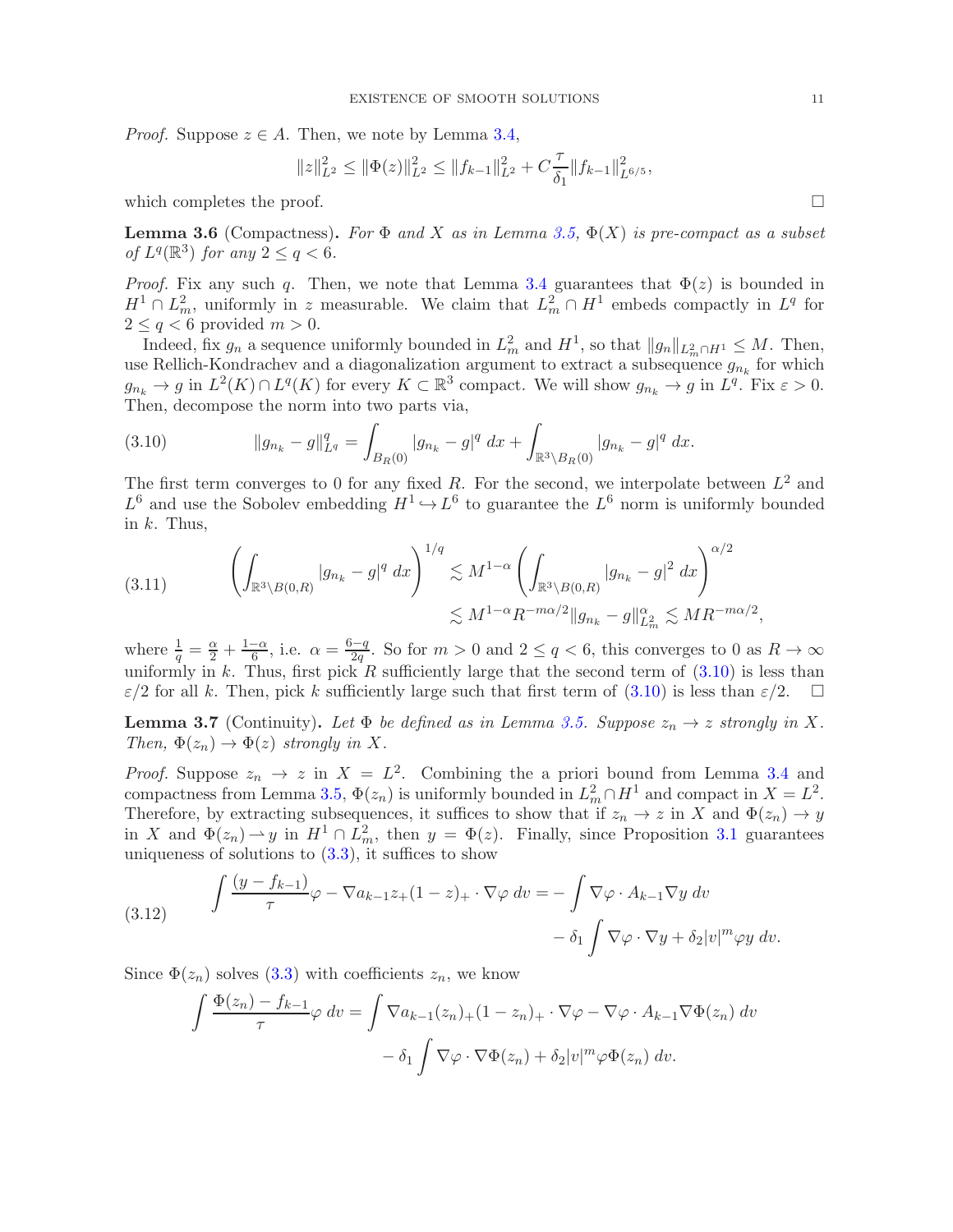*Proof.* Suppose $z \in A$. Then, we note by Lemma 3.4,

$$\|z\|_{L^2}^2 \leq \|\Phi(z)\|_{L^2}^2 \leq \|f_{k-1}\|_{L^2}^2 + C\frac{\tau}{\delta_1}\|f_{k-1}\|_{L^{6/5}}^2,$$

which completes the proof. $\square$

**Lemma 3.6** (Compactness)**.** *For $\Phi$ and $X$ as in Lemma 3.5, $\Phi(X)$ is pre-compact as a subset of $L^q(\mathbb{R}^3)$ for any $2 \leq q < 6$.*

*Proof.* Fix any such $q$. Then, we note that Lemma 3.4 guarantees that $\Phi(z)$ is bounded in $H^1 \cap L^2_m$, uniformly in $z$ measurable. We claim that $L^2_m \cap H^1$ embeds compactly in $L^q$ for $2 \leq q < 6$ provided $m > 0$.

Indeed, fix $g_n$ a sequence uniformly bounded in $L^2_m$ and $H^1$, so that $\|g_n\|_{L^2_m \cap H^1} \leq M$. Then, use Rellich-Kondrachev and a diagonalization argument to extract a subsequence $g_{n_k}$ for which $g_{n_k} \to g$ in $L^2(K) \cap L^q(K)$ for every $K \subset \mathbb{R}^3$ compact. We will show $g_{n_k} \to g$ in $L^q$. Fix $\varepsilon > 0$. Then, decompose the norm into two parts via,

$$\|g_{n_k} - g\|_{L^q}^q = \int_{B_R(0)} |g_{n_k} - g|^q \, dx + \int_{\mathbb{R}^3 \setminus B_R(0)} |g_{n_k} - g|^q \, dx. \tag{3.10}$$

The first term converges to 0 for any fixed $R$. For the second, we interpolate between $L^2$ and $L^6$ and use the Sobolev embedding $H^1 \hookrightarrow L^6$ to guarantee the $L^6$ norm is uniformly bounded in $k$. Thus,

$$\begin{aligned}\left(\int_{\mathbb{R}^3 \setminus B(0,R)} |g_{n_k} - g|^q \, dx\right)^{1/q} &\lesssim M^{1-\alpha}\left(\int_{\mathbb{R}^3 \setminus B(0,R)} |g_{n_k} - g|^2 \, dx\right)^{\alpha/2} \\ &\lesssim M^{1-\alpha} R^{-m\alpha/2} \|g_{n_k} - g\|_{L^2_m}^{\alpha} \lesssim M R^{-m\alpha/2},\end{aligned} \tag{3.11}$$

where $\frac{1}{q} = \frac{\alpha}{2} + \frac{1-\alpha}{6}$, i.e. $\alpha = \frac{6-q}{2q}$. So for $m > 0$ and $2 \leq q < 6$, this converges to 0 as $R \to \infty$ uniformly in $k$. Thus, first pick $R$ sufficiently large that the second term of (3.10) is less than $\varepsilon/2$ for all $k$. Then, pick $k$ sufficiently large such that first term of (3.10) is less than $\varepsilon/2$. $\square$

**Lemma 3.7** (Continuity)**.** *Let $\Phi$ be defined as in Lemma 3.5. Suppose $z_n \to z$ strongly in $X$. Then, $\Phi(z_n) \to \Phi(z)$ strongly in $X$.*

*Proof.* Suppose $z_n \to z$ in $X = L^2$. Combining the a priori bound from Lemma 3.4 and compactness from Lemma 3.5, $\Phi(z_n)$ is uniformly bounded in $L^2_m \cap H^1$ and compact in $X = L^2$. Therefore, by extracting subsequences, it suffices to show that if $z_n \to z$ in $X$ and $\Phi(z_n) \to y$ in $X$ and $\Phi(z_n) \rightharpoonup y$ in $H^1 \cap L^2_m$, then $y = \Phi(z)$. Finally, since Proposition 3.1 guarantees uniqueness of solutions to (3.3), it suffices to show

$$\begin{aligned}\int \frac{(y - f_{k-1})}{\tau}\varphi - \nabla a_{k-1} z_+(1-z)_+ \cdot \nabla\varphi \, dv = &- \int \nabla\varphi \cdot A_{k-1}\nabla y \, dv \\ &- \delta_1 \int \nabla\varphi \cdot \nabla y + \delta_2 |v|^m \varphi y \, dv.\end{aligned} \tag{3.12}$$

Since $\Phi(z_n)$ solves (3.3) with coefficients $z_n$, we know

$$\begin{aligned}\int \frac{\Phi(z_n) - f_{k-1}}{\tau}\varphi \, dv = &\int \nabla a_{k-1}(z_n)_+(1-z_n)_+ \cdot \nabla\varphi - \nabla\varphi \cdot A_{k-1}\nabla\Phi(z_n) \, dv \\ &- \delta_1 \int \nabla\varphi \cdot \nabla\Phi(z_n) + \delta_2 |v|^m \varphi \Phi(z_n) \, dv.\end{aligned}$$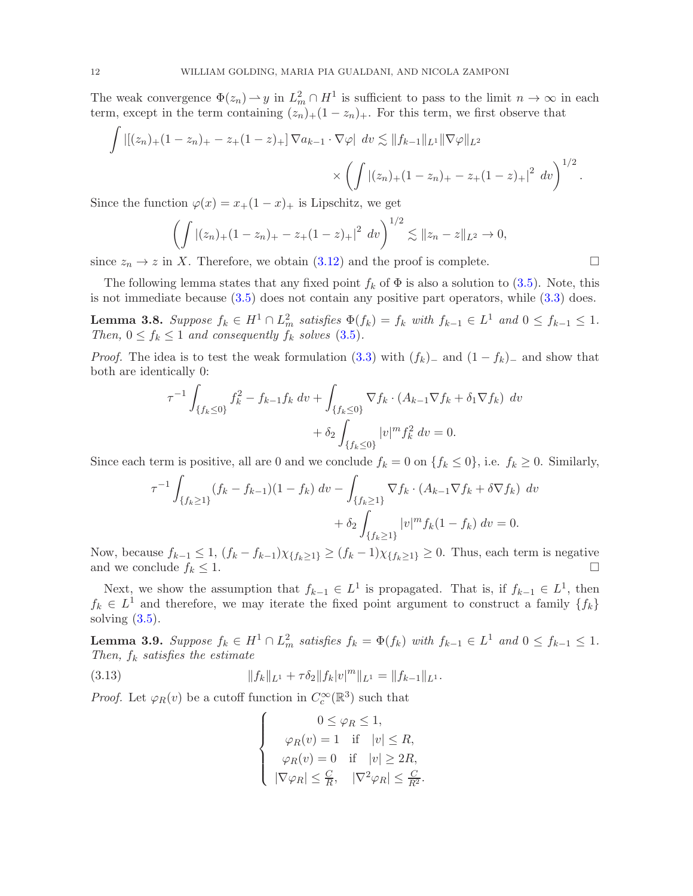The weak convergence $\Phi(z_n) \rightharpoonup y$ in $L^2_m \cap H^1$ is sufficient to pass to the limit $n \to \infty$ in each term, except in the term containing $(z_n)_+(1-z_n)_+$. For this term, we first observe that

$$\int |[(z_n)_+(1-z_n)_+ - z_+(1-z)_+]\, \nabla a_{k-1} \cdot \nabla \varphi| \; dv \lesssim \|f_{k-1}\|_{L^1} \|\nabla \varphi\|_{L^2} \times \left( \int |(z_n)_+(1-z_n)_+ - z_+(1-z)_+|^2 \; dv \right)^{1/2}.$$

Since the function $\varphi(x) = x_+(1-x)_+$ is Lipschitz, we get

$$\left( \int |(z_n)_+(1-z_n)_+ - z_+(1-z)_+|^2 \; dv \right)^{1/2} \lesssim \|z_n - z\|_{L^2} \to 0,$$

since $z_n \to z$ in $X$. Therefore, we obtain (3.12) and the proof is complete. □

The following lemma states that any fixed point $f_k$ of $\Phi$ is also a solution to (3.5). Note, this is not immediate because (3.5) does not contain any positive part operators, while (3.3) does.

**Lemma 3.8.** *Suppose $f_k \in H^1 \cap L^2_m$ satisfies $\Phi(f_k) = f_k$ with $f_{k-1} \in L^1$ and $0 \le f_{k-1} \le 1$. Then, $0 \le f_k \le 1$ and consequently $f_k$ solves (3.5).*

*Proof.* The idea is to test the weak formulation (3.3) with $(f_k)_-$ and $(1-f_k)_-$ and show that both are identically 0:

$$\tau^{-1} \int_{\{f_k \le 0\}} f_k^2 - f_{k-1} f_k \; dv + \int_{\{f_k \le 0\}} \nabla f_k \cdot (A_{k-1} \nabla f_k + \delta_1 \nabla f_k) \; dv + \delta_2 \int_{\{f_k \le 0\}} |v|^m f_k^2 \; dv = 0.$$

Since each term is positive, all are 0 and we conclude $f_k = 0$ on $\{f_k \le 0\}$, i.e. $f_k \ge 0$. Similarly,

$$\tau^{-1} \int_{\{f_k \ge 1\}} (f_k - f_{k-1})(1 - f_k) \; dv - \int_{\{f_k \ge 1\}} \nabla f_k \cdot (A_{k-1} \nabla f_k + \delta \nabla f_k) \; dv + \delta_2 \int_{\{f_k \ge 1\}} |v|^m f_k (1 - f_k) \; dv = 0.$$

Now, because $f_{k-1} \le 1$, $(f_k - f_{k-1})\chi_{\{f_k \ge 1\}} \ge (f_k - 1)\chi_{\{f_k \ge 1\}} \ge 0$. Thus, each term is negative and we conclude $f_k \le 1$. □

Next, we show the assumption that $f_{k-1} \in L^1$ is propagated. That is, if $f_{k-1} \in L^1$, then $f_k \in L^1$ and therefore, we may iterate the fixed point argument to construct a family $\{f_k\}$ solving (3.5).

**Lemma 3.9.** *Suppose $f_k \in H^1 \cap L^2_m$ satisfies $f_k = \Phi(f_k)$ with $f_{k-1} \in L^1$ and $0 \le f_{k-1} \le 1$. Then, $f_k$ satisfies the estimate*

$$\|f_k\|_{L^1} + \tau \delta_2 \|f_k |v|^m\|_{L^1} = \|f_{k-1}\|_{L^1}. \tag{3.13}$$

*Proof.* Let $\varphi_R(v)$ be a cutoff function in $C_c^\infty(\mathbb{R}^3)$ such that

$$\begin{cases} 0 \le \varphi_R \le 1, \\ \varphi_R(v) = 1 \quad \text{if} \quad |v| \le R, \\ \varphi_R(v) = 0 \quad \text{if} \quad |v| \ge 2R, \\ |\nabla \varphi_R| \le \frac{C}{R}, \quad |\nabla^2 \varphi_R| \le \frac{C}{R^2}. \end{cases}$$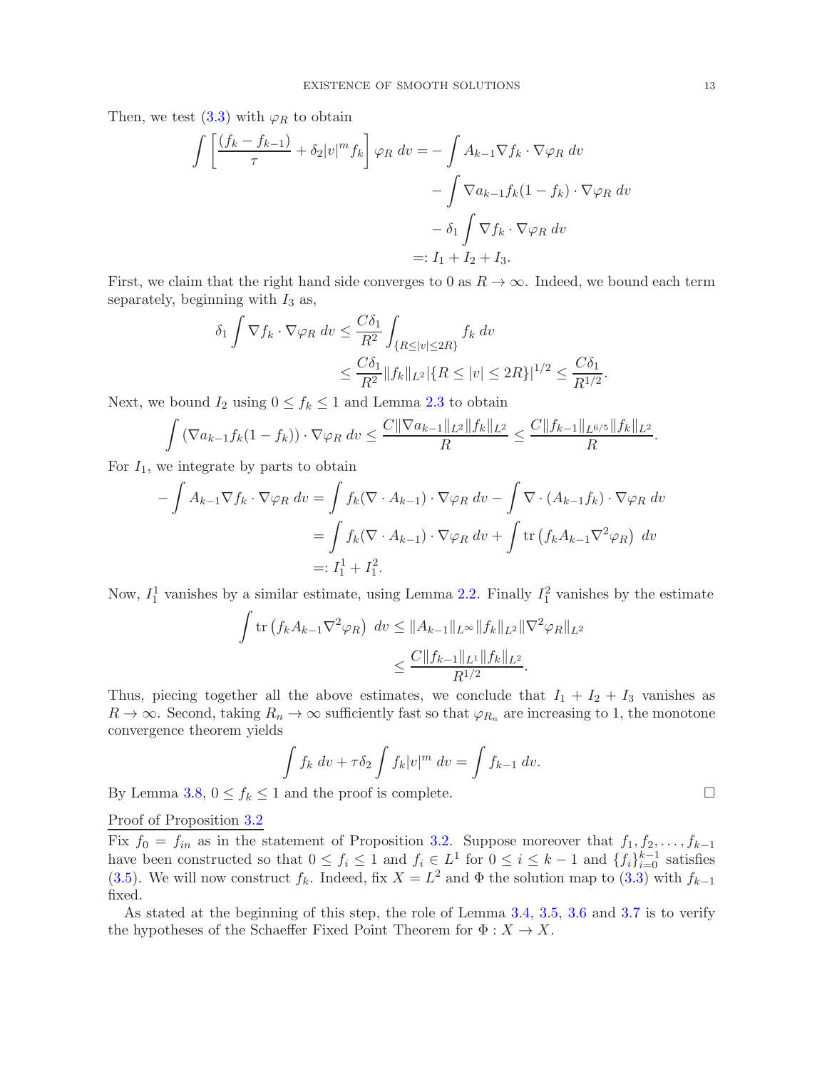Then, we test (3.3) with $\varphi_R$ to obtain

$$
\begin{aligned}
\int \left[ \frac{(f_k - f_{k-1})}{\tau} + \delta_2 |v|^m f_k \right] \varphi_R \, dv = & - \int A_{k-1} \nabla f_k \cdot \nabla \varphi_R \, dv \\
& - \int \nabla a_{k-1} f_k (1 - f_k) \cdot \nabla \varphi_R \, dv \\
& - \delta_1 \int \nabla f_k \cdot \nabla \varphi_R \, dv \\
=: & \; I_1 + I_2 + I_3.
\end{aligned}
$$

First, we claim that the right hand side converges to 0 as $R \to \infty$. Indeed, we bound each term separately, beginning with $I_3$ as,

$$
\begin{aligned}
\delta_1 \int \nabla f_k \cdot \nabla \varphi_R \, dv &\leq \frac{C \delta_1}{R^2} \int_{\{R \leq |v| \leq 2R\}} f_k \, dv \\
&\leq \frac{C \delta_1}{R^2} \|f_k\|_{L^2} |\{R \leq |v| \leq 2R\}|^{1/2} \leq \frac{C \delta_1}{R^{1/2}}.
\end{aligned}
$$

Next, we bound $I_2$ using $0 \leq f_k \leq 1$ and Lemma 2.3 to obtain

$$
\int (\nabla a_{k-1} f_k (1 - f_k)) \cdot \nabla \varphi_R \, dv \leq \frac{C \|\nabla a_{k-1}\|_{L^2} \|f_k\|_{L^2}}{R} \leq \frac{C \|f_{k-1}\|_{L^{6/5}} \|f_k\|_{L^2}}{R}.
$$

For $I_1$, we integrate by parts to obtain

$$
\begin{aligned}
- \int A_{k-1} \nabla f_k \cdot \nabla \varphi_R \, dv &= \int f_k (\nabla \cdot A_{k-1}) \cdot \nabla \varphi_R \, dv - \int \nabla \cdot (A_{k-1} f_k) \cdot \nabla \varphi_R \, dv \\
&= \int f_k (\nabla \cdot A_{k-1}) \cdot \nabla \varphi_R \, dv + \int \operatorname{tr} \left( f_k A_{k-1} \nabla^2 \varphi_R \right) \, dv \\
&=: I_1^1 + I_1^2.
\end{aligned}
$$

Now, $I_1^1$ vanishes by a similar estimate, using Lemma 2.2. Finally $I_1^2$ vanishes by the estimate

$$
\begin{aligned}
\int \operatorname{tr} \left( f_k A_{k-1} \nabla^2 \varphi_R \right) \, dv &\leq \|A_{k-1}\|_{L^\infty} \|f_k\|_{L^2} \|\nabla^2 \varphi_R\|_{L^2} \\
&\leq \frac{C \|f_{k-1}\|_{L^1} \|f_k\|_{L^2}}{R^{1/2}}.
\end{aligned}
$$

Thus, piecing together all the above estimates, we conclude that $I_1 + I_2 + I_3$ vanishes as $R \to \infty$. Second, taking $R_n \to \infty$ sufficiently fast so that $\varphi_{R_n}$ are increasing to 1, the monotone convergence theorem yields

$$
\int f_k \, dv + \tau \delta_2 \int f_k |v|^m \, dv = \int f_{k-1} \, dv.
$$

By Lemma 3.8, $0 \leq f_k \leq 1$ and the proof is complete. $\square$

Proof of Proposition 3.2

Fix $f_0 = f_{in}$ as in the statement of Proposition 3.2. Suppose moreover that $f_1, f_2, \ldots, f_{k-1}$ have been constructed so that $0 \leq f_i \leq 1$ and $f_i \in L^1$ for $0 \leq i \leq k-1$ and $\{f_i\}_{i=0}^{k-1}$ satisfies (3.5). We will now construct $f_k$. Indeed, fix $X = L^2$ and $\Phi$ the solution map to (3.3) with $f_{k-1}$ fixed.

As stated at the beginning of this step, the role of Lemma 3.4, 3.5, 3.6 and 3.7 is to verify the hypotheses of the Schaeffer Fixed Point Theorem for $\Phi : X \to X$.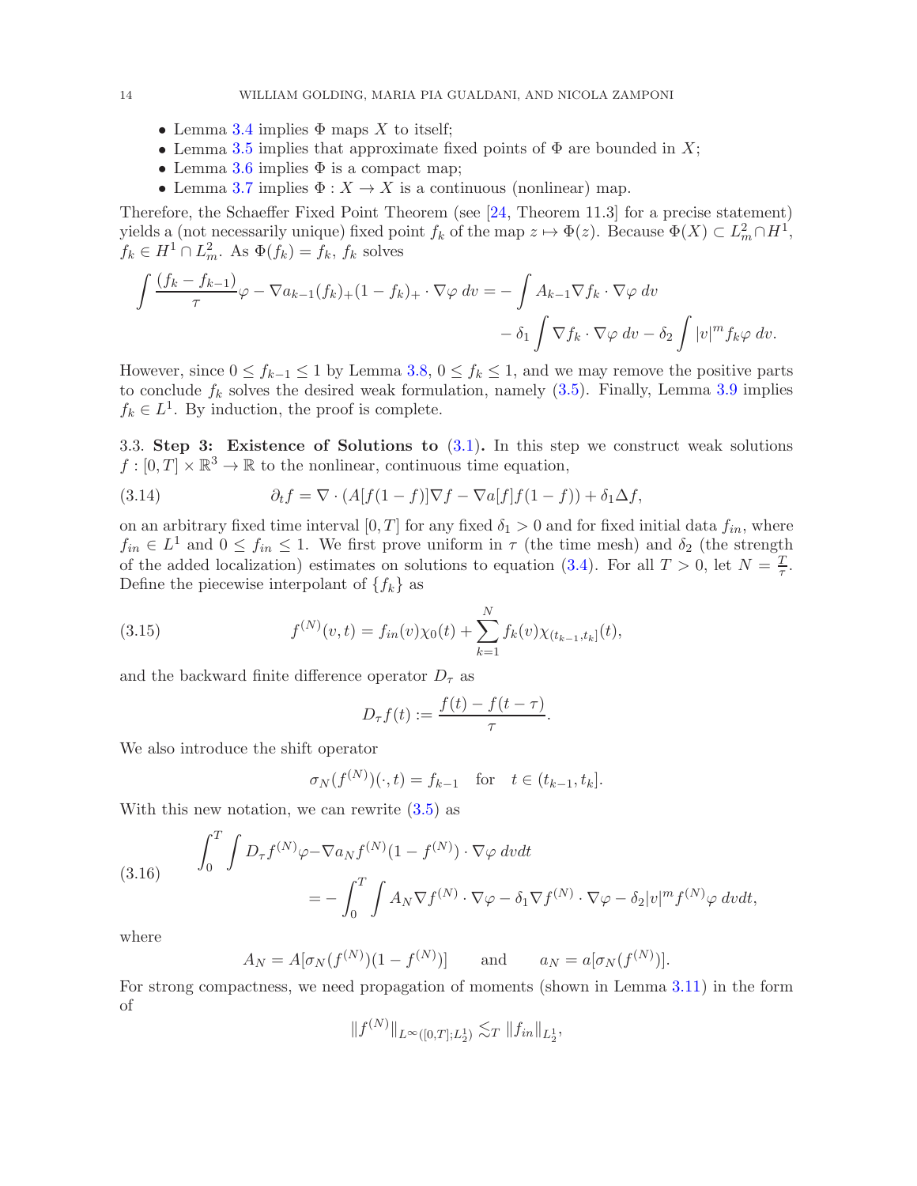- Lemma 3.4 implies $\Phi$ maps $X$ to itself;
- Lemma 3.5 implies that approximate fixed points of $\Phi$ are bounded in $X$;
- Lemma 3.6 implies $\Phi$ is a compact map;
- Lemma 3.7 implies $\Phi : X \to X$ is a continuous (nonlinear) map.

Therefore, the Schaeffer Fixed Point Theorem (see [24, Theorem 11.3] for a precise statement) yields a (not necessarily unique) fixed point $f_k$ of the map $z \mapsto \Phi(z)$. Because $\Phi(X) \subset L^2_m \cap H^1$, $f_k \in H^1 \cap L^2_m$. As $\Phi(f_k) = f_k$, $f_k$ solves

$$
\begin{aligned}
\int \frac{(f_k - f_{k-1})}{\tau}\varphi - \nabla a_{k-1}(f_k)_+(1-f_k)_+ \cdot \nabla\varphi \, dv = &- \int A_{k-1}\nabla f_k \cdot \nabla \varphi \, dv \\
&- \delta_1 \int \nabla f_k \cdot \nabla\varphi \, dv - \delta_2 \int |v|^m f_k \varphi \, dv.
\end{aligned}
$$

However, since $0 \leq f_{k-1} \leq 1$ by Lemma 3.8, $0 \leq f_k \leq 1$, and we may remove the positive parts to conclude $f_k$ solves the desired weak formulation, namely (3.5). Finally, Lemma 3.9 implies $f_k \in L^1$. By induction, the proof is complete.

3.3. **Step 3: Existence of Solutions to (3.1).** In this step we construct weak solutions $f : [0,T] \times \mathbb{R}^3 \to \mathbb{R}$ to the nonlinear, continuous time equation,

$$
\partial_t f = \nabla \cdot (A[f(1-f)]\nabla f - \nabla a[f] f(1-f)) + \delta_1 \Delta f, \tag{3.14}
$$

on an arbitrary fixed time interval $[0,T]$ for any fixed $\delta_1 > 0$ and for fixed initial data $f_{in}$, where $f_{in} \in L^1$ and $0 \leq f_{in} \leq 1$. We first prove uniform in $\tau$ (the time mesh) and $\delta_2$ (the strength of the added localization) estimates on solutions to equation (3.4). For all $T > 0$, let $N = \frac{T}{\tau}$. Define the piecewise interpolant of $\{f_k\}$ as

$$
f^{(N)}(v,t) = f_{in}(v)\chi_0(t) + \sum_{k=1}^{N} f_k(v)\chi_{(t_{k-1},t_k]}(t), \tag{3.15}
$$

and the backward finite difference operator $D_\tau$ as

$$
D_\tau f(t) := \frac{f(t) - f(t-\tau)}{\tau}.
$$

We also introduce the shift operator

$$
\sigma_N(f^{(N)})(\cdot, t) = f_{k-1} \quad \text{for} \quad t \in (t_{k-1}, t_k].
$$

With this new notation, we can rewrite (3.5) as

$$
\begin{aligned}
\int_0^T \int D_\tau f^{(N)}\varphi - &\nabla a_N f^{(N)}(1-f^{(N)}) \cdot \nabla\varphi \, dv dt \\
&= - \int_0^T \int A_N \nabla f^{(N)} \cdot \nabla\varphi - \delta_1 \nabla f^{(N)} \cdot \nabla\varphi - \delta_2 |v|^m f^{(N)}\varphi \, dv dt,
\end{aligned} \tag{3.16}
$$

where

$$
A_N = A[\sigma_N(f^{(N)})(1-f^{(N)})] \qquad \text{and} \qquad a_N = a[\sigma_N(f^{(N)})].
$$

For strong compactness, we need propagation of moments (shown in Lemma 3.11) in the form of

$$
\|f^{(N)}\|_{L^\infty([0,T];L^1_2)} \lesssim_T \|f_{in}\|_{L^1_2},
$$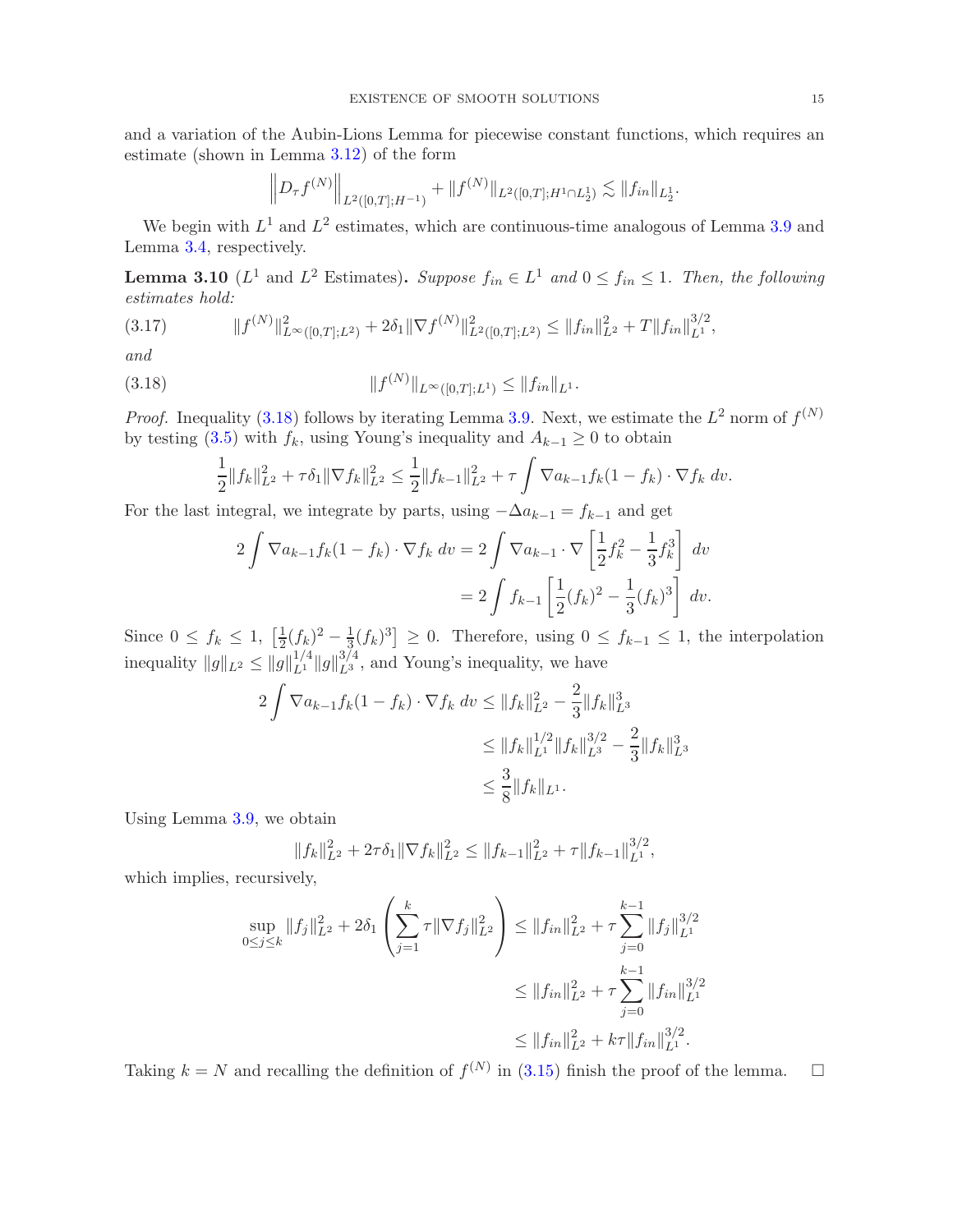and a variation of the Aubin-Lions Lemma for piecewise constant functions, which requires an estimate (shown in Lemma 3.12) of the form

$$\left\|D_\tau f^{(N)}\right\|_{L^2([0,T];H^{-1})} + \|f^{(N)}\|_{L^2([0,T];H^1\cap L^1_2)} \lesssim \|f_{in}\|_{L^1_2}.$$

We begin with $L^1$ and $L^2$ estimates, which are continuous-time analogous of Lemma 3.9 and Lemma 3.4, respectively.

**Lemma 3.10** ($L^1$ and $L^2$ Estimates). *Suppose $f_{in} \in L^1$ and $0 \leq f_{in} \leq 1$. Then, the following estimates hold:*

$$\|f^{(N)}\|^2_{L^\infty([0,T];L^2)} + 2\delta_1 \|\nabla f^{(N)}\|^2_{L^2([0,T];L^2)} \leq \|f_{in}\|^2_{L^2} + T\|f_{in}\|^{3/2}_{L^1}, \tag{3.17}$$

*and*

$$\|f^{(N)}\|_{L^\infty([0,T];L^1)} \leq \|f_{in}\|_{L^1}. \tag{3.18}$$

*Proof.* Inequality (3.18) follows by iterating Lemma 3.9. Next, we estimate the $L^2$ norm of $f^{(N)}$ by testing (3.5) with $f_k$, using Young's inequality and $A_{k-1} \geq 0$ to obtain

$$\frac{1}{2}\|f_k\|^2_{L^2} + \tau\delta_1\|\nabla f_k\|^2_{L^2} \leq \frac{1}{2}\|f_{k-1}\|^2_{L^2} + \tau \int \nabla a_{k-1} f_k(1-f_k)\cdot \nabla f_k \, dv.$$

For the last integral, we integrate by parts, using $-\Delta a_{k-1} = f_{k-1}$ and get

$$\begin{aligned} 2\int \nabla a_{k-1} f_k(1-f_k)\cdot\nabla f_k \, dv &= 2\int \nabla a_{k-1}\cdot\nabla\left[\frac{1}{2}f_k^2 - \frac{1}{3}f_k^3\right] dv \\ &= 2\int f_{k-1}\left[\frac{1}{2}(f_k)^2 - \frac{1}{3}(f_k)^3\right] dv. \end{aligned}$$

Since $0 \leq f_k \leq 1$, $\left[\frac{1}{2}(f_k)^2 - \frac{1}{3}(f_k)^3\right] \geq 0$. Therefore, using $0 \leq f_{k-1} \leq 1$, the interpolation inequality $\|g\|_{L^2} \leq \|g\|^{1/4}_{L^1}\|g\|^{3/4}_{L^3}$, and Young's inequality, we have

$$\begin{aligned} 2\int \nabla a_{k-1} f_k(1-f_k)\cdot\nabla f_k \, dv &\leq \|f_k\|^2_{L^2} - \frac{2}{3}\|f_k\|^3_{L^3} \\ &\leq \|f_k\|^{1/2}_{L^1}\|f_k\|^{3/2}_{L^3} - \frac{2}{3}\|f_k\|^3_{L^3} \\ &\leq \frac{3}{8}\|f_k\|_{L^1}. \end{aligned}$$

Using Lemma 3.9, we obtain

$$\|f_k\|^2_{L^2} + 2\tau\delta_1\|\nabla f_k\|^2_{L^2} \leq \|f_{k-1}\|^2_{L^2} + \tau\|f_{k-1}\|^{3/2}_{L^1},$$

which implies, recursively,

$$\begin{aligned} \sup_{0\leq j\leq k}\|f_j\|^2_{L^2} + 2\delta_1\left(\sum_{j=1}^k \tau\|\nabla f_j\|^2_{L^2}\right) &\leq \|f_{in}\|^2_{L^2} + \tau\sum_{j=0}^{k-1}\|f_j\|^{3/2}_{L^1} \\ &\leq \|f_{in}\|^2_{L^2} + \tau\sum_{j=0}^{k-1}\|f_{in}\|^{3/2}_{L^1} \\ &\leq \|f_{in}\|^2_{L^2} + k\tau\|f_{in}\|^{3/2}_{L^1}. \end{aligned}$$

Taking $k = N$ and recalling the definition of $f^{(N)}$ in (3.15) finish the proof of the lemma. □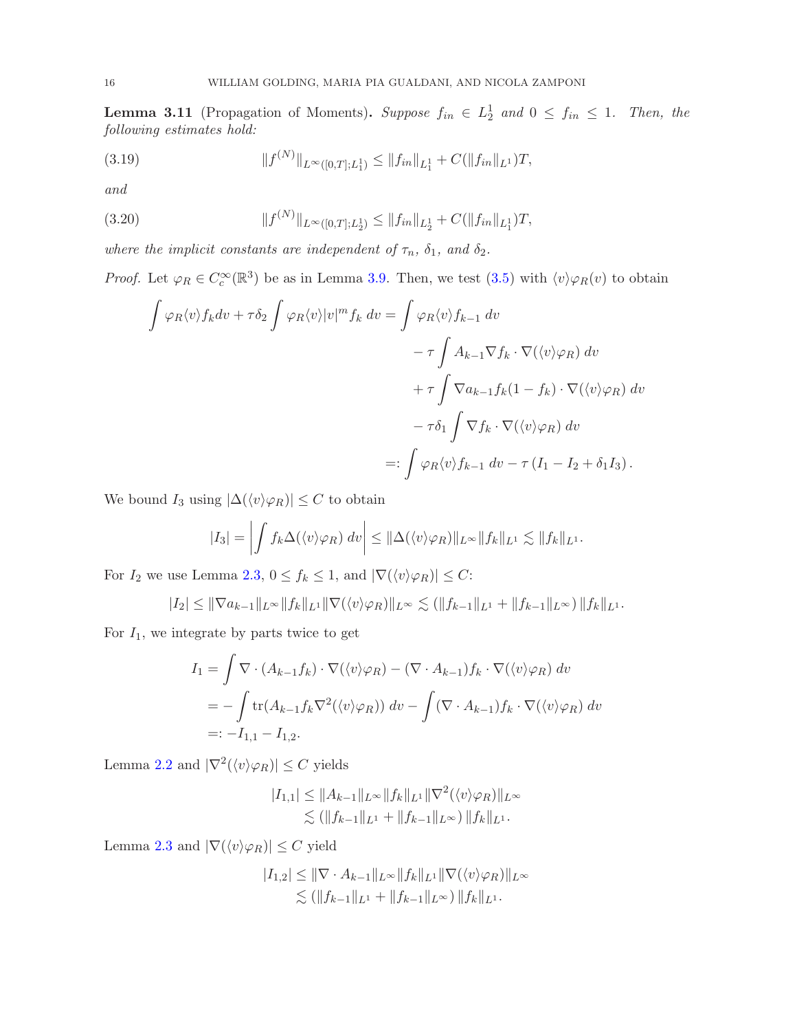**Lemma 3.11** (Propagation of Moments)**.** *Suppose $f_{in} \in L^1_2$ and $0 \le f_{in} \le 1$. Then, the following estimates hold:*

$$\|f^{(N)}\|_{L^\infty([0,T];L^1_1)} \le \|f_{in}\|_{L^1_1} + C(\|f_{in}\|_{L^1})T, \tag{3.19}$$

*and*

$$\|f^{(N)}\|_{L^\infty([0,T];L^1_2)} \le \|f_{in}\|_{L^1_2} + C(\|f_{in}\|_{L^1_1})T, \tag{3.20}$$

*where the implicit constants are independent of $\tau_n$, $\delta_1$, and $\delta_2$.*

*Proof.* Let $\varphi_R \in C_c^\infty(\mathbb{R}^3)$ be as in Lemma 3.9. Then, we test (3.5) with $\langle v\rangle\varphi_R(v)$ to obtain

$$\begin{aligned}
\int \varphi_R\langle v\rangle f_k dv + \tau\delta_2\int \varphi_R\langle v\rangle |v|^m f_k\, dv &= \int \varphi_R\langle v\rangle f_{k-1}\, dv \\
&\quad - \tau\int A_{k-1}\nabla f_k\cdot\nabla(\langle v\rangle\varphi_R)\, dv \\
&\quad + \tau\int \nabla a_{k-1} f_k(1-f_k)\cdot\nabla(\langle v\rangle\varphi_R)\, dv \\
&\quad - \tau\delta_1\int \nabla f_k\cdot\nabla(\langle v\rangle\varphi_R)\, dv \\
&=: \int \varphi_R\langle v\rangle f_{k-1}\, dv - \tau\left(I_1 - I_2 + \delta_1 I_3\right).
\end{aligned}$$

We bound $I_3$ using $|\Delta(\langle v\rangle\varphi_R)| \le C$ to obtain

$$|I_3| = \left|\int f_k\Delta(\langle v\rangle\varphi_R)\, dv\right| \le \|\Delta(\langle v\rangle\varphi_R)\|_{L^\infty}\|f_k\|_{L^1} \lesssim \|f_k\|_{L^1}.$$

For $I_2$ we use Lemma 2.3, $0 \le f_k \le 1$, and $|\nabla(\langle v\rangle\varphi_R)| \le C$:

$$|I_2| \le \|\nabla a_{k-1}\|_{L^\infty}\|f_k\|_{L^1}\|\nabla(\langle v\rangle\varphi_R)\|_{L^\infty} \lesssim \left(\|f_{k-1}\|_{L^1} + \|f_{k-1}\|_{L^\infty}\right)\|f_k\|_{L^1}.$$

For $I_1$, we integrate by parts twice to get

$$\begin{aligned}
I_1 &= \int \nabla\cdot(A_{k-1}f_k)\cdot\nabla(\langle v\rangle\varphi_R) - (\nabla\cdot A_{k-1})f_k\cdot\nabla(\langle v\rangle\varphi_R)\, dv \\
&= -\int \operatorname{tr}(A_{k-1}f_k\nabla^2(\langle v\rangle\varphi_R))\, dv - \int(\nabla\cdot A_{k-1})f_k\cdot\nabla(\langle v\rangle\varphi_R)\, dv \\
&=: -I_{1,1} - I_{1,2}.
\end{aligned}$$

Lemma 2.2 and $|\nabla^2(\langle v\rangle\varphi_R)| \le C$ yields

$$\begin{aligned}
|I_{1,1}| &\le \|A_{k-1}\|_{L^\infty}\|f_k\|_{L^1}\|\nabla^2(\langle v\rangle\varphi_R)\|_{L^\infty} \\
&\lesssim \left(\|f_{k-1}\|_{L^1} + \|f_{k-1}\|_{L^\infty}\right)\|f_k\|_{L^1}.
\end{aligned}$$

Lemma 2.3 and $|\nabla(\langle v\rangle\varphi_R)| \le C$ yield

$$\begin{aligned}
|I_{1,2}| &\le \|\nabla\cdot A_{k-1}\|_{L^\infty}\|f_k\|_{L^1}\|\nabla(\langle v\rangle\varphi_R)\|_{L^\infty} \\
&\lesssim \left(\|f_{k-1}\|_{L^1} + \|f_{k-1}\|_{L^\infty}\right)\|f_k\|_{L^1}.
\end{aligned}$$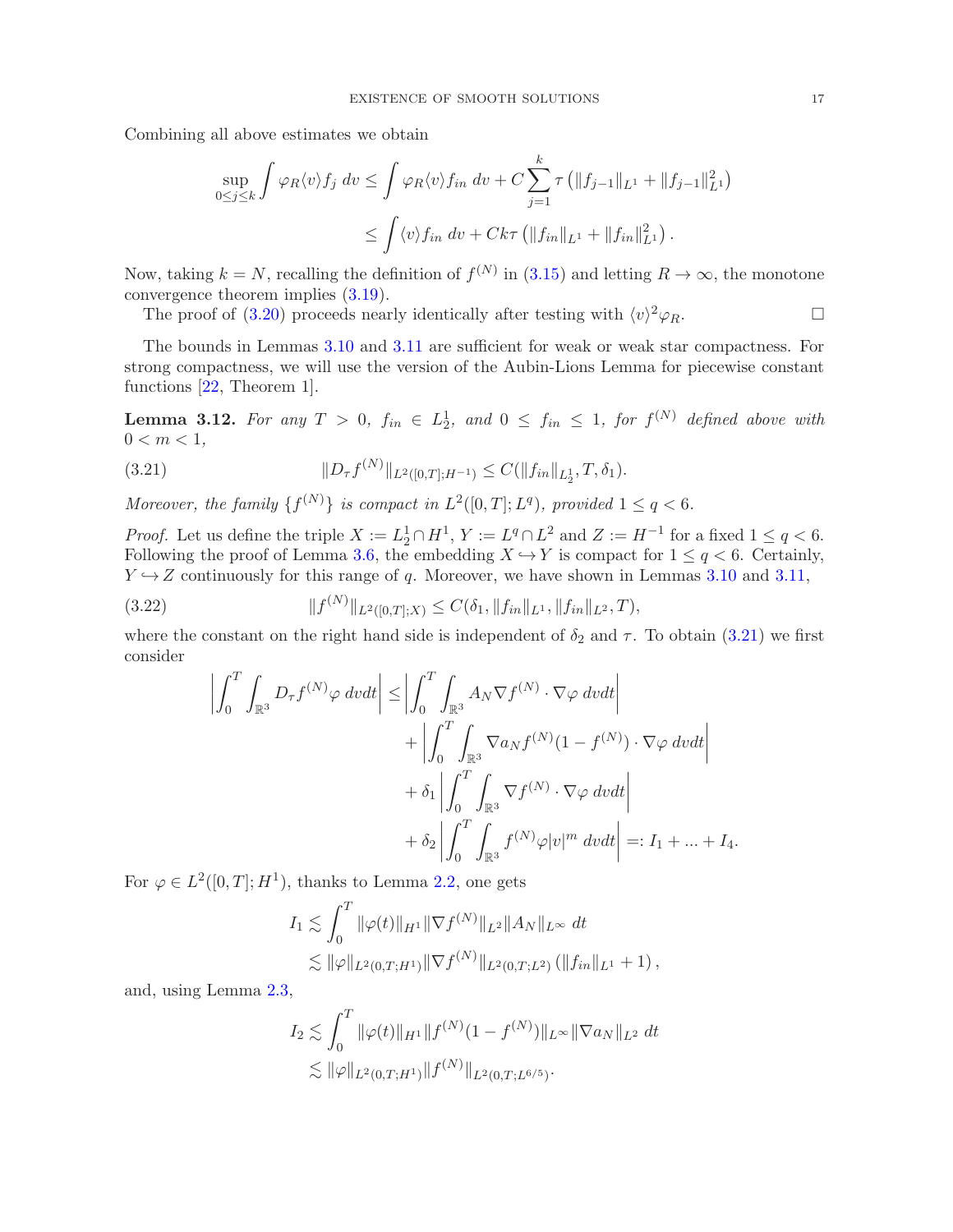Combining all above estimates we obtain

$$\sup_{0\le j\le k}\int \varphi_R\langle v\rangle f_j\,dv \le \int \varphi_R\langle v\rangle f_{in}\,dv + C\sum_{j=1}^{k}\tau\left(\|f_{j-1}\|_{L^1}+\|f_{j-1}\|_{L^1}^2\right)$$
$$\le \int \langle v\rangle f_{in}\,dv + Ck\tau\left(\|f_{in}\|_{L^1}+\|f_{in}\|_{L^1}^2\right).$$

Now, taking $k=N$, recalling the definition of $f^{(N)}$ in (3.15) and letting $R\to\infty$, the monotone convergence theorem implies (3.19).

The proof of (3.20) proceeds nearly identically after testing with $\langle v\rangle^2\varphi_R$. $\square$

The bounds in Lemmas 3.10 and 3.11 are sufficient for weak or weak star compactness. For strong compactness, we will use the version of the Aubin-Lions Lemma for piecewise constant functions [22, Theorem 1].

**Lemma 3.12.** *For any $T>0$, $f_{in}\in L^1_2$, and $0\le f_{in}\le 1$, for $f^{(N)}$ defined above with $0<m<1$,*

$$\|D_\tau f^{(N)}\|_{L^2([0,T];H^{-1})} \le C(\|f_{in}\|_{L^1_2},T,\delta_1). \tag{3.21}$$

*Moreover, the family $\{f^{(N)}\}$ is compact in $L^2([0,T];L^q)$, provided $1\le q<6$.*

*Proof.* Let us define the triple $X:=L^1_2\cap H^1$, $Y:=L^q\cap L^2$ and $Z:=H^{-1}$ for a fixed $1\le q<6$. Following the proof of Lemma 3.6, the embedding $X\hookrightarrow Y$ is compact for $1\le q<6$. Certainly, $Y\hookrightarrow Z$ continuously for this range of $q$. Moreover, we have shown in Lemmas 3.10 and 3.11,

$$\|f^{(N)}\|_{L^2([0,T];X)} \le C(\delta_1,\|f_{in}\|_{L^1},\|f_{in}\|_{L^2},T), \tag{3.22}$$

where the constant on the right hand side is independent of $\delta_2$ and $\tau$. To obtain (3.21) we first consider

$$\left|\int_0^T\int_{\mathbb{R}^3} D_\tau f^{(N)}\varphi\,dvdt\right| \le \left|\int_0^T\int_{\mathbb{R}^3} A_N\nabla f^{(N)}\cdot\nabla\varphi\,dvdt\right|$$
$$+\left|\int_0^T\int_{\mathbb{R}^3} \nabla a_N f^{(N)}(1-f^{(N)})\cdot\nabla\varphi\,dvdt\right|$$
$$+\delta_1\left|\int_0^T\int_{\mathbb{R}^3}\nabla f^{(N)}\cdot\nabla\varphi\,dvdt\right|$$
$$+\delta_2\left|\int_0^T\int_{\mathbb{R}^3} f^{(N)}\varphi|v|^m\,dvdt\right| =: I_1+\dots+I_4.$$

For $\varphi\in L^2([0,T];H^1)$, thanks to Lemma 2.2, one gets

$$I_1 \lesssim \int_0^T \|\varphi(t)\|_{H^1}\|\nabla f^{(N)}\|_{L^2}\|A_N\|_{L^\infty}\,dt$$
$$\lesssim \|\varphi\|_{L^2(0,T;H^1)}\|\nabla f^{(N)}\|_{L^2(0,T;L^2)}\left(\|f_{in}\|_{L^1}+1\right),$$

and, using Lemma 2.3,

$$I_2 \lesssim \int_0^T \|\varphi(t)\|_{H^1}\|f^{(N)}(1-f^{(N)})\|_{L^\infty}\|\nabla a_N\|_{L^2}\,dt$$
$$\lesssim \|\varphi\|_{L^2(0,T;H^1)}\|f^{(N)}\|_{L^2(0,T;L^{6/5})}.$$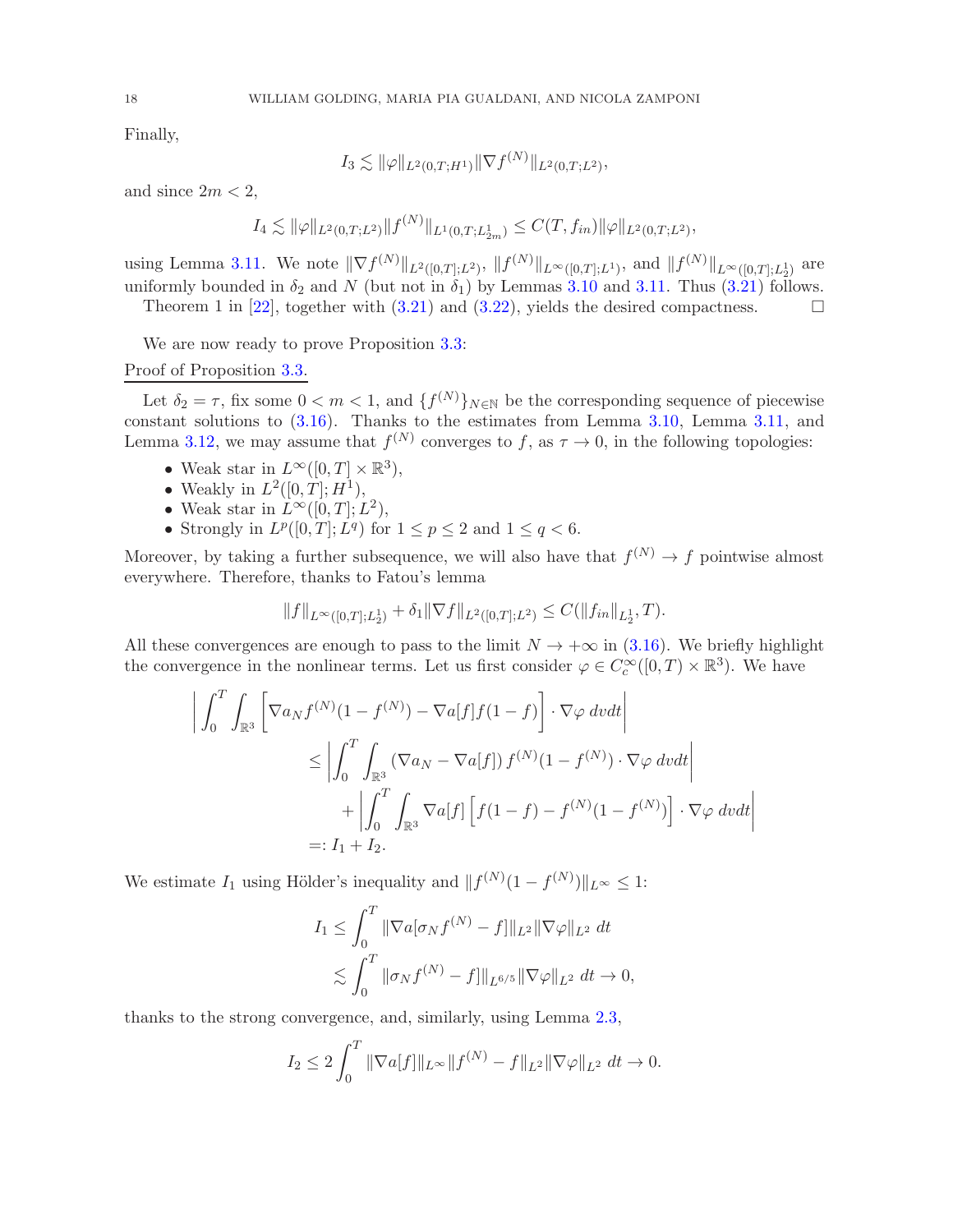Finally,

$$I_3 \lesssim \|\varphi\|_{L^2(0,T;H^1)} \|\nabla f^{(N)}\|_{L^2(0,T;L^2)},$$

and since $2m < 2$,

$$I_4 \lesssim \|\varphi\|_{L^2(0,T;L^2)} \|f^{(N)}\|_{L^1(0,T;L^1_{2m})} \leq C(T, f_{in}) \|\varphi\|_{L^2(0,T;L^2)},$$

using Lemma 3.11. We note $\|\nabla f^{(N)}\|_{L^2([0,T];L^2)}$, $\|f^{(N)}\|_{L^\infty([0,T];L^1)}$, and $\|f^{(N)}\|_{L^\infty([0,T];L^1_2)}$ are uniformly bounded in $\delta_2$ and $N$ (but not in $\delta_1$) by Lemmas 3.10 and 3.11. Thus (3.21) follows.

Theorem 1 in [22], together with (3.21) and (3.22), yields the desired compactness. $\square$

We are now ready to prove Proposition 3.3:

Proof of Proposition 3.3.

Let $\delta_2 = \tau$, fix some $0 < m < 1$, and $\{f^{(N)}\}_{N\in\mathbb{N}}$ be the corresponding sequence of piecewise constant solutions to (3.16). Thanks to the estimates from Lemma 3.10, Lemma 3.11, and Lemma 3.12, we may assume that $f^{(N)}$ converges to $f$, as $\tau \to 0$, in the following topologies:

- Weak star in $L^\infty([0,T]\times\mathbb{R}^3)$,
- Weakly in $L^2([0,T];H^1)$,
- Weak star in $L^\infty([0,T];L^2)$,
- Strongly in $L^p([0,T];L^q)$ for $1 \leq p \leq 2$ and $1 \leq q < 6$.

Moreover, by taking a further subsequence, we will also have that $f^{(N)} \to f$ pointwise almost everywhere. Therefore, thanks to Fatou's lemma

$$\|f\|_{L^\infty([0,T];L^1_2)} + \delta_1 \|\nabla f\|_{L^2([0,T];L^2)} \leq C(\|f_{in}\|_{L^1_2}, T).$$

All these convergences are enough to pass to the limit $N \to +\infty$ in (3.16). We briefly highlight the convergence in the nonlinear terms. Let us first consider $\varphi \in C_c^\infty([0,T)\times\mathbb{R}^3)$. We have

$$\begin{aligned}
\left|\int_0^T \int_{\mathbb{R}^3} \left[\nabla a_N f^{(N)}(1-f^{(N)}) - \nabla a[f] f(1-f)\right] \cdot \nabla\varphi \, dv dt\right| \\
\leq \left|\int_0^T \int_{\mathbb{R}^3} \left(\nabla a_N - \nabla a[f]\right) f^{(N)}(1-f^{(N)}) \cdot \nabla\varphi \, dv dt\right| \\
+ \left|\int_0^T \int_{\mathbb{R}^3} \nabla a[f] \left[f(1-f) - f^{(N)}(1-f^{(N)})\right] \cdot \nabla\varphi \, dv dt\right| \\
=: I_1 + I_2.
\end{aligned}$$

We estimate $I_1$ using Hölder's inequality and $\|f^{(N)}(1-f^{(N)})\|_{L^\infty} \leq 1$:

$$\begin{aligned}
I_1 &\leq \int_0^T \|\nabla a[\sigma_N f^{(N)} - f]\|_{L^2} \|\nabla\varphi\|_{L^2} \, dt \\
&\lesssim \int_0^T \|\sigma_N f^{(N)} - f]\|_{L^{6/5}} \|\nabla\varphi\|_{L^2} \, dt \to 0,
\end{aligned}$$

thanks to the strong convergence, and, similarly, using Lemma 2.3,

$$I_2 \leq 2\int_0^T \|\nabla a[f]\|_{L^\infty} \|f^{(N)} - f\|_{L^2} \|\nabla\varphi\|_{L^2} \, dt \to 0.$$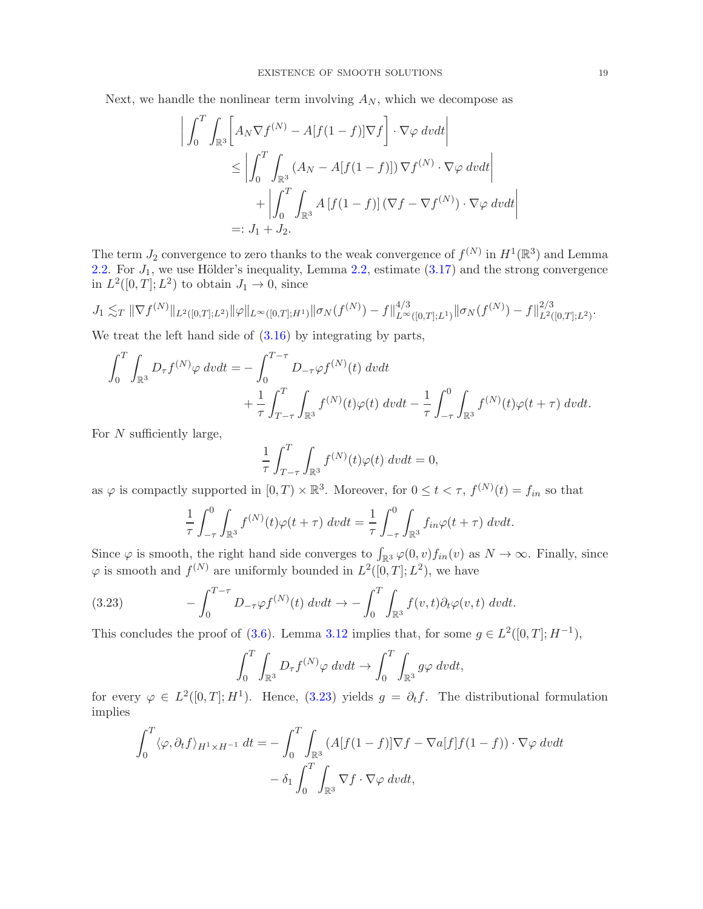Next, we handle the nonlinear term involving $A_N$, which we decompose as

$$
\begin{aligned}
\bigg| \int_0^T \int_{\mathbb{R}^3} &\bigg[ A_N \nabla f^{(N)} - A[f(1-f)]\nabla f \bigg] \cdot \nabla \varphi \, dvdt \bigg| \\
&\le \left| \int_0^T \int_{\mathbb{R}^3} \left(A_N - A[f(1-f)]\right) \nabla f^{(N)} \cdot \nabla \varphi \, dvdt \right| \\
&\quad + \left| \int_0^T \int_{\mathbb{R}^3} A\left[f(1-f)\right] (\nabla f - \nabla f^{(N)}) \cdot \nabla \varphi \, dvdt \right| \\
&=: J_1 + J_2.
\end{aligned}
$$

The term $J_2$ convergence to zero thanks to the weak convergence of $f^{(N)}$ in $H^1(\mathbb{R}^3)$ and Lemma 2.2. For $J_1$, we use Hölder's inequality, Lemma 2.2, estimate (3.17) and the strong convergence in $L^2([0,T];L^2)$ to obtain $J_1 \to 0$, since

$$
J_1 \lesssim_T \|\nabla f^{(N)}\|_{L^2([0,T];L^2)} \|\varphi\|_{L^\infty([0,T];H^1)} \|\sigma_N(f^{(N)}) - f\|^{4/3}_{L^\infty([0,T];L^1)} \|\sigma_N(f^{(N)}) - f\|^{2/3}_{L^2([0,T];L^2)}.
$$

We treat the left hand side of (3.16) by integrating by parts,

$$
\begin{aligned}
\int_0^T \int_{\mathbb{R}^3} D_\tau f^{(N)} \varphi \, dvdt = &- \int_0^{T-\tau} D_{-\tau}\varphi f^{(N)}(t) \, dvdt \\
&+ \frac{1}{\tau}\int_{T-\tau}^T \int_{\mathbb{R}^3} f^{(N)}(t)\varphi(t) \, dvdt - \frac{1}{\tau}\int_{-\tau}^0 \int_{\mathbb{R}^3} f^{(N)}(t)\varphi(t+\tau) \, dvdt.
\end{aligned}
$$

For $N$ sufficiently large,

$$
\frac{1}{\tau}\int_{T-\tau}^T \int_{\mathbb{R}^3} f^{(N)}(t)\varphi(t) \, dvdt = 0,
$$

as $\varphi$ is compactly supported in $[0,T) \times \mathbb{R}^3$. Moreover, for $0 \le t < \tau$, $f^{(N)}(t) = f_{in}$ so that

$$
\frac{1}{\tau}\int_{-\tau}^0 \int_{\mathbb{R}^3} f^{(N)}(t)\varphi(t+\tau) \, dvdt = \frac{1}{\tau}\int_{-\tau}^0 \int_{\mathbb{R}^3} f_{in}\varphi(t+\tau) \, dvdt.
$$

Since $\varphi$ is smooth, the right hand side converges to $\int_{\mathbb{R}^3} \varphi(0,v) f_{in}(v)$ as $N \to \infty$. Finally, since $\varphi$ is smooth and $f^{(N)}$ are uniformly bounded in $L^2([0,T];L^2)$, we have

$$
-\int_0^{T-\tau} D_{-\tau}\varphi f^{(N)}(t) \, dvdt \to -\int_0^T \int_{\mathbb{R}^3} f(v,t)\partial_t \varphi(v,t) \, dvdt. \tag{3.23}
$$

This concludes the proof of (3.6). Lemma 3.12 implies that, for some $g \in L^2([0,T];H^{-1})$,

$$
\int_0^T \int_{\mathbb{R}^3} D_\tau f^{(N)} \varphi \, dvdt \to \int_0^T \int_{\mathbb{R}^3} g\varphi \, dvdt,
$$

for every $\varphi \in L^2([0,T];H^1)$. Hence, (3.23) yields $g = \partial_t f$. The distributional formulation implies

$$
\begin{aligned}
\int_0^T \langle \varphi, \partial_t f \rangle_{H^1 \times H^{-1}} \, dt = &- \int_0^T \int_{\mathbb{R}^3} \left(A[f(1-f)]\nabla f - \nabla a[f] f(1-f)\right) \cdot \nabla \varphi \, dvdt \\
&- \delta_1 \int_0^T \int_{\mathbb{R}^3} \nabla f \cdot \nabla \varphi \, dvdt,
\end{aligned}
$$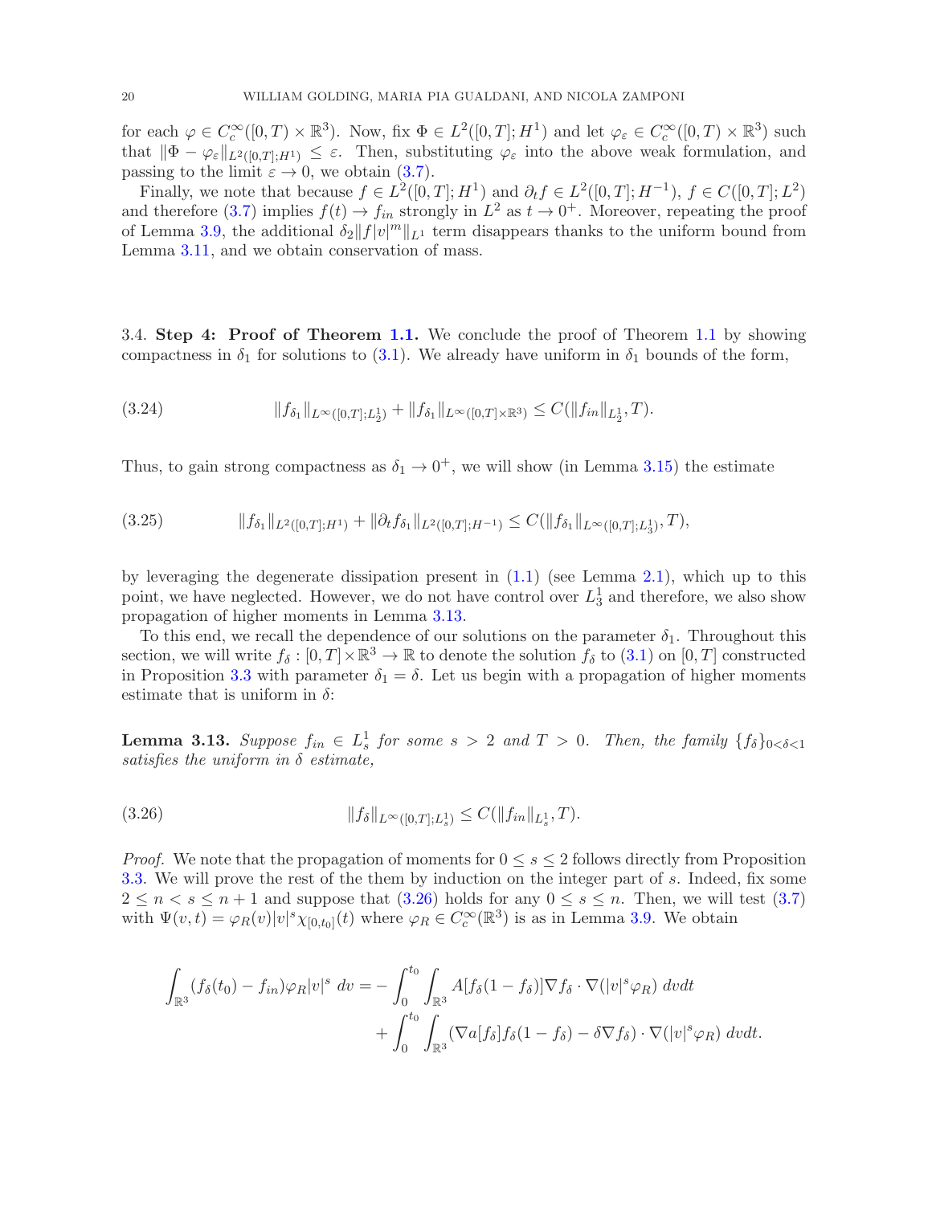for each $\varphi \in C_c^\infty([0,T) \times \mathbb{R}^3)$. Now, fix $\Phi \in L^2([0,T]; H^1)$ and let $\varphi_\varepsilon \in C_c^\infty([0,T) \times \mathbb{R}^3)$ such that $\|\Phi - \varphi_\varepsilon\|_{L^2([0,T];H^1)} \leq \varepsilon$. Then, substituting $\varphi_\varepsilon$ into the above weak formulation, and passing to the limit $\varepsilon \to 0$, we obtain (3.7).

Finally, we note that because $f \in L^2([0,T]; H^1)$ and $\partial_t f \in L^2([0,T]; H^{-1})$, $f \in C([0,T]; L^2)$ and therefore (3.7) implies $f(t) \to f_{in}$ strongly in $L^2$ as $t \to 0^+$. Moreover, repeating the proof of Lemma 3.9, the additional $\delta_2 \|f|v|^m\|_{L^1}$ term disappears thanks to the uniform bound from Lemma 3.11, and we obtain conservation of mass.

### 3.4. Step 4: Proof of Theorem 1.1.

We conclude the proof of Theorem 1.1 by showing compactness in $\delta_1$ for solutions to (3.1). We already have uniform in $\delta_1$ bounds of the form,

$$\|f_{\delta_1}\|_{L^\infty([0,T];L^1_2)} + \|f_{\delta_1}\|_{L^\infty([0,T]\times\mathbb{R}^3)} \leq C(\|f_{in}\|_{L^1_2}, T). \tag{3.24}$$

Thus, to gain strong compactness as $\delta_1 \to 0^+$, we will show (in Lemma 3.15) the estimate

$$\|f_{\delta_1}\|_{L^2([0,T];H^1)} + \|\partial_t f_{\delta_1}\|_{L^2([0,T];H^{-1})} \leq C(\|f_{\delta_1}\|_{L^\infty([0,T];L^1_3)}, T), \tag{3.25}$$

by leveraging the degenerate dissipation present in (1.1) (see Lemma 2.1), which up to this point, we have neglected. However, we do not have control over $L^1_3$ and therefore, we also show propagation of higher moments in Lemma 3.13.

To this end, we recall the dependence of our solutions on the parameter $\delta_1$. Throughout this section, we will write $f_\delta : [0,T] \times \mathbb{R}^3 \to \mathbb{R}$ to denote the solution $f_\delta$ to (3.1) on $[0,T]$ constructed in Proposition 3.3 with parameter $\delta_1 = \delta$. Let us begin with a propagation of higher moments estimate that is uniform in $\delta$:

**Lemma 3.13.** *Suppose $f_{in} \in L^1_s$ for some $s > 2$ and $T > 0$. Then, the family $\{f_\delta\}_{0<\delta<1}$ satisfies the uniform in $\delta$ estimate,*

$$\|f_\delta\|_{L^\infty([0,T];L^1_s)} \leq C(\|f_{in}\|_{L^1_s}, T). \tag{3.26}$$

*Proof.* We note that the propagation of moments for $0 \leq s \leq 2$ follows directly from Proposition 3.3. We will prove the rest of the them by induction on the integer part of $s$. Indeed, fix some $2 \leq n < s \leq n+1$ and suppose that (3.26) holds for any $0 \leq s \leq n$. Then, we will test (3.7) with $\Psi(v,t) = \varphi_R(v)|v|^s \chi_{[0,t_0]}(t)$ where $\varphi_R \in C_c^\infty(\mathbb{R}^3)$ is as in Lemma 3.9. We obtain

$$\begin{aligned}
\int_{\mathbb{R}^3} (f_\delta(t_0) - f_{in})\varphi_R |v|^s \, dv = &- \int_0^{t_0} \int_{\mathbb{R}^3} A[f_\delta(1-f_\delta)]\nabla f_\delta \cdot \nabla(|v|^s \varphi_R) \, dv dt \\
&+ \int_0^{t_0} \int_{\mathbb{R}^3} (\nabla a[f_\delta] f_\delta(1-f_\delta) - \delta \nabla f_\delta) \cdot \nabla(|v|^s \varphi_R) \, dv dt.
\end{aligned}$$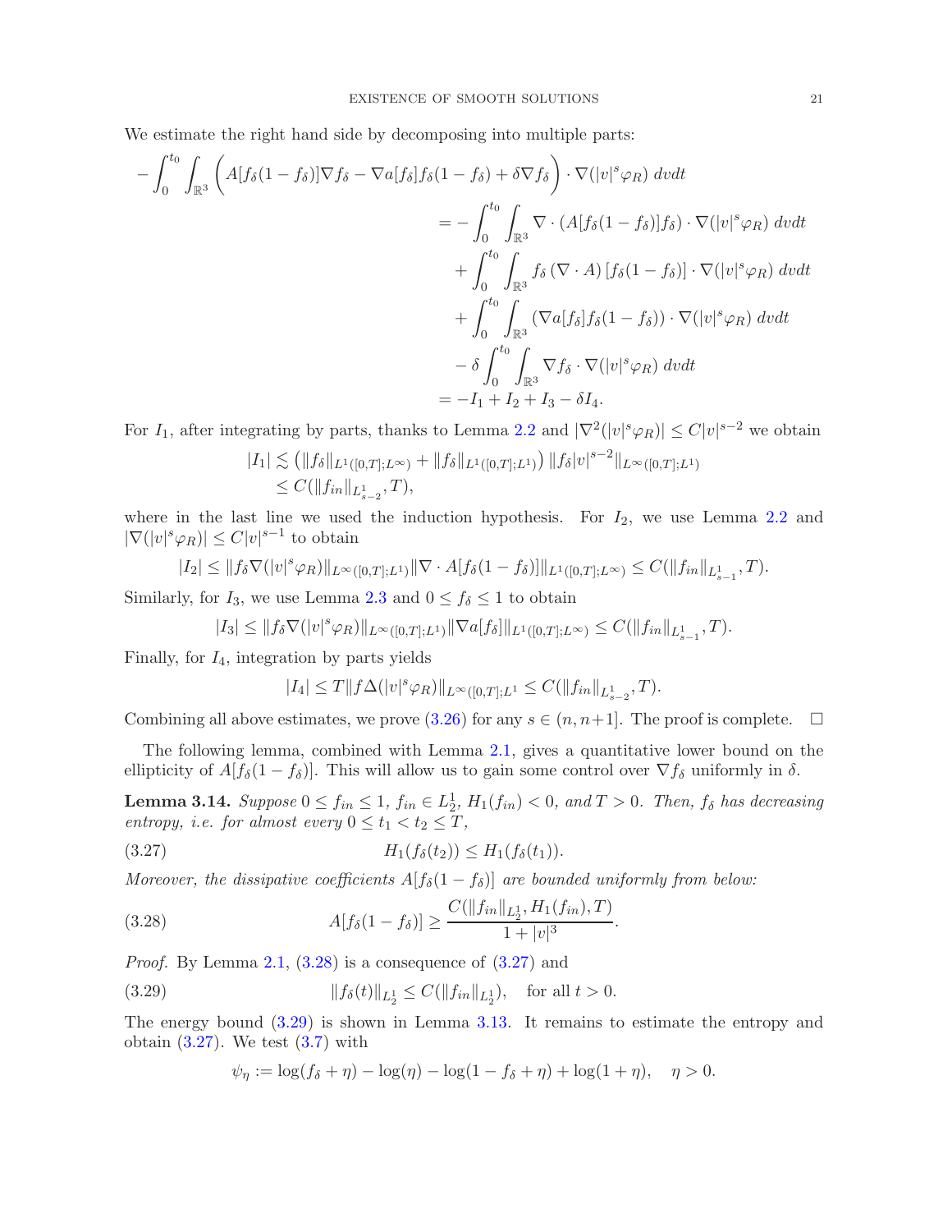We estimate the right hand side by decomposing into multiple parts:

$$
\begin{aligned}
-\int_0^{t_0}\int_{\mathbb{R}^3}\Big(A[f_\delta(1-f_\delta)]\nabla f_\delta - \nabla a[f_\delta] f_\delta(1-f_\delta) + \delta \nabla f_\delta\Big)\cdot \nabla(|v|^s\varphi_R)\;dvdt \\
&= -\int_0^{t_0}\int_{\mathbb{R}^3} \nabla\cdot\left(A[f_\delta(1-f_\delta)]f_\delta\right)\cdot\nabla(|v|^s\varphi_R)\;dvdt \\
&\quad + \int_0^{t_0}\int_{\mathbb{R}^3} f_\delta\,(\nabla\cdot A)\,[f_\delta(1-f_\delta)]\cdot\nabla(|v|^s\varphi_R)\;dvdt \\
&\quad + \int_0^{t_0}\int_{\mathbb{R}^3} (\nabla a[f_\delta] f_\delta(1-f_\delta))\cdot\nabla(|v|^s\varphi_R)\;dvdt \\
&\quad - \delta\int_0^{t_0}\int_{\mathbb{R}^3} \nabla f_\delta\cdot\nabla(|v|^s\varphi_R)\;dvdt \\
&= -I_1 + I_2 + I_3 - \delta I_4.
\end{aligned}
$$

For $I_1$, after integrating by parts, thanks to Lemma 2.2 and $|\nabla^2(|v|^s\varphi_R)|\le C|v|^{s-2}$ we obtain

$$
\begin{aligned}
|I_1| &\lesssim \left(\|f_\delta\|_{L^1([0,T];L^\infty)} + \|f_\delta\|_{L^1([0,T];L^1)}\right)\|f_\delta|v|^{s-2}\|_{L^\infty([0,T];L^1)} \\
&\le C(\|f_{in}\|_{L^1_{s-2}}, T),
\end{aligned}
$$

where in the last line we used the induction hypothesis. For $I_2$, we use Lemma 2.2 and $|\nabla(|v|^s\varphi_R)|\le C|v|^{s-1}$ to obtain

$$
|I_2| \le \|f_\delta\nabla(|v|^s\varphi_R)\|_{L^\infty([0,T];L^1)}\|\nabla\cdot A[f_\delta(1-f_\delta)]\|_{L^1([0,T];L^\infty)} \le C(\|f_{in}\|_{L^1_{s-1}}, T).
$$

Similarly, for $I_3$, we use Lemma 2.3 and $0\le f_\delta\le 1$ to obtain

$$
|I_3| \le \|f_\delta\nabla(|v|^s\varphi_R)\|_{L^\infty([0,T];L^1)}\|\nabla a[f_\delta]\|_{L^1([0,T];L^\infty)} \le C(\|f_{in}\|_{L^1_{s-1}}, T).
$$

Finally, for $I_4$, integration by parts yields

$$
|I_4| \le T\|f\Delta(|v|^s\varphi_R)\|_{L^\infty([0,T];L^1} \le C(\|f_{in}\|_{L^1_{s-2}}, T).
$$

Combining all above estimates, we prove (3.26) for any $s\in(n,n+1]$. The proof is complete. $\square$

The following lemma, combined with Lemma 2.1, gives a quantitative lower bound on the ellipticity of $A[f_\delta(1-f_\delta)]$. This will allow us to gain some control over $\nabla f_\delta$ uniformly in $\delta$.

**Lemma 3.14.** *Suppose $0\le f_{in}\le 1$, $f_{in}\in L^1_2$, $H_1(f_{in})<0$, and $T>0$. Then, $f_\delta$ has decreasing entropy, i.e. for almost every $0\le t_1<t_2\le T$,*

$$
H_1(f_\delta(t_2)) \le H_1(f_\delta(t_1)). \tag{3.27}
$$

*Moreover, the dissipative coefficients $A[f_\delta(1-f_\delta)]$ are bounded uniformly from below:*

$$
A[f_\delta(1-f_\delta)] \ge \frac{C(\|f_{in}\|_{L^1_2}, H_1(f_{in}), T)}{1+|v|^3}. \tag{3.28}
$$

*Proof.* By Lemma 2.1, (3.28) is a consequence of (3.27) and

$$
\|f_\delta(t)\|_{L^1_2} \le C(\|f_{in}\|_{L^1_2}), \quad \text{for all } t>0. \tag{3.29}
$$

The energy bound (3.29) is shown in Lemma 3.13. It remains to estimate the entropy and obtain (3.27). We test (3.7) with

$$
\psi_\eta := \log(f_\delta+\eta) - \log(\eta) - \log(1-f_\delta+\eta) + \log(1+\eta), \quad \eta>0.
$$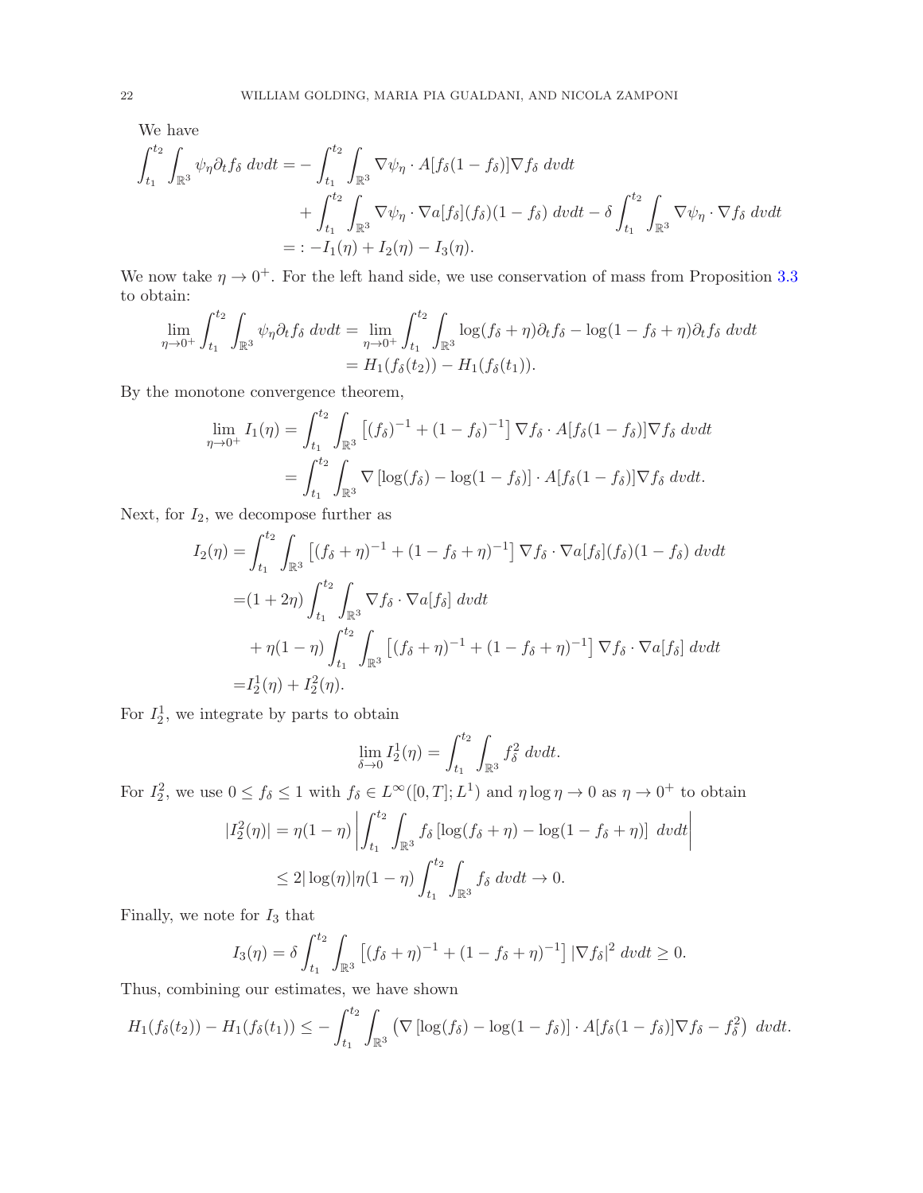We have

$$
\begin{aligned}
\int_{t_1}^{t_2}\int_{\mathbb{R}^3} \psi_\eta \partial_t f_\delta \, dvdt = &-\int_{t_1}^{t_2}\int_{\mathbb{R}^3} \nabla \psi_\eta \cdot A[f_\delta(1-f_\delta)]\nabla f_\delta \, dvdt \\
&+ \int_{t_1}^{t_2}\int_{\mathbb{R}^3} \nabla \psi_\eta \cdot \nabla a[f_\delta](f_\delta)(1-f_\delta) \, dvdt - \delta \int_{t_1}^{t_2}\int_{\mathbb{R}^3} \nabla\psi_\eta \cdot \nabla f_\delta \, dvdt \\
=: &-I_1(\eta) + I_2(\eta) - I_3(\eta).
\end{aligned}
$$

We now take $\eta \to 0^+$. For the left hand side, we use conservation of mass from Proposition 3.3 to obtain:

$$
\begin{aligned}
\lim_{\eta \to 0^+} \int_{t_1}^{t_2}\int_{\mathbb{R}^3} \psi_\eta \partial_t f_\delta \, dvdt &= \lim_{\eta\to 0^+} \int_{t_1}^{t_2}\int_{\mathbb{R}^3} \log(f_\delta + \eta)\partial_t f_\delta - \log(1-f_\delta+\eta)\partial_t f_\delta \, dvdt \\
&= H_1(f_\delta(t_2)) - H_1(f_\delta(t_1)).
\end{aligned}
$$

By the monotone convergence theorem,

$$
\begin{aligned}
\lim_{\eta\to 0^+} I_1(\eta) &= \int_{t_1}^{t_2}\int_{\mathbb{R}^3} \left[(f_\delta)^{-1} + (1-f_\delta)^{-1}\right] \nabla f_\delta \cdot A[f_\delta(1-f_\delta)]\nabla f_\delta \, dvdt \\
&= \int_{t_1}^{t_2}\int_{\mathbb{R}^3} \nabla\left[\log(f_\delta) - \log(1-f_\delta)\right] \cdot A[f_\delta(1-f_\delta)]\nabla f_\delta \, dvdt.
\end{aligned}
$$

Next, for $I_2$, we decompose further as

$$
\begin{aligned}
I_2(\eta) &= \int_{t_1}^{t_2}\int_{\mathbb{R}^3} \left[(f_\delta+\eta)^{-1} + (1-f_\delta+\eta)^{-1}\right]\nabla f_\delta \cdot \nabla a[f_\delta](f_\delta)(1-f_\delta) \, dvdt \\
&= (1+2\eta)\int_{t_1}^{t_2}\int_{\mathbb{R}^3} \nabla f_\delta \cdot \nabla a[f_\delta] \, dvdt \\
&\quad + \eta(1-\eta)\int_{t_1}^{t_2}\int_{\mathbb{R}^3} \left[(f_\delta+\eta)^{-1} + (1-f_\delta+\eta)^{-1}\right]\nabla f_\delta \cdot \nabla a[f_\delta] \, dvdt \\
&= I_2^1(\eta) + I_2^2(\eta).
\end{aligned}
$$

For $I_2^1$, we integrate by parts to obtain

$$
\lim_{\delta \to 0} I_2^1(\eta) = \int_{t_1}^{t_2}\int_{\mathbb{R}^3} f_\delta^2 \, dvdt.
$$

For $I_2^2$, we use $0 \le f_\delta \le 1$ with $f_\delta \in L^\infty([0,T];L^1)$ and $\eta \log \eta \to 0$ as $\eta \to 0^+$ to obtain

$$
\begin{aligned}
|I_2^2(\eta)| &= \eta(1-\eta)\left|\int_{t_1}^{t_2}\int_{\mathbb{R}^3} f_\delta\left[\log(f_\delta+\eta) - \log(1-f_\delta+\eta)\right] \, dvdt\right| \\
&\le 2|\log(\eta)|\eta(1-\eta)\int_{t_1}^{t_2}\int_{\mathbb{R}^3} f_\delta \, dvdt \to 0.
\end{aligned}
$$

Finally, we note for $I_3$ that

$$
I_3(\eta) = \delta\int_{t_1}^{t_2}\int_{\mathbb{R}^3} \left[(f_\delta+\eta)^{-1} + (1-f_\delta+\eta)^{-1}\right]|\nabla f_\delta|^2 \, dvdt \ge 0.
$$

Thus, combining our estimates, we have shown

$$
H_1(f_\delta(t_2)) - H_1(f_\delta(t_1)) \le -\int_{t_1}^{t_2}\int_{\mathbb{R}^3} \left(\nabla\left[\log(f_\delta) - \log(1-f_\delta)\right]\cdot A[f_\delta(1-f_\delta)]\nabla f_\delta - f_\delta^2\right) \, dvdt.
$$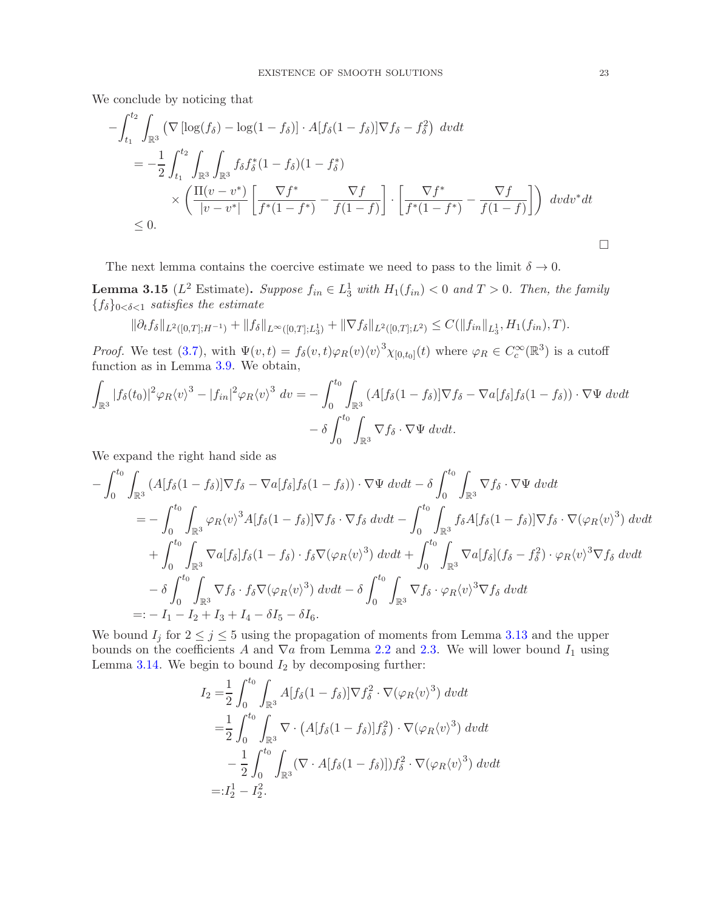We conclude by noticing that

$$
\begin{aligned}
-\int_{t_1}^{t_2}\int_{\mathbb{R}^3} &\left(\nabla\left[\log(f_\delta)-\log(1-f_\delta)\right]\cdot A[f_\delta(1-f_\delta)]\nabla f_\delta - f_\delta^2\right)\,dvdt\\
&= -\frac{1}{2}\int_{t_1}^{t_2}\int_{\mathbb{R}^3}\int_{\mathbb{R}^3} f_\delta f_\delta^*(1-f_\delta)(1-f_\delta^*)\\
&\qquad\times\left(\frac{\Pi(v-v^*)}{|v-v^*|}\left[\frac{\nabla f^*}{f^*(1-f^*)}-\frac{\nabla f}{f(1-f)}\right]\cdot\left[\frac{\nabla f^*}{f^*(1-f^*)}-\frac{\nabla f}{f(1-f)}\right]\right)\,dvdv^*dt\\
&\leq 0.
\end{aligned}
$$

□

The next lemma contains the coercive estimate we need to pass to the limit $\delta \to 0$.

**Lemma 3.15** ($L^2$ Estimate)**.** *Suppose $f_{in} \in L^1_3$ with $H_1(f_{in}) < 0$ and $T > 0$. Then, the family $\{f_\delta\}_{0<\delta<1}$ satisfies the estimate*

$$
\|\partial_t f_\delta\|_{L^2([0,T];H^{-1})} + \|f_\delta\|_{L^\infty([0,T];L^1_3)} + \|\nabla f_\delta\|_{L^2([0,T];L^2)} \leq C(\|f_{in}\|_{L^1_3}, H_1(f_{in}), T).
$$

*Proof.* We test (3.7), with $\Psi(v,t) = f_\delta(v,t)\varphi_R(v)\langle v\rangle^3\chi_{[0,t_0]}(t)$ where $\varphi_R \in C_c^\infty(\mathbb{R}^3)$ is a cutoff function as in Lemma 3.9. We obtain,

$$
\begin{aligned}
\int_{\mathbb{R}^3}|f_\delta(t_0)|^2\varphi_R\langle v\rangle^3 - |f_{in}|^2\varphi_R\langle v\rangle^3\,dv = &-\int_0^{t_0}\int_{\mathbb{R}^3}\left(A[f_\delta(1-f_\delta)]\nabla f_\delta - \nabla a[f_\delta]f_\delta(1-f_\delta)\right)\cdot\nabla\Psi\,dvdt\\
&-\delta\int_0^{t_0}\int_{\mathbb{R}^3}\nabla f_\delta\cdot\nabla\Psi\,dvdt.
\end{aligned}
$$

We expand the right hand side as

$$
\begin{aligned}
-\int_0^{t_0}\int_{\mathbb{R}^3}&\left(A[f_\delta(1-f_\delta)]\nabla f_\delta - \nabla a[f_\delta]f_\delta(1-f_\delta)\right)\cdot\nabla\Psi\,dvdt - \delta\int_0^{t_0}\int_{\mathbb{R}^3}\nabla f_\delta\cdot\nabla\Psi\,dvdt\\
&= -\int_0^{t_0}\int_{\mathbb{R}^3}\varphi_R\langle v\rangle^3 A[f_\delta(1-f_\delta)]\nabla f_\delta\cdot\nabla f_\delta\,dvdt - \int_0^{t_0}\int_{\mathbb{R}^3} f_\delta A[f_\delta(1-f_\delta)]\nabla f_\delta\cdot\nabla(\varphi_R\langle v\rangle^3)\,dvdt\\
&\quad+\int_0^{t_0}\int_{\mathbb{R}^3}\nabla a[f_\delta]f_\delta(1-f_\delta)\cdot f_\delta\nabla(\varphi_R\langle v\rangle^3)\,dvdt + \int_0^{t_0}\int_{\mathbb{R}^3}\nabla a[f_\delta](f_\delta - f_\delta^2)\cdot\varphi_R\langle v\rangle^3\nabla f_\delta\,dvdt\\
&\quad-\delta\int_0^{t_0}\int_{\mathbb{R}^3}\nabla f_\delta\cdot f_\delta\nabla(\varphi_R\langle v\rangle^3)\,dvdt - \delta\int_0^{t_0}\int_{\mathbb{R}^3}\nabla f_\delta\cdot\varphi_R\langle v\rangle^3\nabla f_\delta\,dvdt\\
&=: -I_1 - I_2 + I_3 + I_4 - \delta I_5 - \delta I_6.
\end{aligned}
$$

We bound $I_j$ for $2 \leq j \leq 5$ using the propagation of moments from Lemma 3.13 and the upper bounds on the coefficients $A$ and $\nabla a$ from Lemma 2.2 and 2.3. We will lower bound $I_1$ using Lemma 3.14. We begin to bound $I_2$ by decomposing further:

$$
\begin{aligned}
I_2 =&\frac{1}{2}\int_0^{t_0}\int_{\mathbb{R}^3} A[f_\delta(1-f_\delta)]\nabla f_\delta^2\cdot\nabla(\varphi_R\langle v\rangle^3)\,dvdt\\
=&\frac{1}{2}\int_0^{t_0}\int_{\mathbb{R}^3}\nabla\cdot\left(A[f_\delta(1-f_\delta)]f_\delta^2\right)\cdot\nabla(\varphi_R\langle v\rangle^3)\,dvdt\\
&-\frac{1}{2}\int_0^{t_0}\int_{\mathbb{R}^3}(\nabla\cdot A[f_\delta(1-f_\delta)])f_\delta^2\cdot\nabla(\varphi_R\langle v\rangle^3)\,dvdt\\
=:&I_2^1 - I_2^2.
\end{aligned}
$$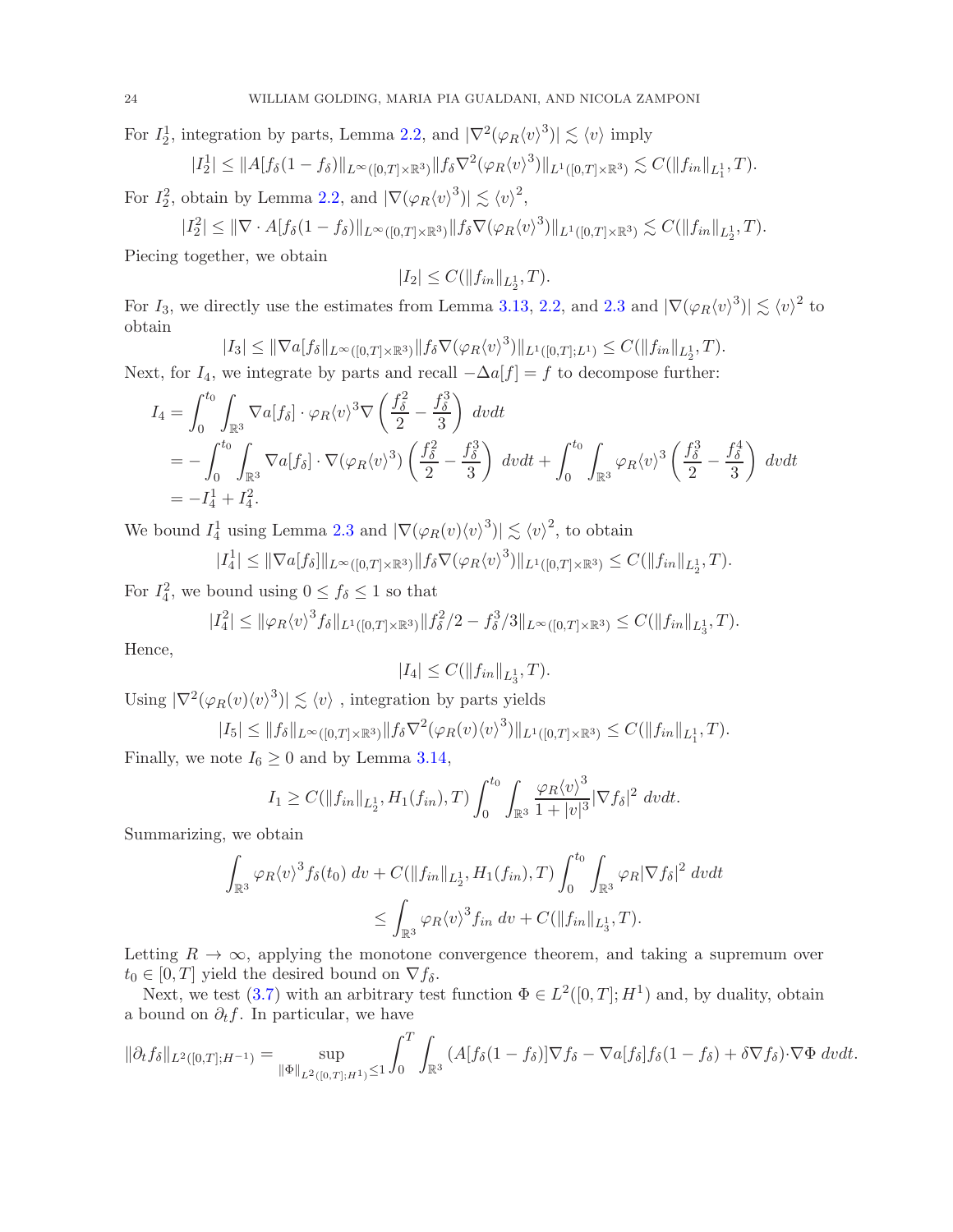For $I_2^1$, integration by parts, Lemma 2.2, and $|\nabla^2(\varphi_R\langle v\rangle^3)| \lesssim \langle v\rangle$ imply

$$|I_2^1| \leq \|A[f_\delta(1-f_\delta)\|_{L^\infty([0,T]\times\mathbb{R}^3)}\|f_\delta\nabla^2(\varphi_R\langle v\rangle^3)\|_{L^1([0,T]\times\mathbb{R}^3)} \lesssim C(\|f_{in}\|_{L^1_1}, T).$$

For $I_2^2$, obtain by Lemma 2.2, and $|\nabla(\varphi_R\langle v\rangle^3)| \lesssim \langle v\rangle^2$,

$$|I_2^2| \leq \|\nabla\cdot A[f_\delta(1-f_\delta)\|_{L^\infty([0,T]\times\mathbb{R}^3)}\|f_\delta\nabla(\varphi_R\langle v\rangle^3)\|_{L^1([0,T]\times\mathbb{R}^3)} \lesssim C(\|f_{in}\|_{L^1_2}, T).$$

Piecing together, we obtain

$$|I_2| \leq C(\|f_{in}\|_{L^1_2}, T).$$

For $I_3$, we directly use the estimates from Lemma 3.13, 2.2, and 2.3 and $|\nabla(\varphi_R\langle v\rangle^3)| \lesssim \langle v\rangle^2$ to obtain

$$|I_3| \leq \|\nabla a[f_\delta]\|_{L^\infty([0,T]\times\mathbb{R}^3)}\|f_\delta\nabla(\varphi_R\langle v\rangle^3)\|_{L^1([0,T];L^1)} \leq C(\|f_{in}\|_{L^1_2}, T).$$

Next, for $I_4$, we integrate by parts and recall $-\Delta a[f] = f$ to decompose further:

$$\begin{aligned}
I_4 &= \int_0^{t_0}\int_{\mathbb{R}^3} \nabla a[f_\delta]\cdot\varphi_R\langle v\rangle^3\nabla\left(\frac{f_\delta^2}{2} - \frac{f_\delta^3}{3}\right)\,dvdt \\
&= -\int_0^{t_0}\int_{\mathbb{R}^3} \nabla a[f_\delta]\cdot\nabla(\varphi_R\langle v\rangle^3)\left(\frac{f_\delta^2}{2} - \frac{f_\delta^3}{3}\right)\,dvdt + \int_0^{t_0}\int_{\mathbb{R}^3} \varphi_R\langle v\rangle^3\left(\frac{f_\delta^3}{2} - \frac{f_\delta^4}{3}\right)\,dvdt \\
&= -I_4^1 + I_4^2.
\end{aligned}$$

We bound $I_4^1$ using Lemma 2.3 and $|\nabla(\varphi_R(v)\langle v\rangle^3)| \lesssim \langle v\rangle^2$, to obtain

$$|I_4^1| \leq \|\nabla a[f_\delta]\|_{L^\infty([0,T]\times\mathbb{R}^3)}\|f_\delta\nabla(\varphi_R(v)\langle v\rangle^3)\|_{L^1([0,T]\times\mathbb{R}^3)} \leq C(\|f_{in}\|_{L^1_2}, T).$$

For $I_4^2$, we bound using $0 \leq f_\delta \leq 1$ so that

$$|I_4^2| \leq \|\varphi_R\langle v\rangle^3 f_\delta\|_{L^1([0,T]\times\mathbb{R}^3)}\|f_\delta^2/2 - f_\delta^3/3\|_{L^\infty([0,T]\times\mathbb{R}^3)} \leq C(\|f_{in}\|_{L^1_3}, T).$$

Hence,

$$|I_4| \leq C(\|f_{in}\|_{L^1_3}, T).$$

Using $|\nabla^2(\varphi_R(v)\langle v\rangle^3)| \lesssim \langle v\rangle$ , integration by parts yields

$$|I_5| \leq \|f_\delta\|_{L^\infty([0,T]\times\mathbb{R}^3)}\|f_\delta\nabla^2(\varphi_R(v)\langle v\rangle^3)\|_{L^1([0,T]\times\mathbb{R}^3)} \leq C(\|f_{in}\|_{L^1_1}, T).$$

Finally, we note $I_6 \geq 0$ and by Lemma 3.14,

$$I_1 \geq C(\|f_{in}\|_{L^1_2}, H_1(f_{in}), T)\int_0^{t_0}\int_{\mathbb{R}^3} \frac{\varphi_R\langle v\rangle^3}{1+|v|^3}|\nabla f_\delta|^2\,dvdt.$$

Summarizing, we obtain

$$\begin{aligned}
\int_{\mathbb{R}^3} \varphi_R\langle v\rangle^3 f_\delta(t_0)\,dv + C(\|f_{in}\|_{L^1_2}, H_1(f_{in}), T)\int_0^{t_0}\int_{\mathbb{R}^3} \varphi_R|\nabla f_\delta|^2\,dvdt \\
\leq \int_{\mathbb{R}^3} \varphi_R\langle v\rangle^3 f_{in}\,dv + C(\|f_{in}\|_{L^1_3}, T).
\end{aligned}$$

Letting $R \to \infty$, applying the monotone convergence theorem, and taking a supremum over $t_0 \in [0,T]$ yield the desired bound on $\nabla f_\delta$.

Next, we test (3.7) with an arbitrary test function $\Phi \in L^2([0,T];H^1)$ and, by duality, obtain a bound on $\partial_t f$. In particular, we have

$$\|\partial_t f_\delta\|_{L^2([0,T];H^{-1})} = \sup_{\|\Phi\|_{L^2([0,T];H^1)}\leq 1}\int_0^T\int_{\mathbb{R}^3} (A[f_\delta(1-f_\delta)]\nabla f_\delta - \nabla a[f_\delta]f_\delta(1-f_\delta) + \delta\nabla f_\delta)\cdot\nabla\Phi\,dvdt.$$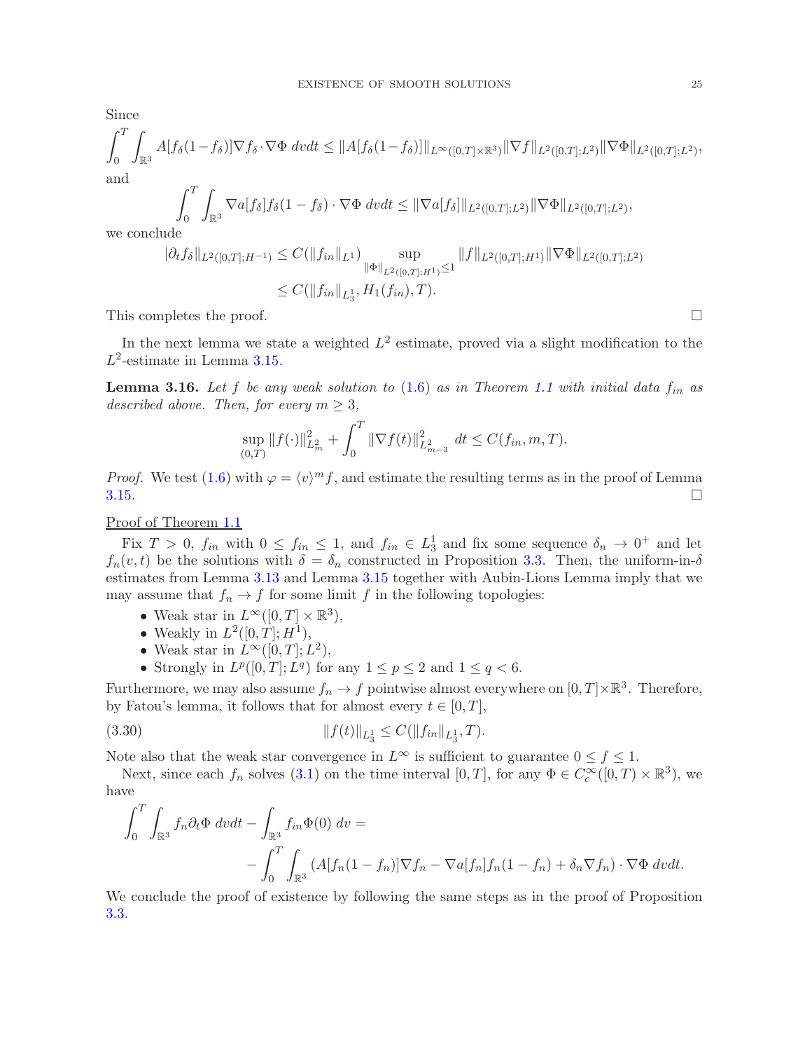Since

$$\int_0^T \int_{\mathbb{R}^3} A[f_\delta(1-f_\delta)]\nabla f_\delta \cdot \nabla \Phi \, dvdt \leq \|A[f_\delta(1-f_\delta)]\|_{L^\infty([0,T]\times\mathbb{R}^3)} \|\nabla f\|_{L^2([0,T];L^2)} \|\nabla \Phi\|_{L^2([0,T];L^2)},$$

and

$$\int_0^T \int_{\mathbb{R}^3} \nabla a[f_\delta] f_\delta(1-f_\delta) \cdot \nabla \Phi \, dvdt \leq \|\nabla a[f_\delta]\|_{L^2([0,T];L^2)} \|\nabla \Phi\|_{L^2([0,T];L^2)},$$

we conclude

$$\begin{aligned} |\partial_t f_\delta\|_{L^2([0,T];H^{-1})} &\leq C(\|f_{in}\|_{L^1}) \sup_{\|\Phi\|_{L^2([0,T];H^1)}\leq 1} \|f\|_{L^2([0,T];H^1)} \|\nabla \Phi\|_{L^2([0,T];L^2)} \\ &\leq C(\|f_{in}\|_{L^1_3}, H_1(f_{in}), T). \end{aligned}$$

This completes the proof. $\square$

In the next lemma we state a weighted $L^2$ estimate, proved via a slight modification to the $L^2$-estimate in Lemma 3.15.

**Lemma 3.16.** *Let $f$ be any weak solution to (1.6) as in Theorem 1.1 with initial data $f_{in}$ as described above. Then, for every $m \geq 3$,*

$$\sup_{(0,T)} \|f(\cdot)\|^2_{L^2_m} + \int_0^T \|\nabla f(t)\|^2_{L^2_{m-3}} \, dt \leq C(f_{in}, m, T).$$

*Proof.* We test (1.6) with $\varphi = \langle v\rangle^m f$, and estimate the resulting terms as in the proof of Lemma 3.15. $\square$

Proof of Theorem 1.1

Fix $T > 0$, $f_{in}$ with $0 \leq f_{in} \leq 1$, and $f_{in} \in L^1_3$ and fix some sequence $\delta_n \to 0^+$ and let $f_n(v,t)$ be the solutions with $\delta = \delta_n$ constructed in Proposition 3.3. Then, the uniform-in-$\delta$ estimates from Lemma 3.13 and Lemma 3.15 together with Aubin-Lions Lemma imply that we may assume that $f_n \to f$ for some limit $f$ in the following topologies:

- Weak star in $L^\infty([0,T]\times\mathbb{R}^3)$,
- Weakly in $L^2([0,T];H^1)$,
- Weak star in $L^\infty([0,T];L^2)$,
- Strongly in $L^p([0,T];L^q)$ for any $1 \leq p \leq 2$ and $1 \leq q < 6$.

Furthermore, we may also assume $f_n \to f$ pointwise almost everywhere on $[0,T]\times\mathbb{R}^3$. Therefore, by Fatou's lemma, it follows that for almost every $t \in [0,T]$,

$$\|f(t)\|_{L^1_3} \leq C(\|f_{in}\|_{L^1_3}, T). \tag{3.30}$$

Note also that the weak star convergence in $L^\infty$ is sufficient to guarantee $0 \leq f \leq 1$.

Next, since each $f_n$ solves (3.1) on the time interval $[0,T]$, for any $\Phi \in C^\infty_c([0,T)\times\mathbb{R}^3)$, we have

$$\begin{aligned} \int_0^T \int_{\mathbb{R}^3} f_n \partial_t \Phi \, dvdt - \int_{\mathbb{R}^3} f_{in}\Phi(0) \, dv = \\ - \int_0^T \int_{\mathbb{R}^3} \left(A[f_n(1-f_n)]\nabla f_n - \nabla a[f_n] f_n(1-f_n) + \delta_n \nabla f_n\right) \cdot \nabla \Phi \, dvdt. \end{aligned}$$

We conclude the proof of existence by following the same steps as in the proof of Proposition 3.3.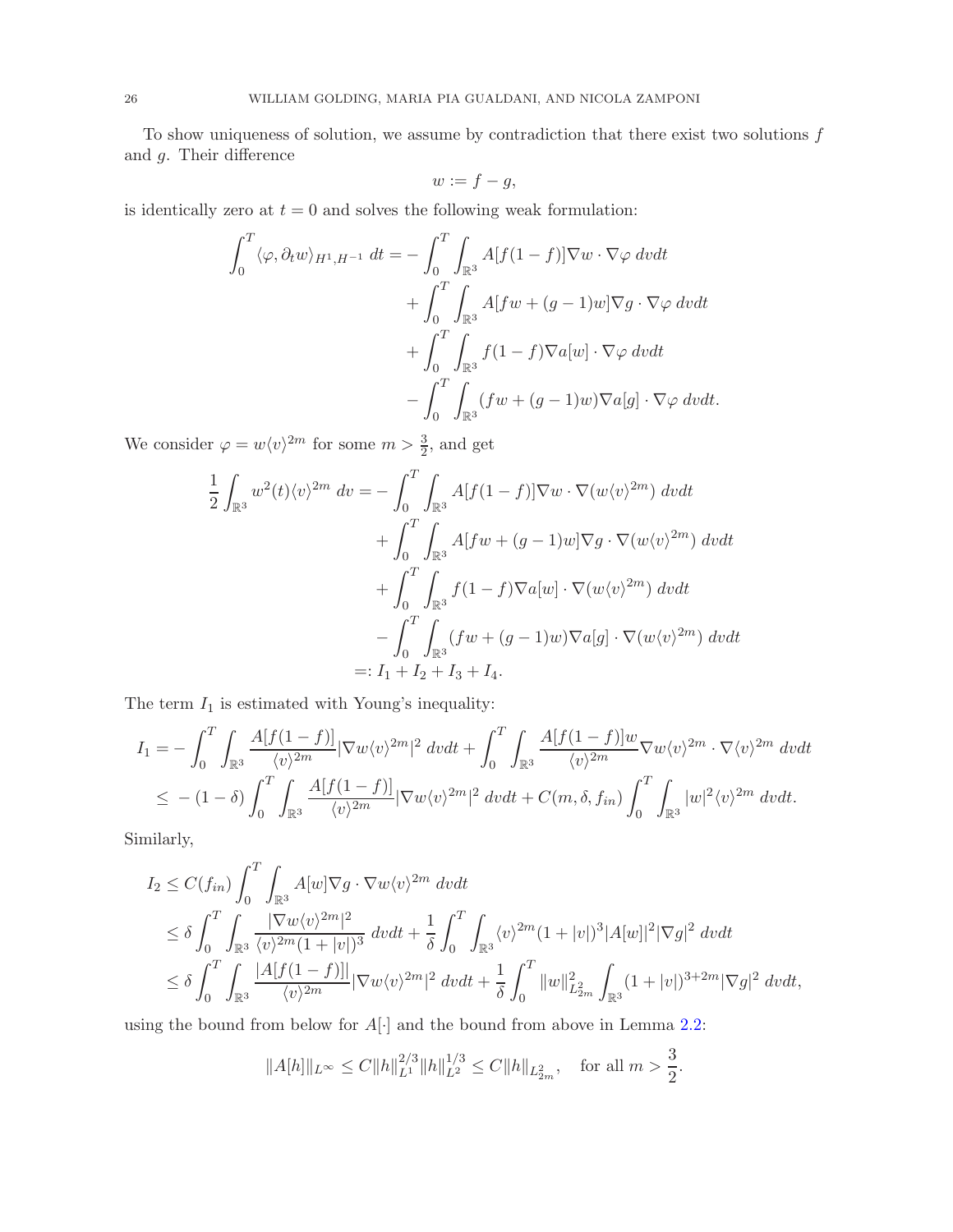To show uniqueness of solution, we assume by contradiction that there exist two solutions $f$ and $g$. Their difference

$$
w := f - g,
$$

is identically zero at $t = 0$ and solves the following weak formulation:

$$
\begin{aligned}
\int_0^T \langle \varphi, \partial_t w \rangle_{H^1, H^{-1}} \, dt = &- \int_0^T \int_{\mathbb{R}^3} A[f(1-f)] \nabla w \cdot \nabla \varphi \, dv dt \\
&+ \int_0^T \int_{\mathbb{R}^3} A[fw + (g-1)w] \nabla g \cdot \nabla \varphi \, dv dt \\
&+ \int_0^T \int_{\mathbb{R}^3} f(1-f) \nabla a[w] \cdot \nabla \varphi \, dv dt \\
&- \int_0^T \int_{\mathbb{R}^3} (fw + (g-1)w) \nabla a[g] \cdot \nabla \varphi \, dv dt.
\end{aligned}
$$

We consider $\varphi = w \langle v \rangle^{2m}$ for some $m > \frac{3}{2}$, and get

$$
\begin{aligned}
\frac{1}{2} \int_{\mathbb{R}^3} w^2(t) \langle v \rangle^{2m} \, dv = &- \int_0^T \int_{\mathbb{R}^3} A[f(1-f)] \nabla w \cdot \nabla (w \langle v \rangle^{2m}) \, dv dt \\
&+ \int_0^T \int_{\mathbb{R}^3} A[fw + (g-1)w] \nabla g \cdot \nabla (w \langle v \rangle^{2m}) \, dv dt \\
&+ \int_0^T \int_{\mathbb{R}^3} f(1-f) \nabla a[w] \cdot \nabla (w \langle v \rangle^{2m}) \, dv dt \\
&- \int_0^T \int_{\mathbb{R}^3} (fw + (g-1)w) \nabla a[g] \cdot \nabla (w \langle v \rangle^{2m}) \, dv dt \\
=: &\; I_1 + I_2 + I_3 + I_4.
\end{aligned}
$$

The term $I_1$ is estimated with Young's inequality:

$$
\begin{aligned}
I_1 = &- \int_0^T \int_{\mathbb{R}^3} \frac{A[f(1-f)]}{\langle v \rangle^{2m}} |\nabla w \langle v \rangle^{2m}|^2 \, dv dt + \int_0^T \int_{\mathbb{R}^3} \frac{A[f(1-f)] w}{\langle v \rangle^{2m}} \nabla w \langle v \rangle^{2m} \cdot \nabla \langle v \rangle^{2m} \, dv dt \\
\leq &- (1 - \delta) \int_0^T \int_{\mathbb{R}^3} \frac{A[f(1-f)]}{\langle v \rangle^{2m}} |\nabla w \langle v \rangle^{2m}|^2 \, dv dt + C(m, \delta, f_{in}) \int_0^T \int_{\mathbb{R}^3} |w|^2 \langle v \rangle^{2m} \, dv dt.
\end{aligned}
$$

Similarly,

$$
\begin{aligned}
I_2 &\leq C(f_{in}) \int_0^T \int_{\mathbb{R}^3} A[w] \nabla g \cdot \nabla w \langle v \rangle^{2m} \, dv dt \\
&\leq \delta \int_0^T \int_{\mathbb{R}^3} \frac{|\nabla w \langle v \rangle^{2m}|^2}{\langle v \rangle^{2m} (1 + |v|)^3} \, dv dt + \frac{1}{\delta} \int_0^T \int_{\mathbb{R}^3} \langle v \rangle^{2m} (1 + |v|)^3 |A[w]|^2 |\nabla g|^2 \, dv dt \\
&\leq \delta \int_0^T \int_{\mathbb{R}^3} \frac{|A[f(1-f)]|}{\langle v \rangle^{2m}} |\nabla w \langle v \rangle^{2m}|^2 \, dv dt + \frac{1}{\delta} \int_0^T \|w\|_{L^2_{2m}}^2 \int_{\mathbb{R}^3} (1 + |v|)^{3+2m} |\nabla g|^2 \, dv dt,
\end{aligned}
$$

using the bound from below for $A[\cdot]$ and the bound from above in Lemma 2.2:

$$
\|A[h]\|_{L^\infty} \leq C \|h\|_{L^1}^{2/3} \|h\|_{L^2}^{1/3} \leq C \|h\|_{L^2_{2m}}, \quad \text{for all } m > \frac{3}{2}.
$$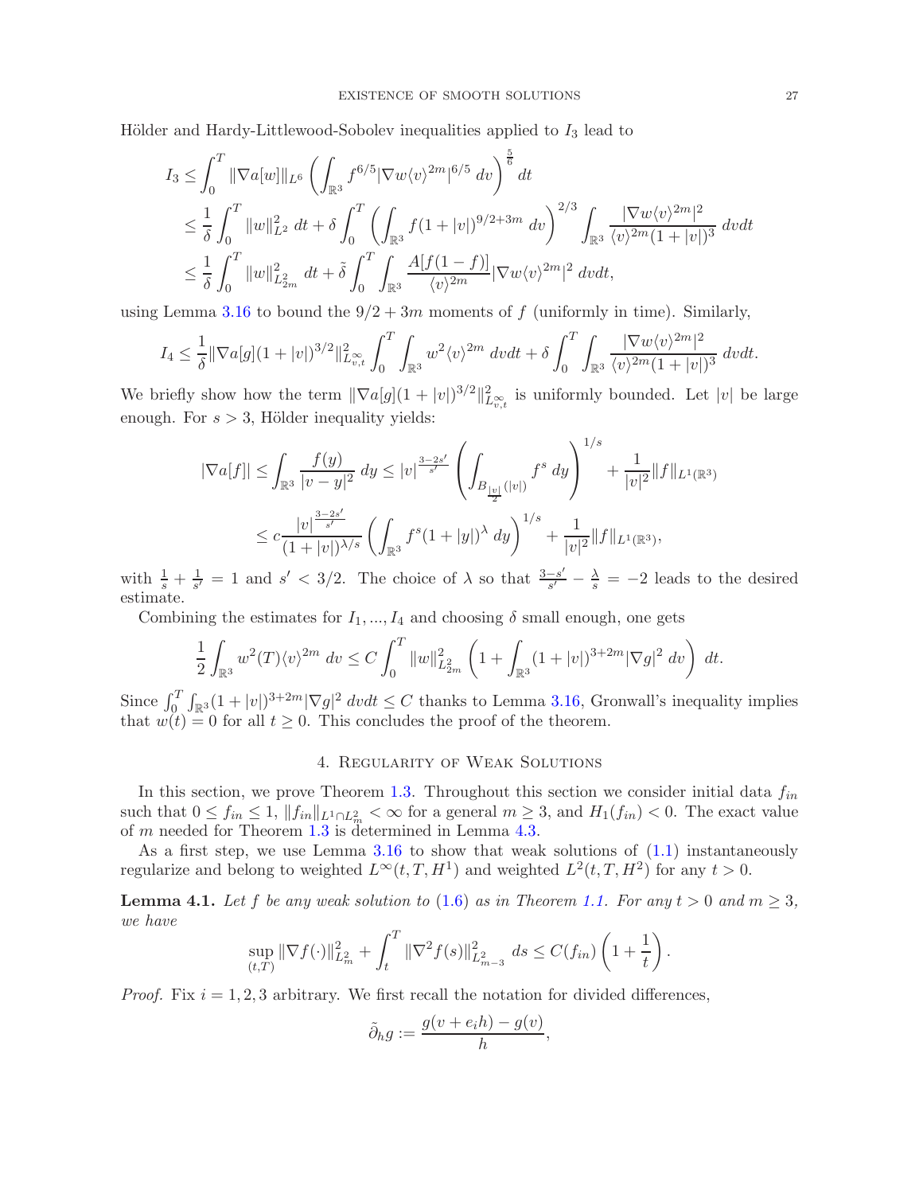Hölder and Hardy-Littlewood-Sobolev inequalities applied to $I_3$ lead to

$$
\begin{aligned}
I_3 &\leq \int_0^T \|\nabla a[w]\|_{L^6} \left( \int_{\mathbb{R}^3} f^{6/5} |\nabla w \langle v \rangle^{2m}|^{6/5} \, dv \right)^{\frac{5}{6}} dt \\
&\leq \frac{1}{\delta} \int_0^T \|w\|_{L^2}^2 \, dt + \delta \int_0^T \left( \int_{\mathbb{R}^3} f (1+|v|)^{9/2+3m} \, dv \right)^{2/3} \int_{\mathbb{R}^3} \frac{|\nabla w \langle v \rangle^{2m}|^2}{\langle v \rangle^{2m} (1+|v|)^3} \, dv dt \\
&\leq \frac{1}{\delta} \int_0^T \|w\|_{L^2_{2m}}^2 \, dt + \tilde{\delta} \int_0^T \int_{\mathbb{R}^3} \frac{A[f(1-f)]}{\langle v \rangle^{2m}} |\nabla w \langle v \rangle^{2m}|^2 \, dv dt,
\end{aligned}
$$

using Lemma 3.16 to bound the $9/2 + 3m$ moments of $f$ (uniformly in time). Similarly,

$$
I_4 \leq \frac{1}{\delta} \|\nabla a[g] (1+|v|)^{3/2}\|_{L^\infty_{v,t}}^2 \int_0^T \int_{\mathbb{R}^3} w^2 \langle v \rangle^{2m} \, dv dt + \delta \int_0^T \int_{\mathbb{R}^3} \frac{|\nabla w \langle v \rangle^{2m}|^2}{\langle v \rangle^{2m} (1+|v|)^3} \, dv dt.
$$

We briefly show how the term $\|\nabla a[g](1+|v|)^{3/2}\|_{L^\infty_{v,t}}^2$ is uniformly bounded. Let $|v|$ be large enough. For $s > 3$, Hölder inequality yields:

$$
\begin{aligned}
|\nabla a[f]| &\leq \int_{\mathbb{R}^3} \frac{f(y)}{|v-y|^2} \, dy \leq |v|^{\frac{3-2s'}{s'}} \left( \int_{B_{\frac{|v|}{2}}(|v|)} f^s \, dy \right)^{1/s} + \frac{1}{|v|^2} \|f\|_{L^1(\mathbb{R}^3)} \\
&\leq c \frac{|v|^{\frac{3-2s'}{s'}}}{(1+|v|)^{\lambda/s}} \left( \int_{\mathbb{R}^3} f^s (1+|y|)^\lambda \, dy \right)^{1/s} + \frac{1}{|v|^2} \|f\|_{L^1(\mathbb{R}^3)},
\end{aligned}
$$

with $\frac{1}{s} + \frac{1}{s'} = 1$ and $s' < 3/2$. The choice of $\lambda$ so that $\frac{3-s'}{s'} - \frac{\lambda}{s} = -2$ leads to the desired estimate.

Combining the estimates for $I_1, ..., I_4$ and choosing $\delta$ small enough, one gets

$$
\frac{1}{2} \int_{\mathbb{R}^3} w^2(T) \langle v \rangle^{2m} \, dv \leq C \int_0^T \|w\|_{L^2_{2m}}^2 \left( 1 + \int_{\mathbb{R}^3} (1+|v|)^{3+2m} |\nabla g|^2 \, dv \right) dt.
$$

Since $\int_0^T \int_{\mathbb{R}^3} (1+|v|)^{3+2m} |\nabla g|^2 \, dv dt \leq C$ thanks to Lemma 3.16, Gronwall's inequality implies that $w(t) = 0$ for all $t \geq 0$. This concludes the proof of the theorem.

## 4. Regularity of Weak Solutions

In this section, we prove Theorem 1.3. Throughout this section we consider initial data $f_{in}$ such that $0 \leq f_{in} \leq 1$, $\|f_{in}\|_{L^1 \cap L^2_m} < \infty$ for a general $m \geq 3$, and $H_1(f_{in}) < 0$. The exact value of $m$ needed for Theorem 1.3 is determined in Lemma 4.3.

As a first step, we use Lemma 3.16 to show that weak solutions of (1.1) instantaneously regularize and belong to weighted $L^\infty(t, T, H^1)$ and weighted $L^2(t, T, H^2)$ for any $t > 0$.

**Lemma 4.1.** *Let $f$ be any weak solution to* (1.6) *as in Theorem 1.1. For any $t > 0$ and $m \geq 3$, we have*

$$
\sup_{(t,T)} \|\nabla f(\cdot)\|_{L^2_m}^2 + \int_t^T \|\nabla^2 f(s)\|_{L^2_{m-3}}^2 \, ds \leq C(f_{in}) \left( 1 + \frac{1}{t} \right).
$$

*Proof.* Fix $i = 1, 2, 3$ arbitrary. We first recall the notation for divided differences,

$$
\tilde{\partial}_h g := \frac{g(v + e_i h) - g(v)}{h},
$$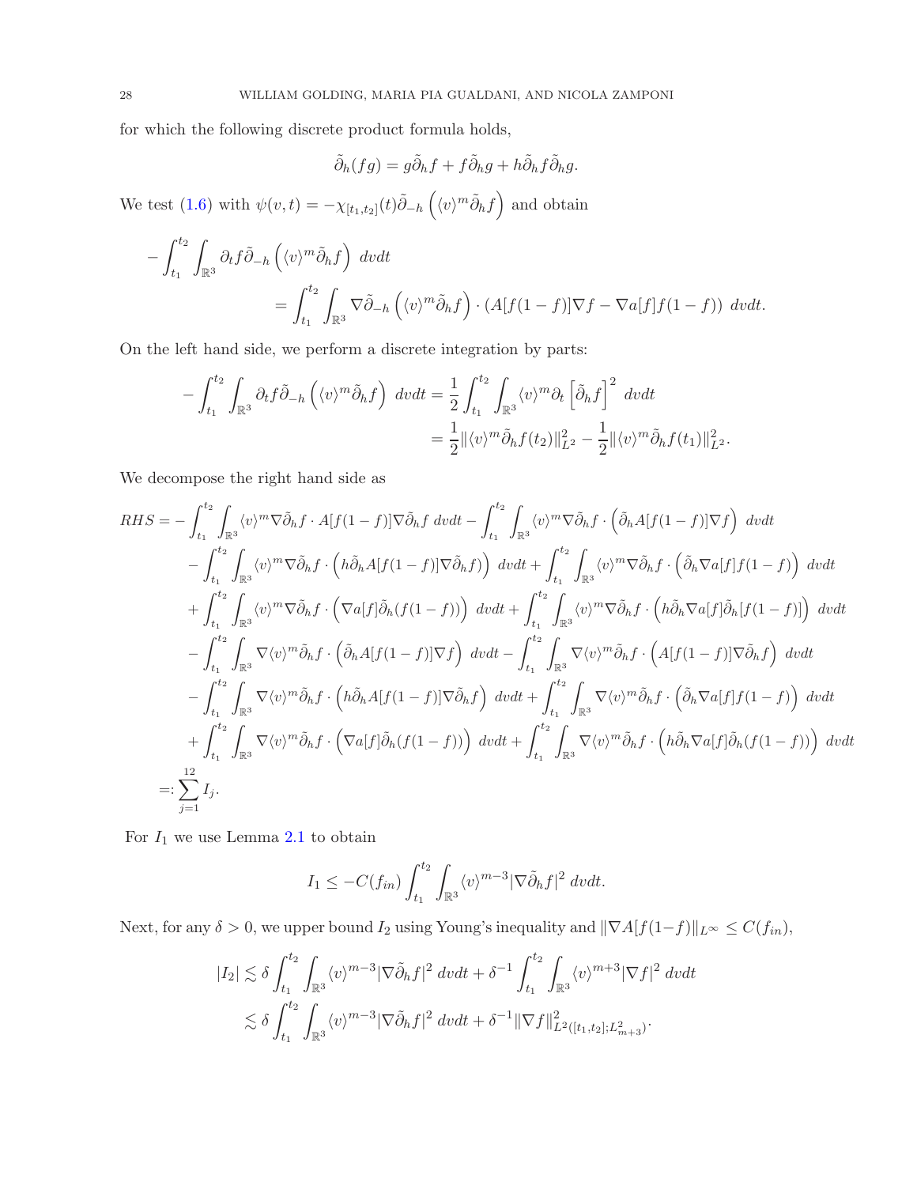for which the following discrete product formula holds,

$$
\tilde{\partial}_h(fg) = g\tilde{\partial}_h f + f\tilde{\partial}_h g + h\tilde{\partial}_h f\tilde{\partial}_h g.
$$

We test (1.6) with $\psi(v,t) = -\chi_{[t_1,t_2]}(t)\tilde{\partial}_{-h}\left(\langle v\rangle^m\tilde{\partial}_h f\right)$ and obtain

$$
\begin{aligned}
-\int_{t_1}^{t_2}\int_{\mathbb{R}^3} \partial_t f\tilde{\partial}_{-h}\left(\langle v\rangle^m\tilde{\partial}_h f\right)\,dvdt
\\
&= \int_{t_1}^{t_2}\int_{\mathbb{R}^3} \nabla\tilde{\partial}_{-h}\left(\langle v\rangle^m\tilde{\partial}_h f\right)\cdot\left(A[f(1-f)]\nabla f - \nabla a[f]f(1-f)\right)\,dvdt.
\end{aligned}
$$

On the left hand side, we perform a discrete integration by parts:

$$
\begin{aligned}
-\int_{t_1}^{t_2}\int_{\mathbb{R}^3} \partial_t f\tilde{\partial}_{-h}\left(\langle v\rangle^m\tilde{\partial}_h f\right)\,dvdt &= \frac{1}{2}\int_{t_1}^{t_2}\int_{\mathbb{R}^3}\langle v\rangle^m\partial_t\left[\tilde{\partial}_h f\right]^2\,dvdt\\
&= \frac{1}{2}\|\langle v\rangle^m\tilde{\partial}_h f(t_2)\|_{L^2}^2 - \frac{1}{2}\|\langle v\rangle^m\tilde{\partial}_h f(t_1)\|_{L^2}^2.
\end{aligned}
$$

We decompose the right hand side as

$$
\begin{aligned}
RHS = &-\int_{t_1}^{t_2}\int_{\mathbb{R}^3}\langle v\rangle^m\nabla\tilde{\partial}_h f\cdot A[f(1-f)]\nabla\tilde{\partial}_h f\,dvdt - \int_{t_1}^{t_2}\int_{\mathbb{R}^3}\langle v\rangle^m\nabla\tilde{\partial}_h f\cdot\left(\tilde{\partial}_h A[f(1-f)]\nabla f\right)\,dvdt\\
&-\int_{t_1}^{t_2}\int_{\mathbb{R}^3}\langle v\rangle^m\nabla\tilde{\partial}_h f\cdot\left(h\tilde{\partial}_h A[f(1-f)]\nabla\tilde{\partial}_h f\right)\,dvdt + \int_{t_1}^{t_2}\int_{\mathbb{R}^3}\langle v\rangle^m\nabla\tilde{\partial}_h f\cdot\left(\tilde{\partial}_h\nabla a[f]f(1-f)\right)\,dvdt\\
&+\int_{t_1}^{t_2}\int_{\mathbb{R}^3}\langle v\rangle^m\nabla\tilde{\partial}_h f\cdot\left(\nabla a[f]\tilde{\partial}_h(f(1-f))\right)\,dvdt + \int_{t_1}^{t_2}\int_{\mathbb{R}^3}\langle v\rangle^m\nabla\tilde{\partial}_h f\cdot\left(h\tilde{\partial}_h\nabla a[f]\tilde{\partial}_h[f(1-f)]\right)\,dvdt\\
&-\int_{t_1}^{t_2}\int_{\mathbb{R}^3}\nabla\langle v\rangle^m\tilde{\partial}_h f\cdot\left(\tilde{\partial}_h A[f(1-f)]\nabla f\right)\,dvdt - \int_{t_1}^{t_2}\int_{\mathbb{R}^3}\nabla\langle v\rangle^m\tilde{\partial}_h f\cdot\left(A[f(1-f)]\nabla\tilde{\partial}_h f\right)\,dvdt\\
&-\int_{t_1}^{t_2}\int_{\mathbb{R}^3}\nabla\langle v\rangle^m\tilde{\partial}_h f\cdot\left(h\tilde{\partial}_h A[f(1-f)]\nabla\tilde{\partial}_h f\right)\,dvdt + \int_{t_1}^{t_2}\int_{\mathbb{R}^3}\nabla\langle v\rangle^m\tilde{\partial}_h f\cdot\left(\tilde{\partial}_h\nabla a[f]f(1-f)\right)\,dvdt\\
&+\int_{t_1}^{t_2}\int_{\mathbb{R}^3}\nabla\langle v\rangle^m\tilde{\partial}_h f\cdot\left(\nabla a[f]\tilde{\partial}_h(f(1-f))\right)\,dvdt + \int_{t_1}^{t_2}\int_{\mathbb{R}^3}\nabla\langle v\rangle^m\tilde{\partial}_h f\cdot\left(h\tilde{\partial}_h\nabla a[f]\tilde{\partial}_h(f(1-f))\right)\,dvdt\\
=:& \sum_{j=1}^{12} I_j.
\end{aligned}
$$

For $I_1$ we use Lemma 2.1 to obtain

$$
I_1 \le -C(f_{in})\int_{t_1}^{t_2}\int_{\mathbb{R}^3}\langle v\rangle^{m-3}|\nabla\tilde{\partial}_h f|^2\,dvdt.
$$

Next, for any $\delta > 0$, we upper bound $I_2$ using Young's inequality and $\|\nabla A[f(1-f)]\|_{L^\infty} \le C(f_{in})$,

$$
\begin{aligned}
|I_2| &\lesssim \delta\int_{t_1}^{t_2}\int_{\mathbb{R}^3}\langle v\rangle^{m-3}|\nabla\tilde{\partial}_h f|^2\,dvdt + \delta^{-1}\int_{t_1}^{t_2}\int_{\mathbb{R}^3}\langle v\rangle^{m+3}|\nabla f|^2\,dvdt\\
&\lesssim \delta\int_{t_1}^{t_2}\int_{\mathbb{R}^3}\langle v\rangle^{m-3}|\nabla\tilde{\partial}_h f|^2\,dvdt + \delta^{-1}\|\nabla f\|_{L^2([t_1,t_2];L^2_{m+3})}^2.
\end{aligned}
$$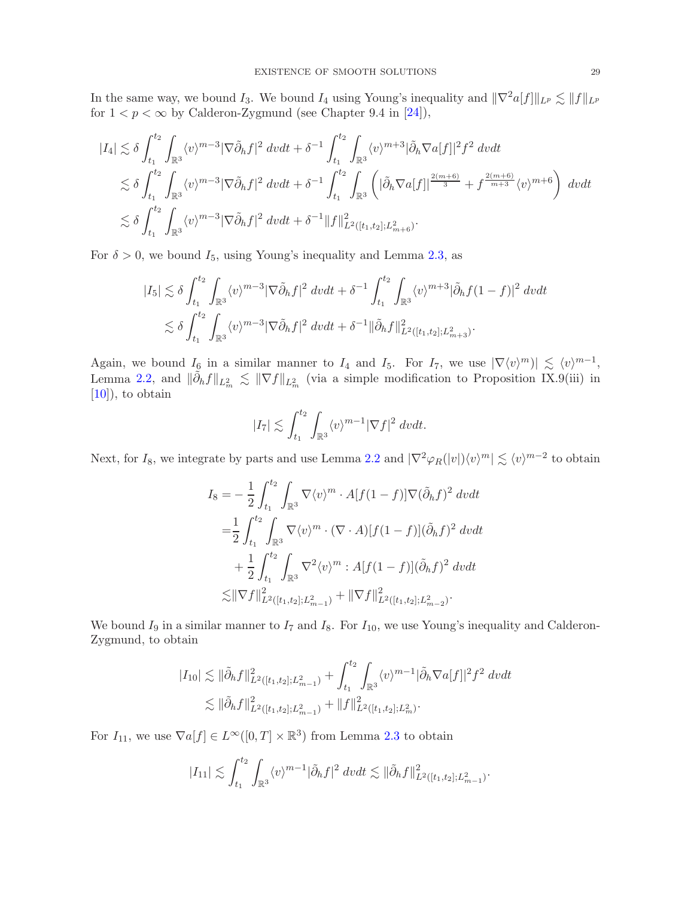In the same way, we bound $I_3$. We bound $I_4$ using Young's inequality and $\|\nabla^2 a[f]\|_{L^p} \lesssim \|f\|_{L^p}$ for $1 < p < \infty$ by Calderon-Zygmund (see Chapter 9.4 in [24]),

$$
\begin{aligned}
|I_4| &\lesssim \delta \int_{t_1}^{t_2} \int_{\mathbb{R}^3} \langle v\rangle^{m-3} |\nabla \tilde{\partial}_h f|^2 \, dvdt + \delta^{-1} \int_{t_1}^{t_2} \int_{\mathbb{R}^3} \langle v\rangle^{m+3} |\tilde{\partial}_h \nabla a[f]|^2 f^2 \, dvdt \\
&\lesssim \delta \int_{t_1}^{t_2} \int_{\mathbb{R}^3} \langle v\rangle^{m-3} |\nabla \tilde{\partial}_h f|^2 \, dvdt + \delta^{-1} \int_{t_1}^{t_2} \int_{\mathbb{R}^3} \left( |\tilde{\partial}_h \nabla a[f]|^{\frac{2(m+6)}{3}} + f^{\frac{2(m+6)}{m+3}} \langle v\rangle^{m+6} \right) \, dvdt \\
&\lesssim \delta \int_{t_1}^{t_2} \int_{\mathbb{R}^3} \langle v\rangle^{m-3} |\nabla \tilde{\partial}_h f|^2 \, dvdt + \delta^{-1} \|f\|^2_{L^2([t_1,t_2];L^2_{m+6})}.
\end{aligned}
$$

For $\delta > 0$, we bound $I_5$, using Young's inequality and Lemma 2.3, as

$$
\begin{aligned}
|I_5| &\lesssim \delta \int_{t_1}^{t_2} \int_{\mathbb{R}^3} \langle v\rangle^{m-3} |\nabla \tilde{\partial}_h f|^2 \, dvdt + \delta^{-1} \int_{t_1}^{t_2} \int_{\mathbb{R}^3} \langle v\rangle^{m+3} |\tilde{\partial}_h f (1-f)|^2 \, dvdt \\
&\lesssim \delta \int_{t_1}^{t_2} \int_{\mathbb{R}^3} \langle v\rangle^{m-3} |\nabla \tilde{\partial}_h f|^2 \, dvdt + \delta^{-1} \|\tilde{\partial}_h f\|^2_{L^2([t_1,t_2];L^2_{m+3})}.
\end{aligned}
$$

Again, we bound $I_6$ in a similar manner to $I_4$ and $I_5$. For $I_7$, we use $|\nabla \langle v\rangle^m)| \lesssim \langle v\rangle^{m-1}$, Lemma 2.2, and $\|\tilde{\partial}_h f\|_{L^2_m} \lesssim \|\nabla f\|_{L^2_m}$ (via a simple modification to Proposition IX.9(iii) in [10]), to obtain

$$
|I_7| \lesssim \int_{t_1}^{t_2} \int_{\mathbb{R}^3} \langle v\rangle^{m-1} |\nabla f|^2 \, dvdt.
$$

Next, for $I_8$, we integrate by parts and use Lemma 2.2 and $|\nabla^2 \varphi_R(|v|) \langle v\rangle^m| \lesssim \langle v\rangle^{m-2}$ to obtain

$$
\begin{aligned}
I_8 &= -\frac{1}{2} \int_{t_1}^{t_2} \int_{\mathbb{R}^3} \nabla \langle v\rangle^m \cdot A[f(1-f)] \nabla (\tilde{\partial}_h f)^2 \, dvdt \\
&= \frac{1}{2} \int_{t_1}^{t_2} \int_{\mathbb{R}^3} \nabla \langle v\rangle^m \cdot (\nabla \cdot A)[f(1-f)] (\tilde{\partial}_h f)^2 \, dvdt \\
&\quad + \frac{1}{2} \int_{t_1}^{t_2} \int_{\mathbb{R}^3} \nabla^2 \langle v\rangle^m : A[f(1-f)] (\tilde{\partial}_h f)^2 \, dvdt \\
&\lesssim \|\nabla f\|^2_{L^2([t_1,t_2];L^2_{m-1})} + \|\nabla f\|^2_{L^2([t_1,t_2];L^2_{m-2})}.
\end{aligned}
$$

We bound $I_9$ in a similar manner to $I_7$ and $I_8$. For $I_{10}$, we use Young's inequality and Calderon-Zygmund, to obtain

$$
\begin{aligned}
|I_{10}| &\lesssim \|\tilde{\partial}_h f\|^2_{L^2([t_1,t_2];L^2_{m-1})} + \int_{t_1}^{t_2} \int_{\mathbb{R}^3} \langle v\rangle^{m-1} |\tilde{\partial}_h \nabla a[f]|^2 f^2 \, dvdt \\
&\lesssim \|\tilde{\partial}_h f\|^2_{L^2([t_1,t_2];L^2_{m-1})} + \|f\|^2_{L^2([t_1,t_2];L^2_m)}.
\end{aligned}
$$

For $I_{11}$, we use $\nabla a[f] \in L^\infty([0,T] \times \mathbb{R}^3)$ from Lemma 2.3 to obtain

$$
|I_{11}| \lesssim \int_{t_1}^{t_2} \int_{\mathbb{R}^3} \langle v\rangle^{m-1} |\tilde{\partial}_h f|^2 \, dvdt \lesssim \|\tilde{\partial}_h f\|^2_{L^2([t_1,t_2];L^2_{m-1})}.
$$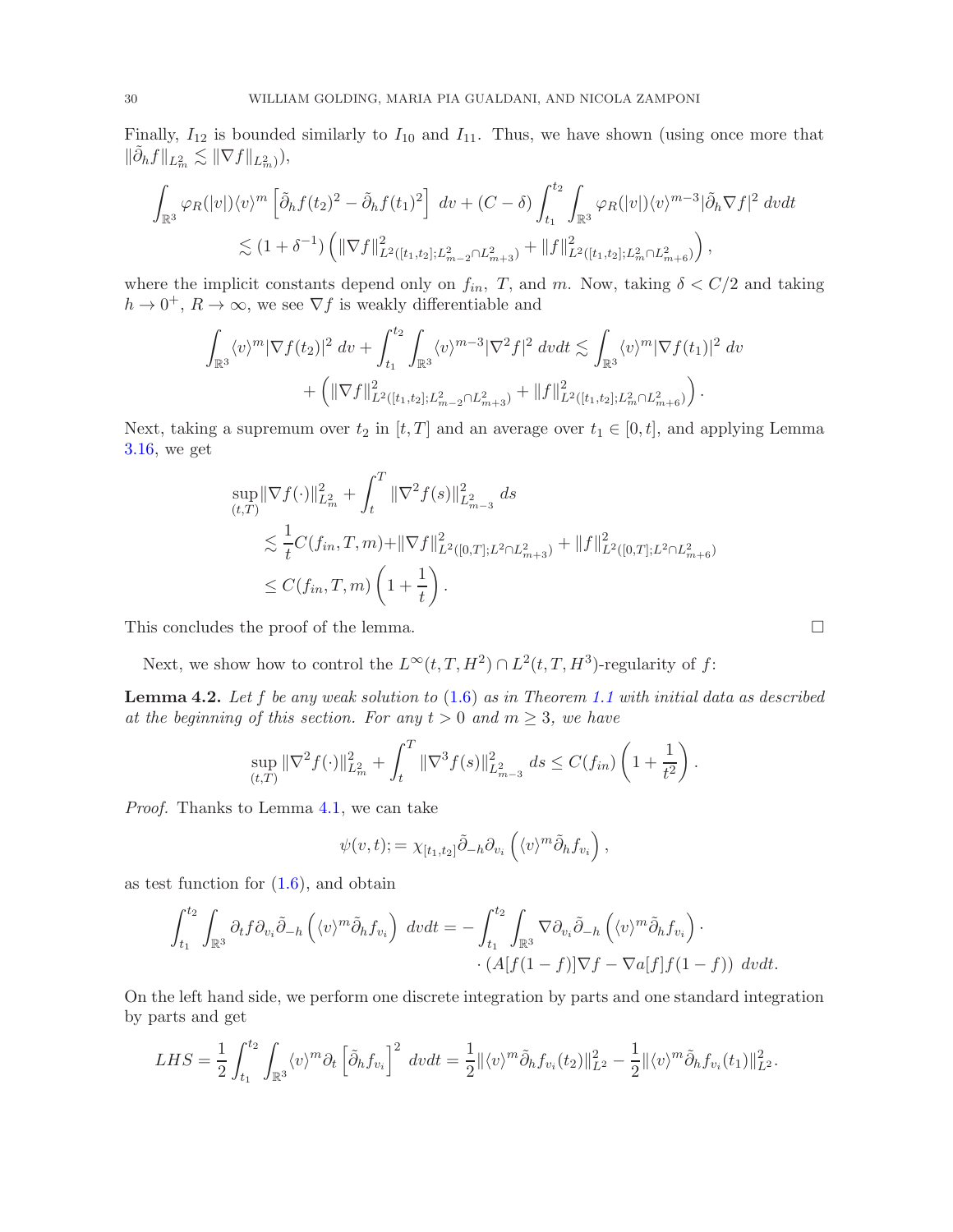Finally, $I_{12}$ is bounded similarly to $I_{10}$ and $I_{11}$. Thus, we have shown (using once more that $\|\tilde{\partial}_h f\|_{L^2_m} \lesssim \|\nabla f\|_{L^2_m}$),

$$\int_{\mathbb{R}^3} \varphi_R(|v|)\langle v\rangle^m \left[\tilde{\partial}_h f(t_2)^2 - \tilde{\partial}_h f(t_1)^2\right] \, dv + (C-\delta)\int_{t_1}^{t_2}\int_{\mathbb{R}^3} \varphi_R(|v|)\langle v\rangle^{m-3}|\tilde{\partial}_h \nabla f|^2 \, dvdt$$
$$\lesssim (1+\delta^{-1})\left(\|\nabla f\|^2_{L^2([t_1,t_2];L^2_{m-2}\cap L^2_{m+3})} + \|f\|^2_{L^2([t_1,t_2];L^2_m\cap L^2_{m+6})}\right),$$

where the implicit constants depend only on $f_{in}$, $T$, and $m$. Now, taking $\delta < C/2$ and taking $h \to 0^+$, $R\to\infty$, we see $\nabla f$ is weakly differentiable and

$$\int_{\mathbb{R}^3} \langle v\rangle^m |\nabla f(t_2)|^2 \, dv + \int_{t_1}^{t_2}\int_{\mathbb{R}^3} \langle v\rangle^{m-3}|\nabla^2 f|^2 \, dvdt \lesssim \int_{\mathbb{R}^3}\langle v\rangle^m|\nabla f(t_1)|^2 \, dv$$
$$+ \left(\|\nabla f\|^2_{L^2([t_1,t_2];L^2_{m-2}\cap L^2_{m+3})} + \|f\|^2_{L^2([t_1,t_2];L^2_m\cap L^2_{m+6})}\right).$$

Next, taking a supremum over $t_2$ in $[t,T]$ and an average over $t_1 \in [0,t]$, and applying Lemma 3.16, we get

$$\begin{aligned}
&\sup_{(t,T)}\|\nabla f(\cdot)\|^2_{L^2_m} + \int_t^T \|\nabla^2 f(s)\|^2_{L^2_{m-3}} \, ds \\
&\quad\lesssim \frac{1}{t}C(f_{in},T,m) + \|\nabla f\|^2_{L^2([0,T];L^2\cap L^2_{m+3})} + \|f\|^2_{L^2([0,T];L^2\cap L^2_{m+6})} \\
&\quad\le C(f_{in},T,m)\left(1+\frac{1}{t}\right).
\end{aligned}$$

This concludes the proof of the lemma. $\square$

Next, we show how to control the $L^\infty(t,T,H^2)\cap L^2(t,T,H^3)$-regularity of $f$:

**Lemma 4.2.** *Let $f$ be any weak solution to (1.6) as in Theorem 1.1 with initial data as described at the beginning of this section. For any $t>0$ and $m\ge 3$, we have*

$$\sup_{(t,T)}\|\nabla^2 f(\cdot)\|^2_{L^2_m} + \int_t^T \|\nabla^3 f(s)\|^2_{L^2_{m-3}} \, ds \le C(f_{in})\left(1+\frac{1}{t^2}\right).$$

*Proof.* Thanks to Lemma 4.1, we can take

$$\psi(v,t); = \chi_{[t_1,t_2]}\tilde{\partial}_{-h}\partial_{v_i}\left(\langle v\rangle^m \tilde{\partial}_h f_{v_i}\right),$$

as test function for (1.6), and obtain

$$\int_{t_1}^{t_2}\int_{\mathbb{R}^3} \partial_t f \partial_{v_i}\tilde{\partial}_{-h}\left(\langle v\rangle^m \tilde{\partial}_h f_{v_i}\right) \, dvdt = -\int_{t_1}^{t_2}\int_{\mathbb{R}^3} \nabla\partial_{v_i}\tilde{\partial}_{-h}\left(\langle v\rangle^m\tilde{\partial}_h f_{v_i}\right)\cdot$$
$$\cdot\left(A[f(1-f)]\nabla f - \nabla a[f]f(1-f)\right) \, dvdt.$$

On the left hand side, we perform one discrete integration by parts and one standard integration by parts and get

$$LHS = \frac{1}{2}\int_{t_1}^{t_2}\int_{\mathbb{R}^3}\langle v\rangle^m \partial_t\left[\tilde{\partial}_h f_{v_i}\right]^2 \, dvdt = \frac{1}{2}\|\langle v\rangle^m \tilde{\partial}_h f_{v_i}(t_2)\|^2_{L^2} - \frac{1}{2}\|\langle v\rangle^m\tilde{\partial}_h f_{v_i}(t_1)\|^2_{L^2}.$$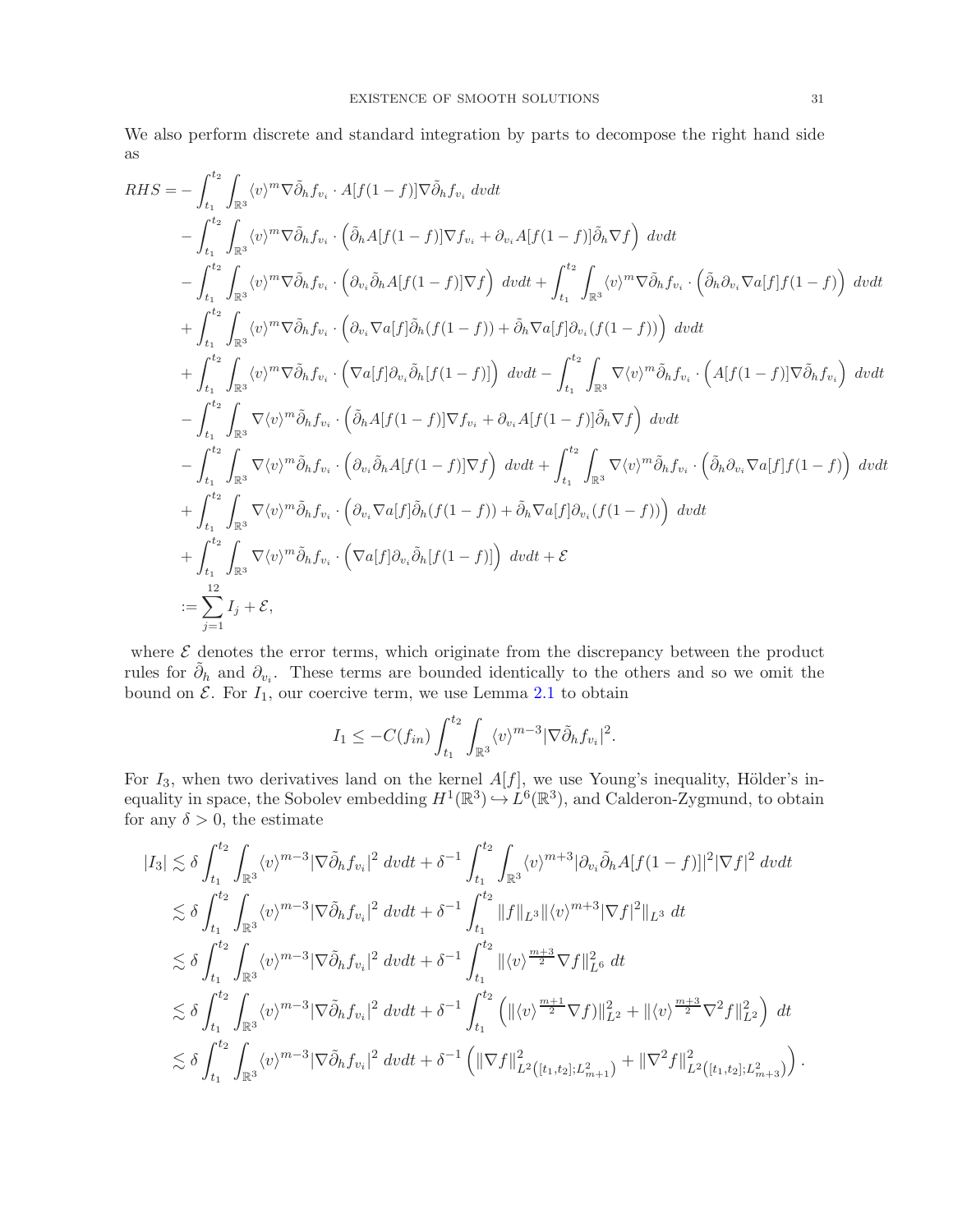We also perform discrete and standard integration by parts to decompose the right hand side as

$$
\begin{aligned}
RHS =& -\int_{t_1}^{t_2}\int_{\mathbb{R}^3} \langle v\rangle^m \nabla\tilde{\partial}_h f_{v_i}\cdot A[f(1-f)]\nabla\tilde{\partial}_h f_{v_i}\,dvdt \\
&-\int_{t_1}^{t_2}\int_{\mathbb{R}^3} \langle v\rangle^m \nabla\tilde{\partial}_h f_{v_i}\cdot\left(\tilde{\partial}_h A[f(1-f)]\nabla f_{v_i} + \partial_{v_i}A[f(1-f)]\tilde{\partial}_h\nabla f\right)\,dvdt \\
&-\int_{t_1}^{t_2}\int_{\mathbb{R}^3} \langle v\rangle^m \nabla\tilde{\partial}_h f_{v_i}\cdot\left(\partial_{v_i}\tilde{\partial}_h A[f(1-f)]\nabla f\right)\,dvdt + \int_{t_1}^{t_2}\int_{\mathbb{R}^3} \langle v\rangle^m \nabla\tilde{\partial}_h f_{v_i}\cdot\left(\tilde{\partial}_h\partial_{v_i}\nabla a[f]f(1-f)\right)\,dvdt \\
&+\int_{t_1}^{t_2}\int_{\mathbb{R}^3} \langle v\rangle^m \nabla\tilde{\partial}_h f_{v_i}\cdot\left(\partial_{v_i}\nabla a[f]\tilde{\partial}_h(f(1-f)) + \tilde{\partial}_h\nabla a[f]\partial_{v_i}(f(1-f))\right)\,dvdt \\
&+\int_{t_1}^{t_2}\int_{\mathbb{R}^3} \langle v\rangle^m \nabla\tilde{\partial}_h f_{v_i}\cdot\left(\nabla a[f]\partial_{v_i}\tilde{\partial}_h[f(1-f)]\right)\,dvdt - \int_{t_1}^{t_2}\int_{\mathbb{R}^3} \nabla\langle v\rangle^m \tilde{\partial}_h f_{v_i}\cdot\left(A[f(1-f)]\nabla\tilde{\partial}_h f_{v_i}\right)\,dvdt \\
&-\int_{t_1}^{t_2}\int_{\mathbb{R}^3} \nabla\langle v\rangle^m \tilde{\partial}_h f_{v_i}\cdot\left(\tilde{\partial}_h A[f(1-f)]\nabla f_{v_i} + \partial_{v_i}A[f(1-f)]\tilde{\partial}_h\nabla f\right)\,dvdt \\
&-\int_{t_1}^{t_2}\int_{\mathbb{R}^3} \nabla\langle v\rangle^m \tilde{\partial}_h f_{v_i}\cdot\left(\partial_{v_i}\tilde{\partial}_h A[f(1-f)]\nabla f\right)\,dvdt + \int_{t_1}^{t_2}\int_{\mathbb{R}^3} \nabla\langle v\rangle^m \tilde{\partial}_h f_{v_i}\cdot\left(\tilde{\partial}_h\partial_{v_i}\nabla a[f]f(1-f)\right)\,dvdt \\
&+\int_{t_1}^{t_2}\int_{\mathbb{R}^3} \nabla\langle v\rangle^m \tilde{\partial}_h f_{v_i}\cdot\left(\partial_{v_i}\nabla a[f]\tilde{\partial}_h(f(1-f)) + \tilde{\partial}_h\nabla a[f]\partial_{v_i}(f(1-f))\right)\,dvdt \\
&+\int_{t_1}^{t_2}\int_{\mathbb{R}^3} \nabla\langle v\rangle^m \tilde{\partial}_h f_{v_i}\cdot\left(\nabla a[f]\partial_{v_i}\tilde{\partial}_h[f(1-f)]\right)\,dvdt + \mathcal{E} \\
:=& \sum_{j=1}^{12} I_j + \mathcal{E},
\end{aligned}
$$

where $\mathcal{E}$ denotes the error terms, which originate from the discrepancy between the product rules for $\tilde{\partial}_h$ and $\partial_{v_i}$. These terms are bounded identically to the others and so we omit the bound on $\mathcal{E}$. For $I_1$, our coercive term, we use Lemma 2.1 to obtain

$$
I_1 \le -C(f_{in})\int_{t_1}^{t_2}\int_{\mathbb{R}^3} \langle v\rangle^{m-3}|\nabla\tilde{\partial}_h f_{v_i}|^2.
$$

For $I_3$, when two derivatives land on the kernel $A[f]$, we use Young's inequality, Hölder's inequality in space, the Sobolev embedding $H^1(\mathbb{R}^3)\hookrightarrow L^6(\mathbb{R}^3)$, and Calderon-Zygmund, to obtain for any $\delta > 0$, the estimate

$$
\begin{aligned}
|I_3| &\lesssim \delta\int_{t_1}^{t_2}\int_{\mathbb{R}^3} \langle v\rangle^{m-3}|\nabla\tilde{\partial}_h f_{v_i}|^2\,dvdt + \delta^{-1}\int_{t_1}^{t_2}\int_{\mathbb{R}^3} \langle v\rangle^{m+3}|\partial_{v_i}\tilde{\partial}_h A[f(1-f)]|^2|\nabla f|^2\,dvdt \\
&\lesssim \delta\int_{t_1}^{t_2}\int_{\mathbb{R}^3} \langle v\rangle^{m-3}|\nabla\tilde{\partial}_h f_{v_i}|^2\,dvdt + \delta^{-1}\int_{t_1}^{t_2} \|f\|_{L^3}\|\langle v\rangle^{m+3}|\nabla f|^2\|_{L^3}\,dt \\
&\lesssim \delta\int_{t_1}^{t_2}\int_{\mathbb{R}^3} \langle v\rangle^{m-3}|\nabla\tilde{\partial}_h f_{v_i}|^2\,dvdt + \delta^{-1}\int_{t_1}^{t_2} \|\langle v\rangle^{\frac{m+3}{2}}\nabla f\|_{L^6}^2\,dt \\
&\lesssim \delta\int_{t_1}^{t_2}\int_{\mathbb{R}^3} \langle v\rangle^{m-3}|\nabla\tilde{\partial}_h f_{v_i}|^2\,dvdt + \delta^{-1}\int_{t_1}^{t_2} \left(\|\langle v\rangle^{\frac{m+1}{2}}\nabla f)\|_{L^2}^2 + \|\langle v\rangle^{\frac{m+3}{2}}\nabla^2 f\|_{L^2}^2\right)\,dt \\
&\lesssim \delta\int_{t_1}^{t_2}\int_{\mathbb{R}^3} \langle v\rangle^{m-3}|\nabla\tilde{\partial}_h f_{v_i}|^2\,dvdt + \delta^{-1}\left(\|\nabla f\|_{L^2\left([t_1,t_2];L^2_{m+1}\right)}^2 + \|\nabla^2 f\|_{L^2\left([t_1,t_2];L^2_{m+3}\right)}^2\right).
\end{aligned}
$$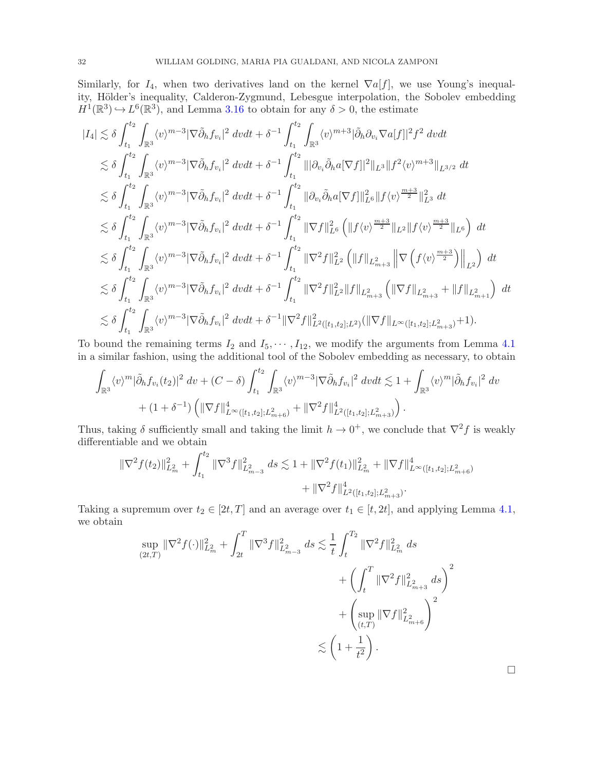Similarly, for $I_4$, when two derivatives land on the kernel $\nabla a[f]$, we use Young's inequality, Hölder's inequality, Calderon-Zygmund, Lebesgue interpolation, the Sobolev embedding $H^1(\mathbb{R}^3) \hookrightarrow L^6(\mathbb{R}^3)$, and Lemma 3.16 to obtain for any $\delta > 0$, the estimate

$$
\begin{aligned}
|I_4| &\lesssim \delta \int_{t_1}^{t_2} \int_{\mathbb{R}^3} \langle v \rangle^{m-3} |\nabla \tilde{\partial}_h f_{v_i}|^2 \, dv dt + \delta^{-1} \int_{t_1}^{t_2} \int_{\mathbb{R}^3} \langle v \rangle^{m+3} |\tilde{\partial}_h \partial_{v_i} \nabla a[f]|^2 f^2 \, dv dt \\
&\lesssim \delta \int_{t_1}^{t_2} \int_{\mathbb{R}^3} \langle v \rangle^{m-3} |\nabla \tilde{\partial}_h f_{v_i}|^2 \, dv dt + \delta^{-1} \int_{t_1}^{t_2} \| |\partial_{v_i} \tilde{\partial}_h a[\nabla f]|^2 \|_{L^3} \| f^2 \langle v \rangle^{m+3} \|_{L^{3/2}} \, dt \\
&\lesssim \delta \int_{t_1}^{t_2} \int_{\mathbb{R}^3} \langle v \rangle^{m-3} |\nabla \tilde{\partial}_h f_{v_i}|^2 \, dv dt + \delta^{-1} \int_{t_1}^{t_2} \| \partial_{v_i} \tilde{\partial}_h a[\nabla f] \|_{L^6}^2 \| f \langle v \rangle^{\frac{m+3}{2}} \|_{L^3}^2 \, dt \\
&\lesssim \delta \int_{t_1}^{t_2} \int_{\mathbb{R}^3} \langle v \rangle^{m-3} |\nabla \tilde{\partial}_h f_{v_i}|^2 \, dv dt + \delta^{-1} \int_{t_1}^{t_2} \| \nabla f \|_{L^6}^2 \left( \| f \langle v \rangle^{\frac{m+3}{2}} \|_{L^2} \| f \langle v \rangle^{\frac{m+3}{2}} \|_{L^6} \right) \, dt \\
&\lesssim \delta \int_{t_1}^{t_2} \int_{\mathbb{R}^3} \langle v \rangle^{m-3} |\nabla \tilde{\partial}_h f_{v_i}|^2 \, dv dt + \delta^{-1} \int_{t_1}^{t_2} \| \nabla^2 f \|_{L^2}^2 \left( \| f \|_{L^2_{m+3}} \left\| \nabla \left( f \langle v \rangle^{\frac{m+3}{2}} \right) \right\|_{L^2} \right) \, dt \\
&\lesssim \delta \int_{t_1}^{t_2} \int_{\mathbb{R}^3} \langle v \rangle^{m-3} |\nabla \tilde{\partial}_h f_{v_i}|^2 \, dv dt + \delta^{-1} \int_{t_1}^{t_2} \| \nabla^2 f \|_{L^2}^2 \| f \|_{L^2_{m+3}} \left( \| \nabla f \|_{L^2_{m+3}} + \| f \|_{L^2_{m+1}} \right) \, dt \\
&\lesssim \delta \int_{t_1}^{t_2} \int_{\mathbb{R}^3} \langle v \rangle^{m-3} |\nabla \tilde{\partial}_h f_{v_i}|^2 \, dv dt + \delta^{-1} \| \nabla^2 f \|_{L^2([t_1,t_2];L^2)}^2 ( \| \nabla f \|_{L^\infty([t_1,t_2];L^2_{m+3})} + 1 ).
\end{aligned}
$$

To bound the remaining terms $I_2$ and $I_5, \cdots, I_{12}$, we modify the arguments from Lemma 4.1 in a similar fashion, using the additional tool of the Sobolev embedding as necessary, to obtain

$$
\begin{aligned}
\int_{\mathbb{R}^3} \langle v \rangle^m |\tilde{\partial}_h f_{v_i}(t_2)|^2 \, dv + (C - \delta) \int_{t_1}^{t_2} \int_{\mathbb{R}^3} \langle v \rangle^{m-3} |\nabla \tilde{\partial}_h f_{v_i}|^2 \, dv dt &\lesssim 1 + \int_{\mathbb{R}^3} \langle v \rangle^m |\tilde{\partial}_h f_{v_i}|^2 \, dv \\
&+ (1 + \delta^{-1}) \left( \| \nabla f \|_{L^\infty([t_1,t_2];L^2_{m+6})}^4 + \| \nabla^2 f \|_{L^2([t_1,t_2];L^2_{m+3})}^4 \right).
\end{aligned}
$$

Thus, taking $\delta$ sufficiently small and taking the limit $h \to 0^+$, we conclude that $\nabla^2 f$ is weakly differentiable and we obtain

$$
\begin{aligned}
\| \nabla^2 f(t_2) \|_{L^2_m}^2 + \int_{t_1}^{t_2} \| \nabla^3 f \|_{L^2_{m-3}}^2 \, ds &\lesssim 1 + \| \nabla^2 f(t_1) \|_{L^2_m}^2 + \| \nabla f \|_{L^\infty([t_1,t_2];L^2_{m+6})}^4 \\
&+ \| \nabla^2 f \|_{L^2([t_1,t_2];L^2_{m+3})}^4.
\end{aligned}
$$

Taking a supremum over $t_2 \in [2t, T]$ and an average over $t_1 \in [t, 2t]$, and applying Lemma 4.1, we obtain

$$
\begin{aligned}
\sup_{(2t,T)} \| \nabla^2 f(\cdot) \|_{L^2_m}^2 + \int_{2t}^T \| \nabla^3 f \|_{L^2_{m-3}}^2 \, ds &\lesssim \frac{1}{t} \int_t^{T_2} \| \nabla^2 f \|_{L^2_m}^2 \, ds \\
&+ \left( \int_t^T \| \nabla^2 f \|_{L^2_{m+3}}^2 \, ds \right)^2 \\
&+ \left( \sup_{(t,T)} \| \nabla f \|_{L^2_{m+6}}^2 \right)^2 \\
&\lesssim \left( 1 + \frac{1}{t^2} \right).
\end{aligned}
$$

□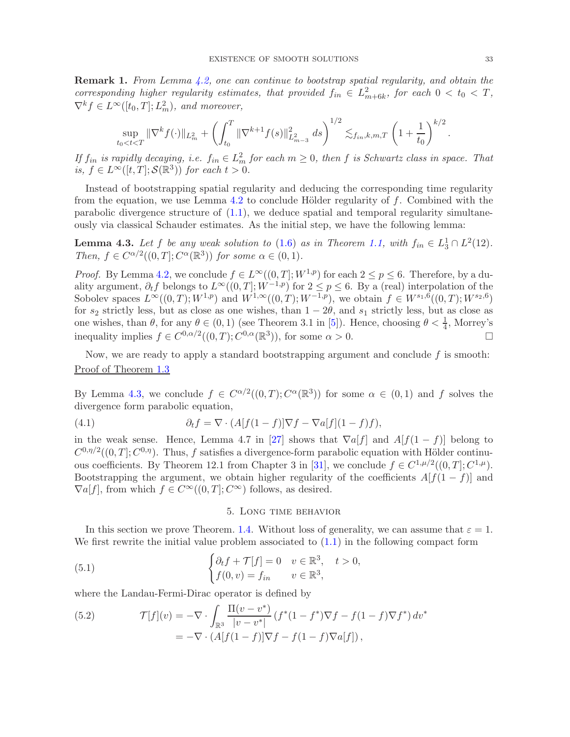**Remark 1.** *From Lemma 4.2, one can continue to bootstrap spatial regularity, and obtain the corresponding higher regularity estimates, that provided $f_{in} \in L^2_{m+6k}$, for each $0 < t_0 < T$, $\nabla^k f \in L^\infty([t_0, T]; L^2_m)$, and moreover,*

$$\sup_{t_0 < t < T} \|\nabla^k f(\cdot)\|_{L^2_m} + \left( \int_{t_0}^T \|\nabla^{k+1} f(s)\|^2_{L^2_{m-3}} \, ds \right)^{1/2} \lesssim_{f_{in}, k, m, T} \left(1 + \frac{1}{t_0}\right)^{k/2}.$$

*If $f_{in}$ is rapidly decaying, i.e. $f_{in} \in L^2_m$ for each $m \geq 0$, then $f$ is Schwartz class in space. That is, $f \in L^\infty([t, T]; \mathcal{S}(\mathbb{R}^3))$ for each $t > 0$.*

Instead of bootstrapping spatial regularity and deducing the corresponding time regularity from the equation, we use Lemma 4.2 to conclude Hölder regularity of $f$. Combined with the parabolic divergence structure of (1.1), we deduce spatial and temporal regularity simultaneously via classical Schauder estimates. As the initial step, we have the following lemma:

**Lemma 4.3.** *Let $f$ be any weak solution to (1.6) as in Theorem 1.1, with $f_{in} \in L^1_3 \cap L^2(12)$. Then, $f \in C^{\alpha/2}((0, T]; C^\alpha(\mathbb{R}^3))$ for some $\alpha \in (0, 1)$.*

*Proof.* By Lemma 4.2, we conclude $f \in L^\infty((0, T]; W^{1,p})$ for each $2 \leq p \leq 6$. Therefore, by a duality argument, $\partial_t f$ belongs to $L^\infty((0, T]; W^{-1,p})$ for $2 \leq p \leq 6$. By a (real) interpolation of the Sobolev spaces $L^\infty((0, T); W^{1,p})$ and $W^{1,\infty}((0, T); W^{-1,p})$, we obtain $f \in W^{s_1,6}((0, T); W^{s_2,6})$ for $s_2$ strictly less, but as close as one wishes, than $1 - 2\theta$, and $s_1$ strictly less, but as close as one wishes, than $\theta$, for any $\theta \in (0, 1)$ (see Theorem 3.1 in [5]). Hence, choosing $\theta < \frac{1}{4}$, Morrey's inequality implies $f \in C^{0,\alpha/2}((0, T); C^{0,\alpha}(\mathbb{R}^3))$, for some $\alpha > 0$. □

Now, we are ready to apply a standard bootstrapping argument and conclude $f$ is smooth:

Proof of Theorem 1.3

By Lemma 4.3, we conclude $f \in C^{\alpha/2}((0, T); C^\alpha(\mathbb{R}^3))$ for some $\alpha \in (0, 1)$ and $f$ solves the divergence form parabolic equation,

$$\partial_t f = \nabla \cdot (A[f(1 - f)]\nabla f - \nabla a[f](1 - f)f), \tag{4.1}$$

in the weak sense. Hence, Lemma 4.7 in [27] shows that $\nabla a[f]$ and $A[f(1 - f)]$ belong to $C^{0,\eta/2}((0, T]; C^{0,\eta})$. Thus, $f$ satisfies a divergence-form parabolic equation with Hölder continuous coefficients. By Theorem 12.1 from Chapter 3 in [31], we conclude $f \in C^{1,\mu/2}((0, T]; C^{1,\mu})$. Bootstrapping the argument, we obtain higher regularity of the coefficients $A[f(1 - f)]$ and $\nabla a[f]$, from which $f \in C^\infty((0, T]; C^\infty)$ follows, as desired.

## 5. Long time behavior

In this section we prove Theorem. 1.4. Without loss of generality, we can assume that $\varepsilon = 1$. We first rewrite the initial value problem associated to (1.1) in the following compact form

$$\begin{cases} \partial_t f + \mathcal{T}[f] = 0 & v \in \mathbb{R}^3, \quad t > 0, \\ f(0, v) = f_{in} & v \in \mathbb{R}^3, \end{cases} \tag{5.1}$$

where the Landau-Fermi-Dirac operator is defined by

$$\begin{aligned} \mathcal{T}[f](v) &= -\nabla \cdot \int_{\mathbb{R}^3} \frac{\Pi(v - v^*)}{|v - v^*|} \left(f^*(1 - f^*)\nabla f - f(1 - f)\nabla f^*\right) dv^* \\ &= -\nabla \cdot \left(A[f(1 - f)]\nabla f - f(1 - f)\nabla a[f]\right), \end{aligned} \tag{5.2}$$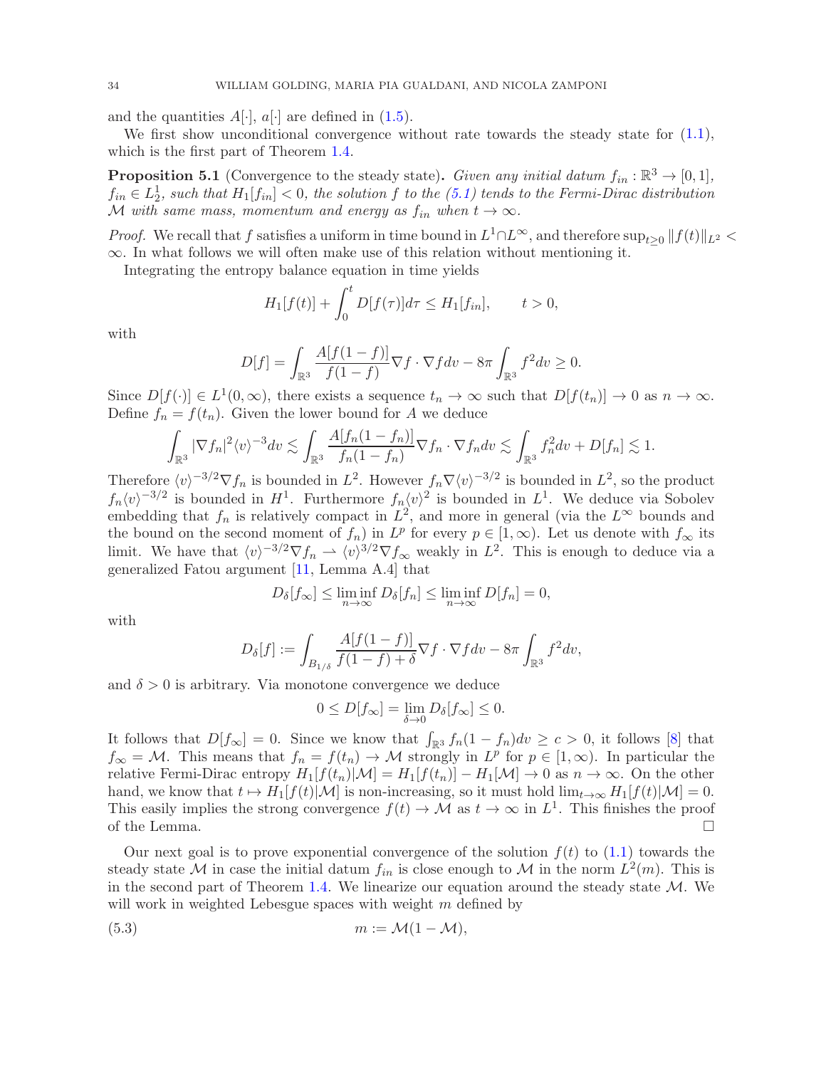and the quantities $A[\cdot]$, $a[\cdot]$ are defined in (1.5).

We first show unconditional convergence without rate towards the steady state for (1.1), which is the first part of Theorem 1.4.

**Proposition 5.1** (Convergence to the steady state)**.** *Given any initial datum $f_{in} : \mathbb{R}^3 \to [0, 1]$, $f_{in} \in L^1_2$, such that $H_1[f_{in}] < 0$, the solution $f$ to the (5.1) tends to the Fermi-Dirac distribution $\mathcal{M}$ with same mass, momentum and energy as $f_{in}$ when $t \to \infty$.*

*Proof.* We recall that $f$ satisfies a uniform in time bound in $L^1 \cap L^\infty$, and therefore $\sup_{t\geq 0} \|f(t)\|_{L^2} < \infty$. In what follows we will often make use of this relation without mentioning it.

Integrating the entropy balance equation in time yields

$$H_1[f(t)] + \int_0^t D[f(\tau)]d\tau \leq H_1[f_{in}], \qquad t > 0,$$

with

$$D[f] = \int_{\mathbb{R}^3} \frac{A[f(1-f)]}{f(1-f)} \nabla f \cdot \nabla f dv - 8\pi \int_{\mathbb{R}^3} f^2 dv \geq 0.$$

Since $D[f(\cdot)] \in L^1(0, \infty)$, there exists a sequence $t_n \to \infty$ such that $D[f(t_n)] \to 0$ as $n \to \infty$. Define $f_n = f(t_n)$. Given the lower bound for $A$ we deduce

$$\int_{\mathbb{R}^3} |\nabla f_n|^2 \langle v\rangle^{-3} dv \lesssim \int_{\mathbb{R}^3} \frac{A[f_n(1-f_n)]}{f_n(1-f_n)} \nabla f_n \cdot \nabla f_n dv \lesssim \int_{\mathbb{R}^3} f_n^2 dv + D[f_n] \lesssim 1.$$

Therefore $\langle v\rangle^{-3/2} \nabla f_n$ is bounded in $L^2$. However $f_n \nabla \langle v\rangle^{-3/2}$ is bounded in $L^2$, so the product $f_n \langle v\rangle^{-3/2}$ is bounded in $H^1$. Furthermore $f_n \langle v\rangle^2$ is bounded in $L^1$. We deduce via Sobolev embedding that $f_n$ is relatively compact in $L^2$, and more in general (via the $L^\infty$ bounds and the bound on the second moment of $f_n$) in $L^p$ for every $p \in [1, \infty)$. Let us denote with $f_\infty$ its limit. We have that $\langle v\rangle^{-3/2} \nabla f_n \rightharpoonup \langle v\rangle^{3/2} \nabla f_\infty$ weakly in $L^2$. This is enough to deduce via a generalized Fatou argument [11, Lemma A.4] that

$$D_\delta[f_\infty] \leq \liminf_{n\to\infty} D_\delta[f_n] \leq \liminf_{n\to\infty} D[f_n] = 0,$$

with

$$D_\delta[f] := \int_{B_{1/\delta}} \frac{A[f(1-f)]}{f(1-f) + \delta} \nabla f \cdot \nabla f dv - 8\pi \int_{\mathbb{R}^3} f^2 dv,$$

and $\delta > 0$ is arbitrary. Via monotone convergence we deduce

$$0 \leq D[f_\infty] = \lim_{\delta\to 0} D_\delta[f_\infty] \leq 0.$$

It follows that $D[f_\infty] = 0$. Since we know that $\int_{\mathbb{R}^3} f_n(1 - f_n)dv \geq c > 0$, it follows [8] that $f_\infty = \mathcal{M}$. This means that $f_n = f(t_n) \to \mathcal{M}$ strongly in $L^p$ for $p \in [1, \infty)$. In particular the relative Fermi-Dirac entropy $H_1[f(t_n)|\mathcal{M}] = H_1[f(t_n)] - H_1[\mathcal{M}] \to 0$ as $n \to \infty$. On the other hand, we know that $t \mapsto H_1[f(t)|\mathcal{M}]$ is non-increasing, so it must hold $\lim_{t\to\infty} H_1[f(t)|\mathcal{M}] = 0$. This easily implies the strong convergence $f(t) \to \mathcal{M}$ as $t \to \infty$ in $L^1$. This finishes the proof of the Lemma. $\square$

Our next goal is to prove exponential convergence of the solution $f(t)$ to (1.1) towards the steady state $\mathcal{M}$ in case the initial datum $f_{in}$ is close enough to $\mathcal{M}$ in the norm $L^2(m)$. This is in the second part of Theorem 1.4. We linearize our equation around the steady state $\mathcal{M}$. We will work in weighted Lebesgue spaces with weight $m$ defined by

$$m := \mathcal{M}(1 - \mathcal{M}), \tag{5.3}$$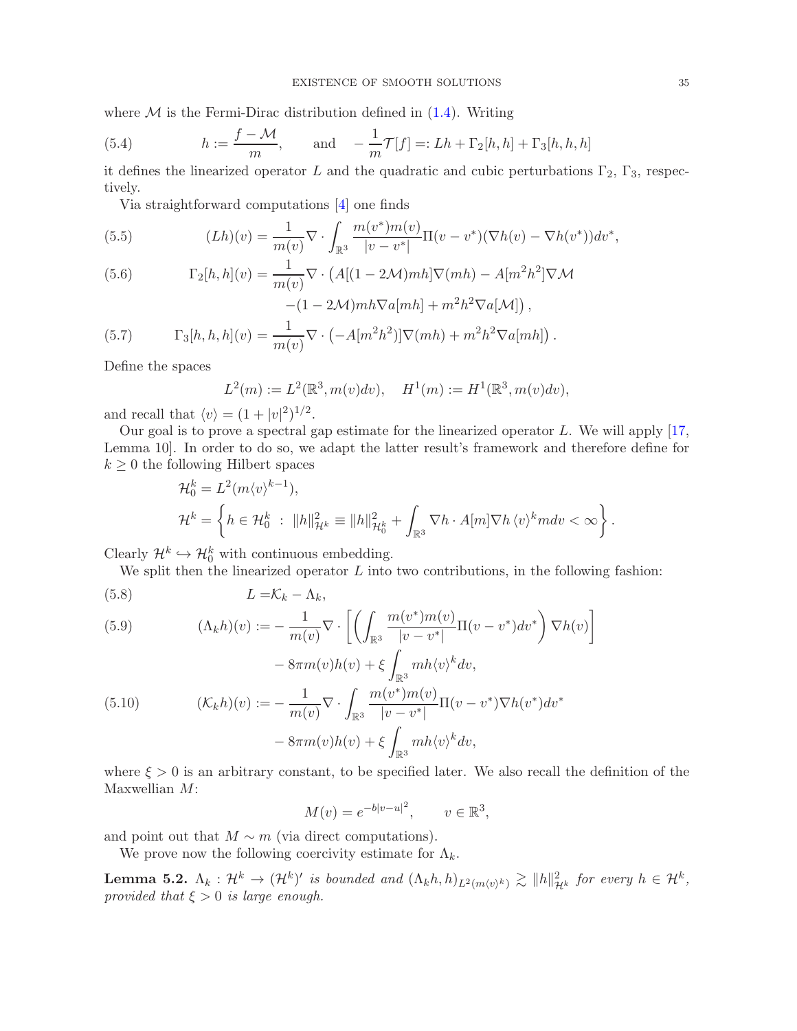where $\mathcal{M}$ is the Fermi-Dirac distribution defined in (1.4). Writing

$$h := \frac{f - \mathcal{M}}{m}, \qquad \text{and} \quad -\frac{1}{m}\mathcal{T}[f] =: Lh + \Gamma_2[h,h] + \Gamma_3[h,h,h] \tag{5.4}$$

it defines the linearized operator $L$ and the quadratic and cubic perturbations $\Gamma_2$, $\Gamma_3$, respectively.

Via straightforward computations [4] one finds

$$(Lh)(v) = \frac{1}{m(v)}\nabla\cdot\int_{\mathbb{R}^3}\frac{m(v^*)m(v)}{|v-v^*|}\Pi(v-v^*)(\nabla h(v) - \nabla h(v^*))dv^*, \tag{5.5}$$

$$\begin{aligned}\Gamma_2[h,h](v) = \frac{1}{m(v)}\nabla\cdot\big(&A[(1-2\mathcal{M})mh]\nabla(mh) - A[m^2h^2]\nabla\mathcal{M} \\ &-(1-2\mathcal{M})mh\nabla a[mh] + m^2h^2\nabla a[\mathcal{M}]\big),\end{aligned} \tag{5.6}$$

$$\Gamma_3[h,h,h](v) = \frac{1}{m(v)}\nabla\cdot\left(-A[m^2h^2)]\nabla(mh) + m^2h^2\nabla a[mh]\right). \tag{5.7}$$

Define the spaces

$$L^2(m) := L^2(\mathbb{R}^3, m(v)dv), \quad H^1(m) := H^1(\mathbb{R}^3, m(v)dv),$$

and recall that $\langle v\rangle = (1+|v|^2)^{1/2}$.

Our goal is to prove a spectral gap estimate for the linearized operator $L$. We will apply [17, Lemma 10]. In order to do so, we adapt the latter result's framework and therefore define for $k \geq 0$ the following Hilbert spaces

$$\mathcal{H}_0^k = L^2(m\langle v\rangle^{k-1}),$$

$$\mathcal{H}^k = \left\{h \in \mathcal{H}_0^k \;:\; \|h\|^2_{\mathcal{H}^k} \equiv \|h\|^2_{\mathcal{H}_0^k} + \int_{\mathbb{R}^3}\nabla h\cdot A[m]\nabla h\,\langle v\rangle^k m dv < \infty\right\}.$$

Clearly $\mathcal{H}^k \hookrightarrow \mathcal{H}_0^k$ with continuous embedding.

We split then the linearized operator $L$ into two contributions, in the following fashion:

$$L = \mathcal{K}_k - \Lambda_k, \tag{5.8}$$

$$\begin{aligned}(\Lambda_k h)(v) := &-\frac{1}{m(v)}\nabla\cdot\left[\left(\int_{\mathbb{R}^3}\frac{m(v^*)m(v)}{|v-v^*|}\Pi(v-v^*)dv^*\right)\nabla h(v)\right] \\ &- 8\pi m(v)h(v) + \xi\int_{\mathbb{R}^3}mh\langle v\rangle^k dv,\end{aligned} \tag{5.9}$$

$$\begin{aligned}(\mathcal{K}_k h)(v) := &-\frac{1}{m(v)}\nabla\cdot\int_{\mathbb{R}^3}\frac{m(v^*)m(v)}{|v-v^*|}\Pi(v-v^*)\nabla h(v^*)dv^* \\ &- 8\pi m(v)h(v) + \xi\int_{\mathbb{R}^3}mh\langle v\rangle^k dv,\end{aligned} \tag{5.10}$$

where $\xi > 0$ is an arbitrary constant, to be specified later. We also recall the definition of the Maxwellian $M$:

$$M(v) = e^{-b|v-u|^2}, \qquad v \in \mathbb{R}^3,$$

and point out that $M \sim m$ (via direct computations).

We prove now the following coercivity estimate for $\Lambda_k$.

**Lemma 5.2.** *$\Lambda_k : \mathcal{H}^k \to (\mathcal{H}^k)'$ is bounded and $(\Lambda_k h, h)_{L^2(m\langle v\rangle^k)} \gtrsim \|h\|^2_{\mathcal{H}^k}$ for every $h \in \mathcal{H}^k$, provided that $\xi > 0$ is large enough.*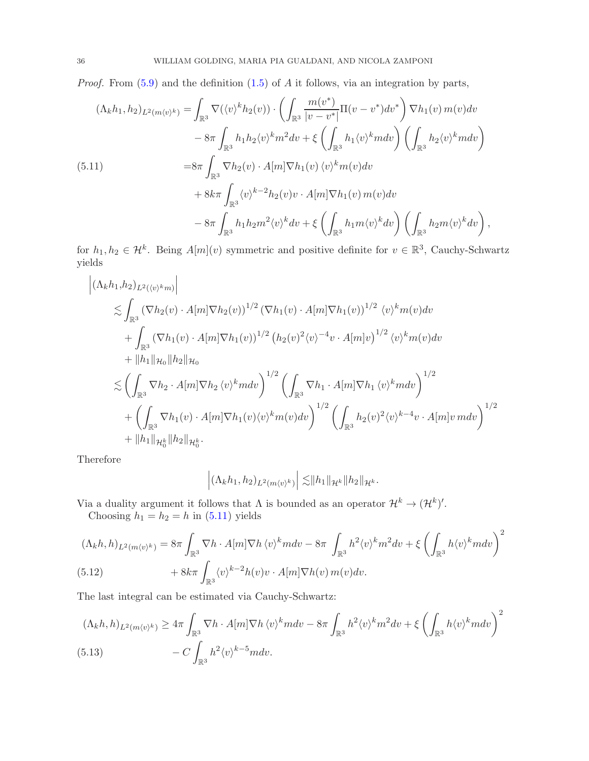*Proof.* From (5.9) and the definition (1.5) of $A$ it follows, via an integration by parts,

$$
\begin{aligned}
(\Lambda_k h_1, h_2)_{L^2(m\langle v\rangle^k)} =& \int_{\mathbb{R}^3} \nabla(\langle v\rangle^k h_2(v)) \cdot \left( \int_{\mathbb{R}^3} \frac{m(v^*)}{|v-v^*|} \Pi(v-v^*) dv^* \right) \nabla h_1(v)\, m(v) dv \\
& - 8\pi \int_{\mathbb{R}^3} h_1 h_2 \langle v\rangle^k m^2 dv + \xi \left( \int_{\mathbb{R}^3} h_1 \langle v\rangle^k m dv \right) \left( \int_{\mathbb{R}^3} h_2 \langle v\rangle^k m dv \right) \\
=& 8\pi \int_{\mathbb{R}^3} \nabla h_2(v) \cdot A[m] \nabla h_1(v)\, \langle v\rangle^k m(v) dv \\
& + 8k\pi \int_{\mathbb{R}^3} \langle v\rangle^{k-2} h_2(v) v \cdot A[m] \nabla h_1(v)\, m(v) dv \\
& - 8\pi \int_{\mathbb{R}^3} h_1 h_2 m^2 \langle v\rangle^k dv + \xi \left( \int_{\mathbb{R}^3} h_1 m \langle v\rangle^k dv \right) \left( \int_{\mathbb{R}^3} h_2 m \langle v\rangle^k dv \right),
\end{aligned}
\tag{5.11}
$$

for $h_1, h_2 \in \mathcal{H}^k$. Being $A[m](v)$ symmetric and positive definite for $v \in \mathbb{R}^3$, Cauchy-Schwartz yields

$$
\begin{aligned}
&\left| (\Lambda_k h_1, h_2)_{L^2(\langle v\rangle^k m)} \right| \\
&\lesssim \int_{\mathbb{R}^3} \left( \nabla h_2(v) \cdot A[m] \nabla h_2(v) \right)^{1/2} \left( \nabla h_1(v) \cdot A[m] \nabla h_1(v) \right)^{1/2} \langle v\rangle^k m(v) dv \\
&\quad + \int_{\mathbb{R}^3} \left( \nabla h_1(v) \cdot A[m] \nabla h_1(v) \right)^{1/2} \left( h_2(v)^2 \langle v\rangle^{-4} v \cdot A[m] v \right)^{1/2} \langle v\rangle^k m(v) dv \\
&\quad + \|h_1\|_{\mathcal{H}_0} \|h_2\|_{\mathcal{H}_0} \\
&\lesssim \left( \int_{\mathbb{R}^3} \nabla h_2 \cdot A[m] \nabla h_2\, \langle v\rangle^k m dv \right)^{1/2} \left( \int_{\mathbb{R}^3} \nabla h_1 \cdot A[m] \nabla h_1\, \langle v\rangle^k m dv \right)^{1/2} \\
&\quad + \left( \int_{\mathbb{R}^3} \nabla h_1(v) \cdot A[m] \nabla h_1(v) \langle v\rangle^k m(v) dv \right)^{1/2} \left( \int_{\mathbb{R}^3} h_2(v)^2 \langle v\rangle^{k-4} v \cdot A[m] v\, m dv \right)^{1/2} \\
&\quad + \|h_1\|_{\mathcal{H}_0^k} \|h_2\|_{\mathcal{H}_0^k}.
\end{aligned}
$$

Therefore

$$
\left| (\Lambda_k h_1, h_2)_{L^2(m\langle v\rangle^k)} \right| \lesssim \|h_1\|_{\mathcal{H}^k} \|h_2\|_{\mathcal{H}^k}.
$$

Via a duality argument it follows that $\Lambda$ is bounded as an operator $\mathcal{H}^k \to (\mathcal{H}^k)'$.

Choosing $h_1 = h_2 = h$ in (5.11) yields

$$
\begin{aligned}
(\Lambda_k h, h)_{L^2(m\langle v\rangle^k)} =& 8\pi \int_{\mathbb{R}^3} \nabla h \cdot A[m] \nabla h\, \langle v\rangle^k m dv - 8\pi \int_{\mathbb{R}^3} h^2 \langle v\rangle^k m^2 dv + \xi \left( \int_{\mathbb{R}^3} h \langle v\rangle^k m dv \right)^2 \\
& + 8k\pi \int_{\mathbb{R}^3} \langle v\rangle^{k-2} h(v) v \cdot A[m] \nabla h(v)\, m(v) dv.
\end{aligned}
\tag{5.12}
$$

The last integral can be estimated via Cauchy-Schwartz:

$$
\begin{aligned}
(\Lambda_k h, h)_{L^2(m\langle v\rangle^k)} \geq& 4\pi \int_{\mathbb{R}^3} \nabla h \cdot A[m] \nabla h\, \langle v\rangle^k m dv - 8\pi \int_{\mathbb{R}^3} h^2 \langle v\rangle^k m^2 dv + \xi \left( \int_{\mathbb{R}^3} h \langle v\rangle^k m dv \right)^2 \\
& - C \int_{\mathbb{R}^3} h^2 \langle v\rangle^{k-5} m dv.
\end{aligned}
\tag{5.13}
$$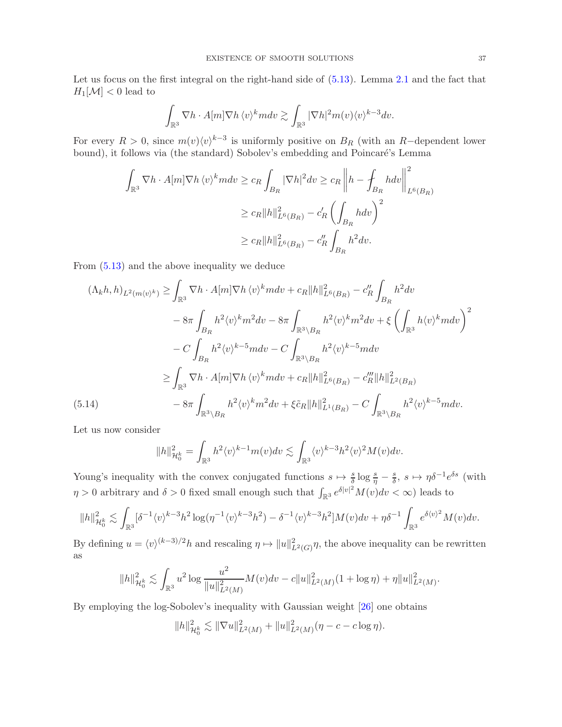Let us focus on the first integral on the right-hand side of (5.13). Lemma 2.1 and the fact that $H_1[\mathcal{M}] < 0$ lead to

$$\int_{\mathbb{R}^3} \nabla h \cdot A[m] \nabla h \, \langle v \rangle^k m dv \gtrsim \int_{\mathbb{R}^3} |\nabla h|^2 m(v) \langle v \rangle^{k-3} dv.$$

For every $R > 0$, since $m(v)\langle v \rangle^{k-3}$ is uniformly positive on $B_R$ (with an $R-$dependent lower bound), it follows via (the standard) Sobolev's embedding and Poincaré's Lemma

$$\begin{aligned}
\int_{\mathbb{R}^3} \nabla h \cdot A[m] \nabla h \, \langle v \rangle^k m dv &\geq c_R \int_{B_R} |\nabla h|^2 dv \geq c_R \left\| h - \fint_{B_R} h dv \right\|^2_{L^6(B_R)} \\
&\geq c_R \|h\|^2_{L^6(B_R)} - c_R' \left( \int_{B_R} h dv \right)^2 \\
&\geq c_R \|h\|^2_{L^6(B_R)} - c_R'' \int_{B_R} h^2 dv.
\end{aligned}$$

From (5.13) and the above inequality we deduce

$$\begin{aligned}
(\Lambda_k h, h)_{L^2(m\langle v \rangle^k)} &\geq \int_{\mathbb{R}^3} \nabla h \cdot A[m] \nabla h \, \langle v \rangle^k m dv + c_R \|h\|^2_{L^6(B_R)} - c_R'' \int_{B_R} h^2 dv \\
&\quad - 8\pi \int_{B_R} h^2 \langle v \rangle^k m^2 dv - 8\pi \int_{\mathbb{R}^3 \setminus B_R} h^2 \langle v \rangle^k m^2 dv + \xi \left( \int_{\mathbb{R}^3} h \langle v \rangle^k m dv \right)^2 \\
&\quad - C \int_{B_R} h^2 \langle v \rangle^{k-5} m dv - C \int_{\mathbb{R}^3 \setminus B_R} h^2 \langle v \rangle^{k-5} m dv \\
&\geq \int_{\mathbb{R}^3} \nabla h \cdot A[m] \nabla h \, \langle v \rangle^k m dv + c_R \|h\|^2_{L^6(B_R)} - c_R''' \|h\|^2_{L^2(B_R)} \\
&\quad - 8\pi \int_{\mathbb{R}^3 \setminus B_R} h^2 \langle v \rangle^k m^2 dv + \xi \tilde{c}_R \|h\|^2_{L^1(B_R)} - C \int_{\mathbb{R}^3 \setminus B_R} h^2 \langle v \rangle^{k-5} m dv.
\end{aligned} \tag{5.14}$$

Let us now consider

$$\|h\|^2_{\mathcal{H}^k_0} = \int_{\mathbb{R}^3} h^2 \langle v \rangle^{k-1} m(v) dv \lesssim \int_{\mathbb{R}^3} \langle v \rangle^{k-3} h^2 \langle v \rangle^2 M(v) dv.$$

Young's inequality with the convex conjugated functions $s \mapsto \frac{s}{\delta} \log \frac{s}{\eta} - \frac{s}{\delta}$, $s \mapsto \eta \delta^{-1} e^{\delta s}$ (with $\eta > 0$ arbitrary and $\delta > 0$ fixed small enough such that $\int_{\mathbb{R}^3} e^{\delta |v|^2} M(v) dv < \infty$) leads to

$$\|h\|^2_{\mathcal{H}^k_0} \lesssim \int_{\mathbb{R}^3} [\delta^{-1} \langle v \rangle^{k-3} h^2 \log(\eta^{-1} \langle v \rangle^{k-3} h^2) - \delta^{-1} \langle v \rangle^{k-3} h^2] M(v) dv + \eta \delta^{-1} \int_{\mathbb{R}^3} e^{\delta \langle v \rangle^2} M(v) dv.$$

By defining $u = \langle v \rangle^{(k-3)/2} h$ and rescaling $\eta \mapsto \|u\|^2_{L^2(G)} \eta$, the above inequality can be rewritten as

$$\|h\|^2_{\mathcal{H}^k_0} \lesssim \int_{\mathbb{R}^3} u^2 \log \frac{u^2}{\|u\|^2_{L^2(M)}} M(v) dv - c \|u\|^2_{L^2(M)} (1 + \log \eta) + \eta \|u\|^2_{L^2(M)}.$$

By employing the log-Sobolev's inequality with Gaussian weight [26] one obtains

$$\|h\|^2_{\mathcal{H}^k_0} \lesssim \|\nabla u\|^2_{L^2(M)} + \|u\|^2_{L^2(M)} (\eta - c - c \log \eta).$$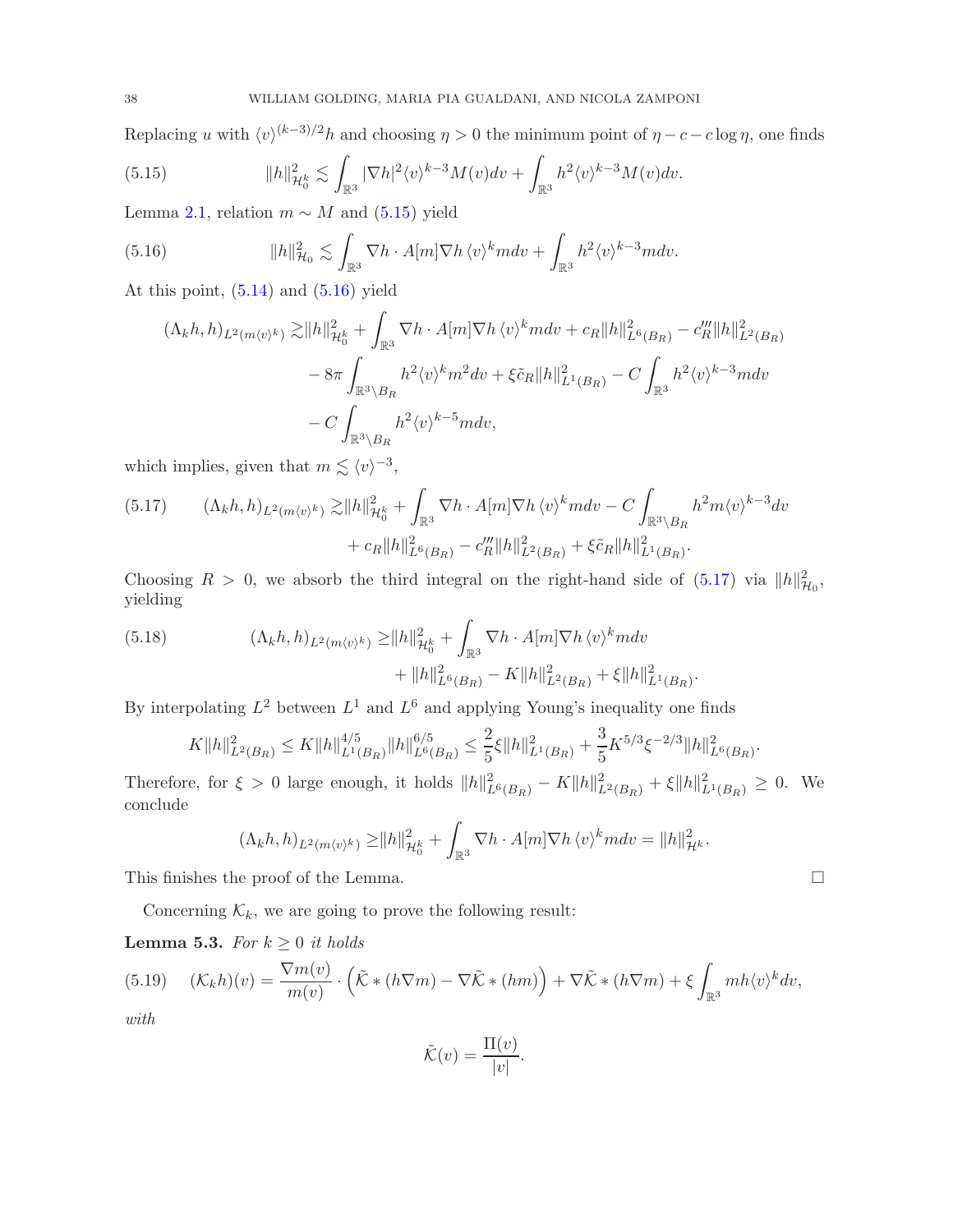Replacing $u$ with $\langle v\rangle^{(k-3)/2}h$ and choosing $\eta>0$ the minimum point of $\eta - c - c\log\eta$, one finds

$$
\|h\|^2_{\mathcal{H}^k_0} \lesssim \int_{\mathbb{R}^3} |\nabla h|^2 \langle v\rangle^{k-3} M(v)dv + \int_{\mathbb{R}^3} h^2\langle v\rangle^{k-3}M(v)dv. \tag{5.15}
$$

Lemma 2.1, relation $m\sim M$ and (5.15) yield

$$
\|h\|^2_{\mathcal{H}_0} \lesssim \int_{\mathbb{R}^3} \nabla h\cdot A[m]\nabla h\,\langle v\rangle^k m dv + \int_{\mathbb{R}^3} h^2\langle v\rangle^{k-3} m dv. \tag{5.16}
$$

At this point, (5.14) and (5.16) yield

$$
\begin{aligned}
(\Lambda_k h, h)_{L^2(m\langle v\rangle^k)} \gtrsim & \|h\|^2_{\mathcal{H}^k_0} + \int_{\mathbb{R}^3} \nabla h\cdot A[m]\nabla h\,\langle v\rangle^k m dv + c_R\|h\|^2_{L^6(B_R)} - c'''_R\|h\|^2_{L^2(B_R)} \\
& - 8\pi \int_{\mathbb{R}^3\setminus B_R} h^2\langle v\rangle^k m^2 dv + \xi\tilde c_R \|h\|^2_{L^1(B_R)} - C\int_{\mathbb{R}^3} h^2\langle v\rangle^{k-3} m dv \\
& - C\int_{\mathbb{R}^3\setminus B_R} h^2\langle v\rangle^{k-5} m dv,
\end{aligned}
$$

which implies, given that $m\lesssim \langle v\rangle^{-3}$,

$$
\begin{aligned}
(\Lambda_k h, h)_{L^2(m\langle v\rangle^k)} \gtrsim & \|h\|^2_{\mathcal{H}^k_0} + \int_{\mathbb{R}^3} \nabla h\cdot A[m]\nabla h\,\langle v\rangle^k m dv - C\int_{\mathbb{R}^3\setminus B_R} h^2 m\langle v\rangle^{k-3}dv \\
& + c_R\|h\|^2_{L^6(B_R)} - c'''_R\|h\|^2_{L^2(B_R)} + \xi\tilde c_R\|h\|^2_{L^1(B_R)}.
\end{aligned} \tag{5.17}
$$

Choosing $R>0$, we absorb the third integral on the right-hand side of (5.17) via $\|h\|^2_{\mathcal{H}_0}$, yielding

$$
\begin{aligned}
(\Lambda_k h, h)_{L^2(m\langle v\rangle^k)} \geq & \|h\|^2_{\mathcal{H}^k_0} + \int_{\mathbb{R}^3} \nabla h\cdot A[m]\nabla h\,\langle v\rangle^k m dv \\
& + \|h\|^2_{L^6(B_R)} - K\|h\|^2_{L^2(B_R)} + \xi\|h\|^2_{L^1(B_R)}.
\end{aligned} \tag{5.18}
$$

By interpolating $L^2$ between $L^1$ and $L^6$ and applying Young's inequality one finds

$$
K\|h\|^2_{L^2(B_R)} \leq K\|h\|^{4/5}_{L^1(B_R)}\|h\|^{6/5}_{L^6(B_R)} \leq \frac{2}{5}\xi\|h\|^2_{L^1(B_R)} + \frac{3}{5}K^{5/3}\xi^{-2/3}\|h\|^2_{L^6(B_R)}.
$$

Therefore, for $\xi>0$ large enough, it holds $\|h\|^2_{L^6(B_R)} - K\|h\|^2_{L^2(B_R)} + \xi\|h\|^2_{L^1(B_R)} \geq 0$. We conclude

$$
(\Lambda_k h, h)_{L^2(m\langle v\rangle^k)} \geq \|h\|^2_{\mathcal{H}^k_0} + \int_{\mathbb{R}^3} \nabla h\cdot A[m]\nabla h\,\langle v\rangle^k m dv = \|h\|^2_{\mathcal{H}^k}.
$$

This finishes the proof of the Lemma. $\square$

Concerning $\mathcal{K}_k$, we are going to prove the following result:

**Lemma 5.3.** *For $k\geq 0$ it holds*

$$
(\mathcal{K}_k h)(v) = \frac{\nabla m(v)}{m(v)}\cdot\left(\tilde{\mathcal{K}} * (h\nabla m) - \nabla\tilde{\mathcal{K}} * (hm)\right) + \nabla\tilde{\mathcal{K}} * (h\nabla m) + \xi\int_{\mathbb{R}^3} m h\langle v\rangle^k dv, \tag{5.19}
$$

*with*

$$
\tilde{\mathcal{K}}(v) = \frac{\Pi(v)}{|v|}.
$$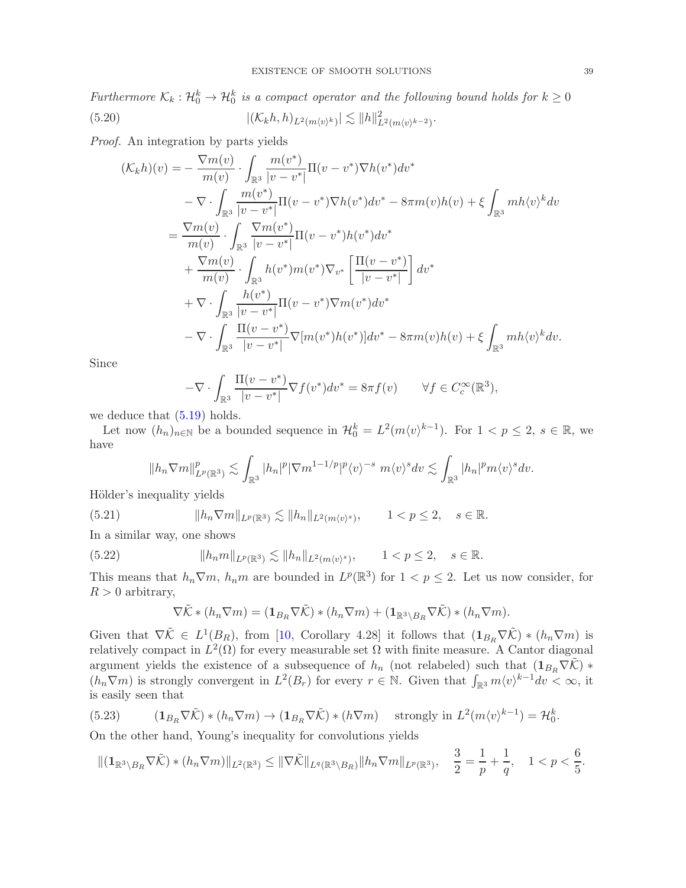*Furthermore $\mathcal{K}_k : \mathcal{H}_0^k \to \mathcal{H}_0^k$ is a compact operator and the following bound holds for $k \geq 0$*

$$|(\mathcal{K}_k h, h)_{L^2(m\langle v\rangle^k)}| \lesssim \|h\|^2_{L^2(m\langle v\rangle^{k-2})}. \tag{5.20}$$

*Proof.* An integration by parts yields

$$\begin{aligned}
(\mathcal{K}_k h)(v) =& -\frac{\nabla m(v)}{m(v)} \cdot \int_{\mathbb{R}^3} \frac{m(v^*)}{|v-v^*|}\Pi(v-v^*)\nabla h(v^*)dv^* \\
&- \nabla \cdot \int_{\mathbb{R}^3} \frac{m(v^*)}{|v-v^*|}\Pi(v-v^*)\nabla h(v^*)dv^* - 8\pi m(v)h(v) + \xi \int_{\mathbb{R}^3} mh\langle v\rangle^k dv \\
=& \frac{\nabla m(v)}{m(v)} \cdot \int_{\mathbb{R}^3} \frac{\nabla m(v^*)}{|v-v^*|}\Pi(v-v^*)h(v^*)dv^* \\
&+ \frac{\nabla m(v)}{m(v)} \cdot \int_{\mathbb{R}^3} h(v^*)m(v^*)\nabla_{v^*}\left[\frac{\Pi(v-v^*)}{|v-v^*|}\right]dv^* \\
&+ \nabla \cdot \int_{\mathbb{R}^3} \frac{h(v^*)}{|v-v^*|}\Pi(v-v^*)\nabla m(v^*)dv^* \\
&- \nabla \cdot \int_{\mathbb{R}^3} \frac{\Pi(v-v^*)}{|v-v^*|}\nabla[m(v^*)h(v^*)]dv^* - 8\pi m(v)h(v) + \xi \int_{\mathbb{R}^3} mh\langle v\rangle^k dv.
\end{aligned}$$

Since

$$-\nabla \cdot \int_{\mathbb{R}^3} \frac{\Pi(v-v^*)}{|v-v^*|}\nabla f(v^*)dv^* = 8\pi f(v) \qquad \forall f \in C_c^\infty(\mathbb{R}^3),$$

we deduce that (5.19) holds.

Let now $(h_n)_{n\in\mathbb{N}}$ be a bounded sequence in $\mathcal{H}_0^k = L^2(m\langle v\rangle^{k-1})$. For $1 < p \leq 2$, $s \in \mathbb{R}$, we have

$$\|h_n \nabla m\|^p_{L^p(\mathbb{R}^3)} \lesssim \int_{\mathbb{R}^3} |h_n|^p |\nabla m^{1-1/p}|^p \langle v\rangle^{-s}\ m\langle v\rangle^s dv \lesssim \int_{\mathbb{R}^3} |h_n|^p m\langle v\rangle^s dv.$$

Hölder's inequality yields

$$\|h_n \nabla m\|_{L^p(\mathbb{R}^3)} \lesssim \|h_n\|_{L^2(m\langle v\rangle^s)}, \qquad 1 < p \leq 2, \quad s \in \mathbb{R}. \tag{5.21}$$

In a similar way, one shows

$$\|h_n m\|_{L^p(\mathbb{R}^3)} \lesssim \|h_n\|_{L^2(m\langle v\rangle^s)}, \qquad 1 < p \leq 2, \quad s \in \mathbb{R}. \tag{5.22}$$

This means that $h_n\nabla m$, $h_n m$ are bounded in $L^p(\mathbb{R}^3)$ for $1 < p \leq 2$. Let us now consider, for $R > 0$ arbitrary,

$$\nabla\tilde{\mathcal{K}} * (h_n \nabla m) = (\mathbf{1}_{B_R}\nabla\tilde{\mathcal{K}}) * (h_n\nabla m) + (\mathbf{1}_{\mathbb{R}^3\setminus B_R}\nabla\tilde{\mathcal{K}}) * (h_n\nabla m).$$

Given that $\nabla\tilde{\mathcal{K}} \in L^1(B_R)$, from [10, Corollary 4.28] it follows that $(\mathbf{1}_{B_R}\nabla\tilde{\mathcal{K}}) * (h_n\nabla m)$ is relatively compact in $L^2(\Omega)$ for every measurable set $\Omega$ with finite measure. A Cantor diagonal argument yields the existence of a subsequence of $h_n$ (not relabeled) such that $(\mathbf{1}_{B_R}\nabla\tilde{\mathcal{K}}) * (h_n\nabla m)$ is strongly convergent in $L^2(B_r)$ for every $r \in \mathbb{N}$. Given that $\int_{\mathbb{R}^3} m\langle v\rangle^{k-1}dv < \infty$, it is easily seen that

$$(\mathbf{1}_{B_R}\nabla\tilde{\mathcal{K}}) * (h_n\nabla m) \to (\mathbf{1}_{B_R}\nabla\tilde{\mathcal{K}}) * (h\nabla m) \quad \text{strongly in } L^2(m\langle v\rangle^{k-1}) = \mathcal{H}_0^k. \tag{5.23}$$

On the other hand, Young's inequality for convolutions yields

$$\|(\mathbf{1}_{\mathbb{R}^3\setminus B_R}\nabla\tilde{\mathcal{K}}) * (h_n\nabla m)\|_{L^2(\mathbb{R}^3)} \leq \|\nabla\tilde{\mathcal{K}}\|_{L^q(\mathbb{R}^3\setminus B_R)}\|h_n\nabla m\|_{L^p(\mathbb{R}^3)}, \quad \frac{3}{2} = \frac{1}{p} + \frac{1}{q}, \quad 1 < p < \frac{6}{5}.$$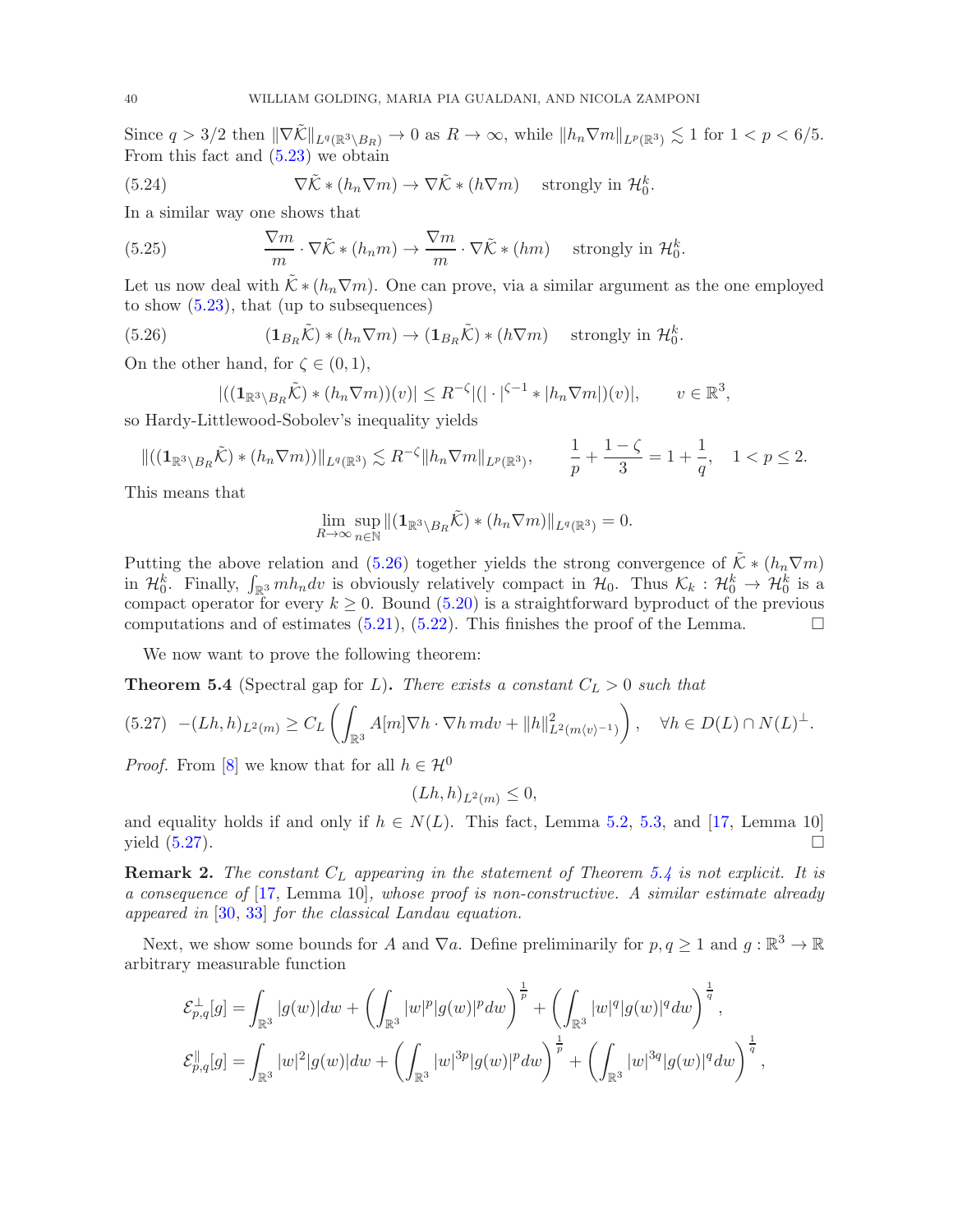Since $q > 3/2$ then $\|\nabla \tilde{\mathcal{K}}\|_{L^q(\mathbb{R}^3\setminus B_R)} \to 0$ as $R \to \infty$, while $\|h_n \nabla m\|_{L^p(\mathbb{R}^3)} \lesssim 1$ for $1 < p < 6/5$. From this fact and (5.23) we obtain

$$
\nabla \tilde{\mathcal{K}} * (h_n \nabla m) \to \nabla \tilde{\mathcal{K}} * (h \nabla m) \quad \text{strongly in } \mathcal{H}_0^k. \tag{5.24}
$$

In a similar way one shows that

$$
\frac{\nabla m}{m} \cdot \nabla \tilde{\mathcal{K}} * (h_n m) \to \frac{\nabla m}{m} \cdot \nabla \tilde{\mathcal{K}} * (hm) \quad \text{strongly in } \mathcal{H}_0^k. \tag{5.25}
$$

Let us now deal with $\tilde{\mathcal{K}} * (h_n \nabla m)$. One can prove, via a similar argument as the one employed to show (5.23), that (up to subsequences)

$$
(\mathbf{1}_{B_R}\tilde{\mathcal{K}}) * (h_n \nabla m) \to (\mathbf{1}_{B_R}\tilde{\mathcal{K}}) * (h \nabla m) \quad \text{strongly in } \mathcal{H}_0^k. \tag{5.26}
$$

On the other hand, for $\zeta \in (0,1)$,

$$
|((\mathbf{1}_{\mathbb{R}^3\setminus B_R}\tilde{\mathcal{K}}) * (h_n \nabla m))(v)| \le R^{-\zeta} |(|\cdot|^{\zeta-1} * |h_n \nabla m|)(v)|, \qquad v \in \mathbb{R}^3,
$$

so Hardy-Littlewood-Sobolev's inequality yields

$$
\|((\mathbf{1}_{\mathbb{R}^3\setminus B_R}\tilde{\mathcal{K}}) * (h_n \nabla m))\|_{L^q(\mathbb{R}^3)} \lesssim R^{-\zeta} \|h_n \nabla m\|_{L^p(\mathbb{R}^3)}, \qquad \frac{1}{p} + \frac{1-\zeta}{3} = 1 + \frac{1}{q}, \quad 1 < p \le 2.
$$

This means that

$$
\lim_{R\to\infty} \sup_{n\in\mathbb{N}} \|(\mathbf{1}_{\mathbb{R}^3\setminus B_R}\tilde{\mathcal{K}}) * (h_n \nabla m)\|_{L^q(\mathbb{R}^3)} = 0.
$$

Putting the above relation and (5.26) together yields the strong convergence of $\tilde{\mathcal{K}} * (h_n \nabla m)$ in $\mathcal{H}_0^k$. Finally, $\int_{\mathbb{R}^3} m h_n dv$ is obviously relatively compact in $\mathcal{H}_0$. Thus $\mathcal{K}_k : \mathcal{H}_0^k \to \mathcal{H}_0^k$ is a compact operator for every $k \ge 0$. Bound (5.20) is a straightforward byproduct of the previous computations and of estimates (5.21), (5.22). This finishes the proof of the Lemma. $\square$

We now want to prove the following theorem:

**Theorem 5.4** (Spectral gap for $L$)**.** *There exists a constant $C_L > 0$ such that*

$$
-(Lh,h)_{L^2(m)} \ge C_L \left( \int_{\mathbb{R}^3} A[m]\nabla h \cdot \nabla h \, m dv + \|h\|^2_{L^2(m\langle v\rangle^{-1})} \right), \quad \forall h \in D(L) \cap N(L)^\perp. \tag{5.27}
$$

*Proof.* From [8] we know that for all $h \in \mathcal{H}^0$

$$
(Lh,h)_{L^2(m)} \le 0,
$$

and equality holds if and only if $h \in N(L)$. This fact, Lemma 5.2, 5.3, and [17, Lemma 10] yield (5.27). $\square$

**Remark 2.** *The constant $C_L$ appearing in the statement of Theorem 5.4 is not explicit. It is a consequence of [17, Lemma 10], whose proof is non-constructive. A similar estimate already appeared in [30, 33] for the classical Landau equation.*

Next, we show some bounds for $A$ and $\nabla a$. Define preliminarily for $p,q \ge 1$ and $g : \mathbb{R}^3 \to \mathbb{R}$ arbitrary measurable function

$$
\mathcal{E}^{\perp}_{p,q}[g] = \int_{\mathbb{R}^3} |g(w)| dw + \left( \int_{\mathbb{R}^3} |w|^p |g(w)|^p dw \right)^{\frac{1}{p}} + \left( \int_{\mathbb{R}^3} |w|^q |g(w)|^q dw \right)^{\frac{1}{q}},
$$

$$
\mathcal{E}^{\parallel}_{p,q}[g] = \int_{\mathbb{R}^3} |w|^2 |g(w)| dw + \left( \int_{\mathbb{R}^3} |w|^{3p} |g(w)|^p dw \right)^{\frac{1}{p}} + \left( \int_{\mathbb{R}^3} |w|^{3q} |g(w)|^q dw \right)^{\frac{1}{q}},
$$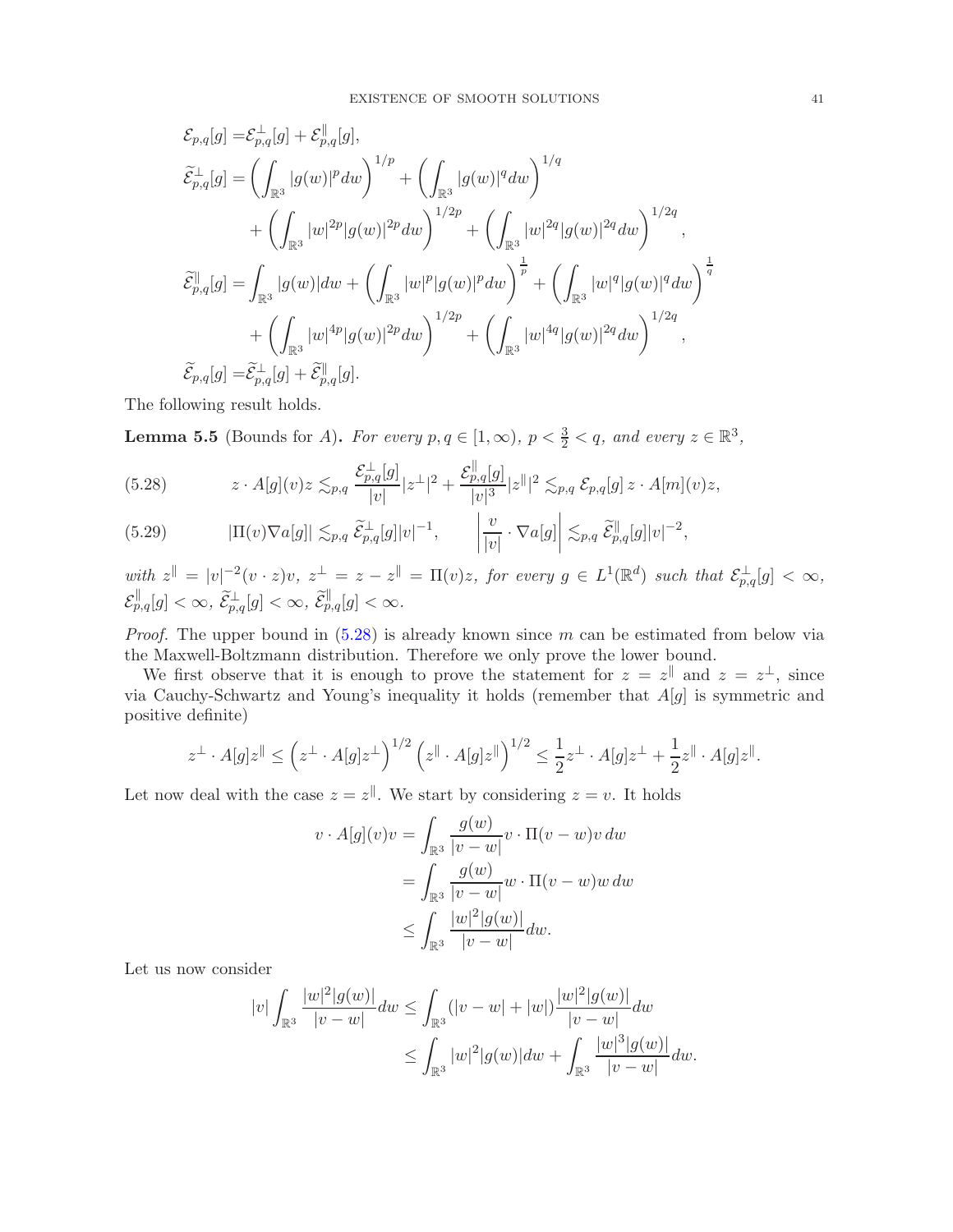$$
\begin{aligned}
\mathcal{E}_{p,q}[g] =& \mathcal{E}^{\perp}_{p,q}[g] + \mathcal{E}^{\|}_{p,q}[g], \\
\widetilde{\mathcal{E}}^{\perp}_{p,q}[g] =& \left( \int_{\mathbb{R}^3} |g(w)|^p dw \right)^{1/p} + \left( \int_{\mathbb{R}^3} |g(w)|^q dw \right)^{1/q} \\
&+ \left( \int_{\mathbb{R}^3} |w|^{2p} |g(w)|^{2p} dw \right)^{1/2p} + \left( \int_{\mathbb{R}^3} |w|^{2q} |g(w)|^{2q} dw \right)^{1/2q}, \\
\widetilde{\mathcal{E}}^{\|}_{p,q}[g] =& \int_{\mathbb{R}^3} |g(w)| dw + \left( \int_{\mathbb{R}^3} |w|^p |g(w)|^p dw \right)^{\frac{1}{p}} + \left( \int_{\mathbb{R}^3} |w|^q |g(w)|^q dw \right)^{\frac{1}{q}} \\
&+ \left( \int_{\mathbb{R}^3} |w|^{4p} |g(w)|^{2p} dw \right)^{1/2p} + \left( \int_{\mathbb{R}^3} |w|^{4q} |g(w)|^{2q} dw \right)^{1/2q}, \\
\widetilde{\mathcal{E}}_{p,q}[g] =& \widetilde{\mathcal{E}}^{\perp}_{p,q}[g] + \widetilde{\mathcal{E}}^{\|}_{p,q}[g].
\end{aligned}
$$

The following result holds.

**Lemma 5.5** (Bounds for $A$)**.** *For every $p, q \in [1, \infty)$, $p < \frac{3}{2} < q$, and every $z \in \mathbb{R}^3$,*

$$
z \cdot A[g](v) z \lesssim_{p,q} \frac{\mathcal{E}^{\perp}_{p,q}[g]}{|v|} |z^{\perp}|^2 + \frac{\mathcal{E}^{\|}_{p,q}[g]}{|v|^3} |z^{\|}|^2 \lesssim_{p,q} \mathcal{E}_{p,q}[g] \, z \cdot A[m](v) z, \tag{5.28}
$$

$$
|\Pi(v) \nabla a[g]| \lesssim_{p,q} \widetilde{\mathcal{E}}^{\perp}_{p,q}[g] |v|^{-1}, \qquad \left| \frac{v}{|v|} \cdot \nabla a[g] \right| \lesssim_{p,q} \widetilde{\mathcal{E}}^{\|}_{p,q}[g] |v|^{-2}, \tag{5.29}
$$

*with $z^{\|} = |v|^{-2}(v \cdot z) v$, $z^{\perp} = z - z^{\|} = \Pi(v) z$, for every $g \in L^1(\mathbb{R}^d)$ such that $\mathcal{E}^{\perp}_{p,q}[g] < \infty$, $\mathcal{E}^{\|}_{p,q}[g] < \infty$, $\widetilde{\mathcal{E}}^{\perp}_{p,q}[g] < \infty$, $\widetilde{\mathcal{E}}^{\|}_{p,q}[g] < \infty$.*

*Proof.* The upper bound in (5.28) is already known since $m$ can be estimated from below via the Maxwell-Boltzmann distribution. Therefore we only prove the lower bound.

We first observe that it is enough to prove the statement for $z = z^{\|}$ and $z = z^{\perp}$, since via Cauchy-Schwartz and Young's inequality it holds (remember that $A[g]$ is symmetric and positive definite)

$$
z^{\perp} \cdot A[g] z^{\|} \leq \left( z^{\perp} \cdot A[g] z^{\perp} \right)^{1/2} \left( z^{\|} \cdot A[g] z^{\|} \right)^{1/2} \leq \frac{1}{2} z^{\perp} \cdot A[g] z^{\perp} + \frac{1}{2} z^{\|} \cdot A[g] z^{\|}.
$$

Let now deal with the case $z = z^{\|}$. We start by considering $z = v$. It holds

$$
\begin{aligned}
v \cdot A[g](v) v &= \int_{\mathbb{R}^3} \frac{g(w)}{|v - w|} v \cdot \Pi(v - w) v \, dw \\
&= \int_{\mathbb{R}^3} \frac{g(w)}{|v - w|} w \cdot \Pi(v - w) w \, dw \\
&\leq \int_{\mathbb{R}^3} \frac{|w|^2 |g(w)|}{|v - w|} dw.
\end{aligned}
$$

Let us now consider

$$
\begin{aligned}
|v| \int_{\mathbb{R}^3} \frac{|w|^2 |g(w)|}{|v - w|} dw &\leq \int_{\mathbb{R}^3} (|v - w| + |w|) \frac{|w|^2 |g(w)|}{|v - w|} dw \\
&\leq \int_{\mathbb{R}^3} |w|^2 |g(w)| dw + \int_{\mathbb{R}^3} \frac{|w|^3 |g(w)|}{|v - w|} dw.
\end{aligned}
$$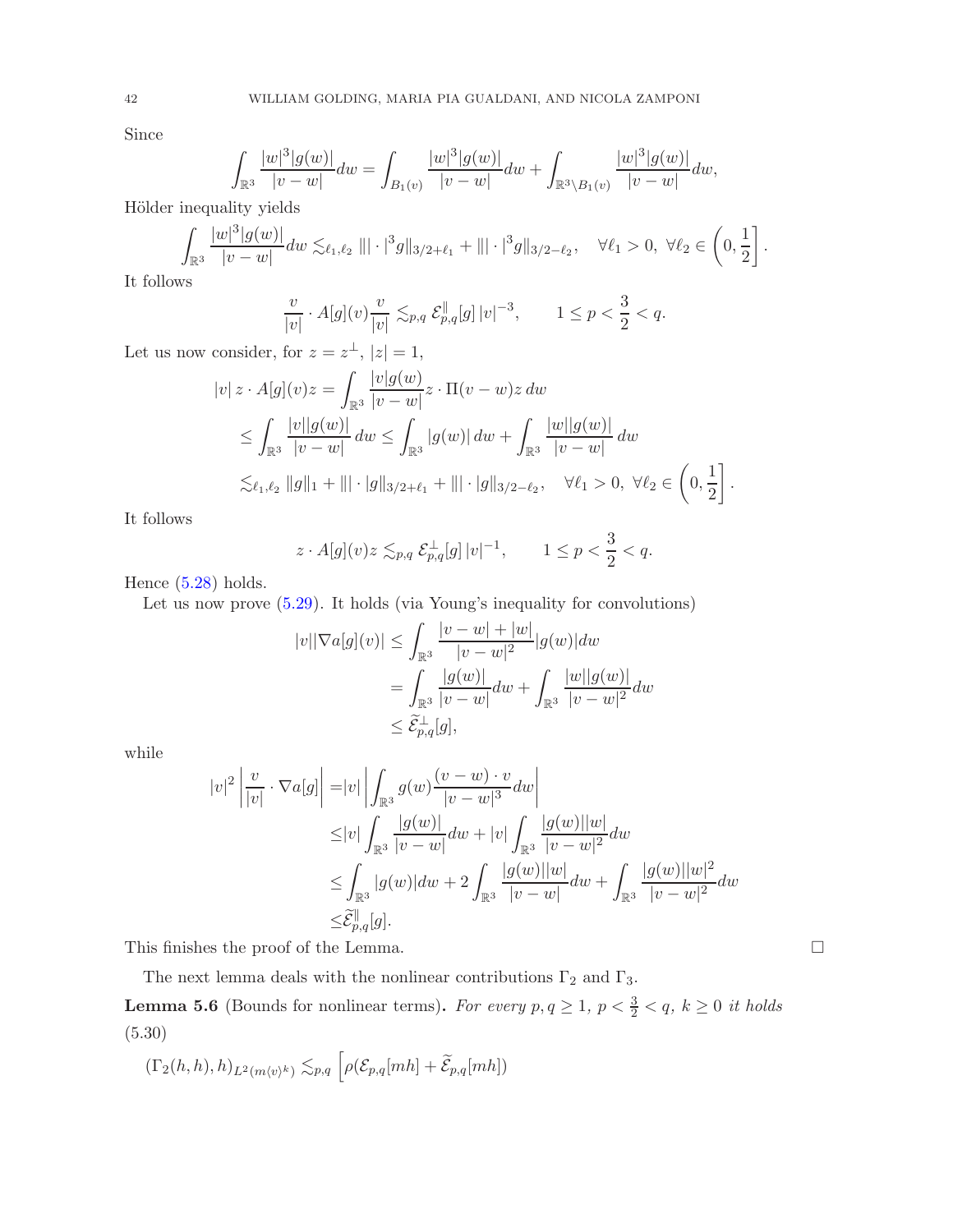Since

$$\int_{\mathbb{R}^3} \frac{|w|^3|g(w)|}{|v-w|}dw = \int_{B_1(v)} \frac{|w|^3|g(w)|}{|v-w|}dw + \int_{\mathbb{R}^3\setminus B_1(v)} \frac{|w|^3|g(w)|}{|v-w|}dw,$$

Hölder inequality yields

$$\int_{\mathbb{R}^3} \frac{|w|^3|g(w)|}{|v-w|}dw \lesssim_{\ell_1,\ell_2} \||\cdot|^3 g\|_{3/2+\ell_1} + \||\cdot|^3 g\|_{3/2-\ell_2}, \quad \forall \ell_1 > 0,\ \forall \ell_2 \in \left(0, \frac{1}{2}\right].$$

It follows

$$\frac{v}{|v|} \cdot A[g](v) \frac{v}{|v|} \lesssim_{p,q} \mathcal{E}^{\parallel}_{p,q}[g]\, |v|^{-3}, \qquad 1 \le p < \frac{3}{2} < q.$$

Let us now consider, for $z = z^{\perp}$, $|z| = 1$,

$$\begin{aligned}
|v|\, z \cdot A[g](v) z &= \int_{\mathbb{R}^3} \frac{|v| g(w)}{|v-w|} z \cdot \Pi(v-w) z\, dw \\
&\le \int_{\mathbb{R}^3} \frac{|v||g(w)|}{|v-w|}\, dw \le \int_{\mathbb{R}^3} |g(w)|\, dw + \int_{\mathbb{R}^3} \frac{|w||g(w)|}{|v-w|}\, dw \\
&\lesssim_{\ell_1,\ell_2} \|g\|_1 + \||\cdot| g\|_{3/2+\ell_1} + \||\cdot| g\|_{3/2-\ell_2}, \quad \forall \ell_1 > 0,\ \forall \ell_2 \in \left(0, \frac{1}{2}\right].
\end{aligned}$$

It follows

$$z \cdot A[g](v) z \lesssim_{p,q} \mathcal{E}^{\perp}_{p,q}[g]\, |v|^{-1}, \qquad 1 \le p < \frac{3}{2} < q.$$

Hence (5.28) holds.

Let us now prove (5.29). It holds (via Young's inequality for convolutions)

$$\begin{aligned}
|v||\nabla a[g](v)| &\le \int_{\mathbb{R}^3} \frac{|v-w| + |w|}{|v-w|^2} |g(w)| dw \\
&= \int_{\mathbb{R}^3} \frac{|g(w)|}{|v-w|} dw + \int_{\mathbb{R}^3} \frac{|w||g(w)|}{|v-w|^2} dw \\
&\le \widetilde{\mathcal{E}}^{\perp}_{p,q}[g],
\end{aligned}$$

while

$$\begin{aligned}
|v|^2 \left| \frac{v}{|v|} \cdot \nabla a[g] \right| &= |v| \left| \int_{\mathbb{R}^3} g(w) \frac{(v-w)\cdot v}{|v-w|^3} dw \right| \\
&\le |v| \int_{\mathbb{R}^3} \frac{|g(w)|}{|v-w|} dw + |v| \int_{\mathbb{R}^3} \frac{|g(w)||w|}{|v-w|^2} dw \\
&\le \int_{\mathbb{R}^3} |g(w)| dw + 2\int_{\mathbb{R}^3} \frac{|g(w)||w|}{|v-w|} dw + \int_{\mathbb{R}^3} \frac{|g(w)||w|^2}{|v-w|^2} dw \\
&\le \widetilde{\mathcal{E}}^{\parallel}_{p,q}[g].
\end{aligned}$$

This finishes the proof of the Lemma. $\square$

The next lemma deals with the nonlinear contributions $\Gamma_2$ and $\Gamma_3$.

**Lemma 5.6** (Bounds for nonlinear terms)**.** *For every $p, q \ge 1$, $p < \frac{3}{2} < q$, $k \ge 0$ it holds* (5.30)

$$(\Gamma_2(h,h), h)_{L^2(m\langle v\rangle^k)} \lesssim_{p,q} \Big[\rho(\mathcal{E}_{p,q}[mh] + \widetilde{\mathcal{E}}_{p,q}[mh])$$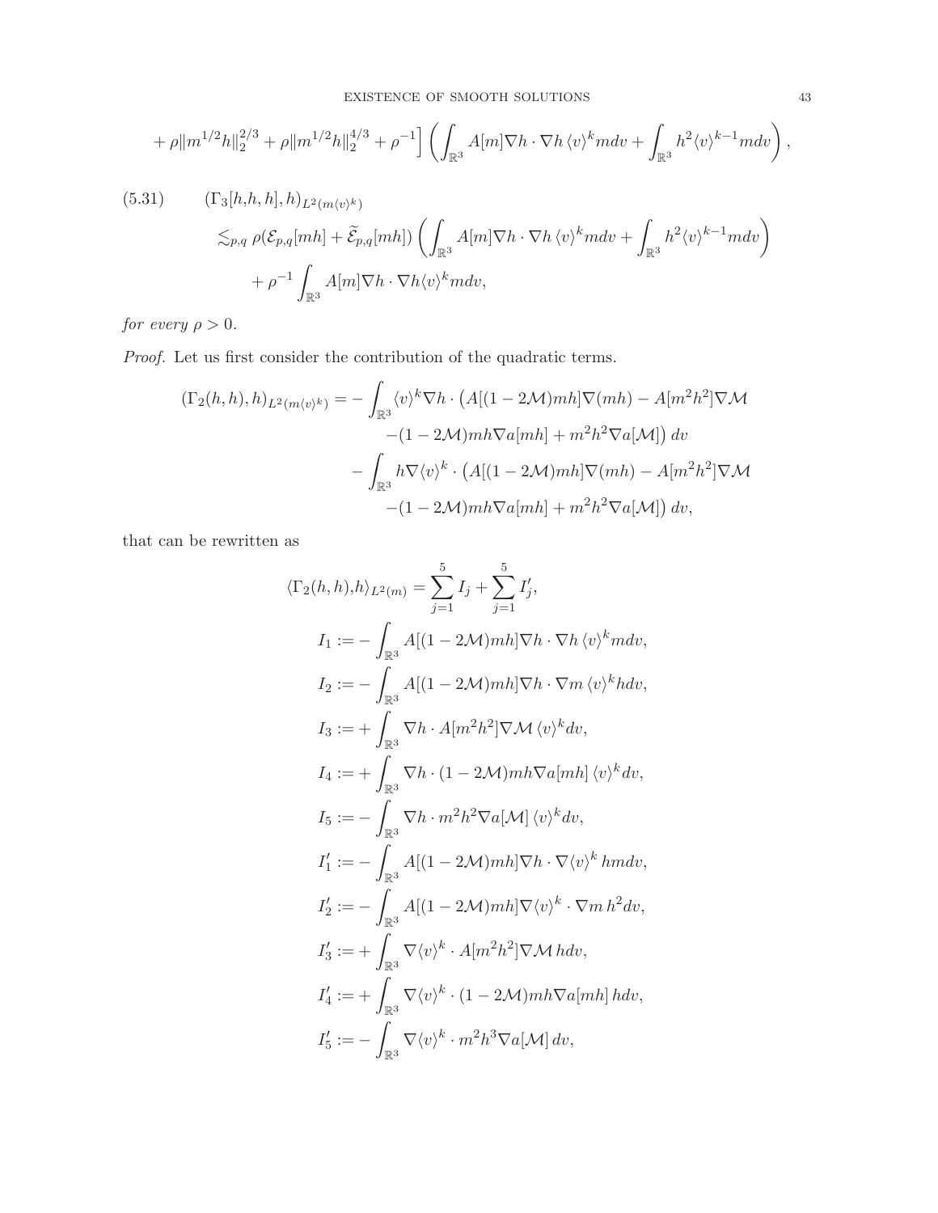$$+ \rho\|m^{1/2}h\|_2^{2/3} + \rho\|m^{1/2}h\|_2^{4/3} + \rho^{-1}\Big] \left( \int_{\mathbb{R}^3} A[m]\nabla h \cdot \nabla h \, \langle v\rangle^k m dv + \int_{\mathbb{R}^3} h^2 \langle v\rangle^{k-1} m dv \right),$$

$$(5.31) \qquad (\Gamma_3[h,h,h],h)_{L^2(m\langle v\rangle^k)}$$
$$\lesssim_{p,q} \rho(\mathcal{E}_{p,q}[mh] + \widetilde{\mathcal{E}}_{p,q}[mh]) \left( \int_{\mathbb{R}^3} A[m]\nabla h \cdot \nabla h \, \langle v\rangle^k m dv + \int_{\mathbb{R}^3} h^2 \langle v\rangle^{k-1} m dv \right)$$
$$+ \rho^{-1} \int_{\mathbb{R}^3} A[m]\nabla h \cdot \nabla h \langle v\rangle^k m dv,$$

*for every* $\rho > 0$.

*Proof.* Let us first consider the contribution of the quadratic terms.

$$\begin{aligned}
(\Gamma_2(h,h),h)_{L^2(m\langle v\rangle^k)} = &- \int_{\mathbb{R}^3} \langle v\rangle^k \nabla h \cdot \big(A[(1-2\mathcal{M})mh]\nabla(mh) - A[m^2h^2]\nabla\mathcal{M} \\
&\qquad -(1-2\mathcal{M})mh\nabla a[mh] + m^2h^2\nabla a[\mathcal{M}]\big)\, dv \\
&- \int_{\mathbb{R}^3} h\nabla\langle v\rangle^k \cdot \big(A[(1-2\mathcal{M})mh]\nabla(mh) - A[m^2h^2]\nabla\mathcal{M} \\
&\qquad -(1-2\mathcal{M})mh\nabla a[mh] + m^2h^2\nabla a[\mathcal{M}]\big)\, dv,
\end{aligned}$$

that can be rewritten as

$$\begin{aligned}
\langle \Gamma_2(h,h),h\rangle_{L^2(m)} &= \sum_{j=1}^{5} I_j + \sum_{j=1}^{5} I'_j, \\
I_1 &:= -\int_{\mathbb{R}^3} A[(1-2\mathcal{M})mh]\nabla h \cdot \nabla h \, \langle v\rangle^k m dv, \\
I_2 &:= -\int_{\mathbb{R}^3} A[(1-2\mathcal{M})mh]\nabla h \cdot \nabla m \, \langle v\rangle^k h dv, \\
I_3 &:= +\int_{\mathbb{R}^3} \nabla h \cdot A[m^2h^2]\nabla\mathcal{M} \, \langle v\rangle^k dv, \\
I_4 &:= +\int_{\mathbb{R}^3} \nabla h \cdot (1-2\mathcal{M})mh\nabla a[mh] \, \langle v\rangle^k dv, \\
I_5 &:= -\int_{\mathbb{R}^3} \nabla h \cdot m^2h^2\nabla a[\mathcal{M}] \, \langle v\rangle^k dv, \\
I'_1 &:= -\int_{\mathbb{R}^3} A[(1-2\mathcal{M})mh]\nabla h \cdot \nabla\langle v\rangle^k \, hm dv, \\
I'_2 &:= -\int_{\mathbb{R}^3} A[(1-2\mathcal{M})mh]\nabla\langle v\rangle^k \cdot \nabla m \, h^2 dv, \\
I'_3 &:= +\int_{\mathbb{R}^3} \nabla\langle v\rangle^k \cdot A[m^2h^2]\nabla\mathcal{M} \, h dv, \\
I'_4 &:= +\int_{\mathbb{R}^3} \nabla\langle v\rangle^k \cdot (1-2\mathcal{M})mh\nabla a[mh] \, h dv, \\
I'_5 &:= -\int_{\mathbb{R}^3} \nabla\langle v\rangle^k \cdot m^2h^3\nabla a[\mathcal{M}] \, dv,
\end{aligned}$$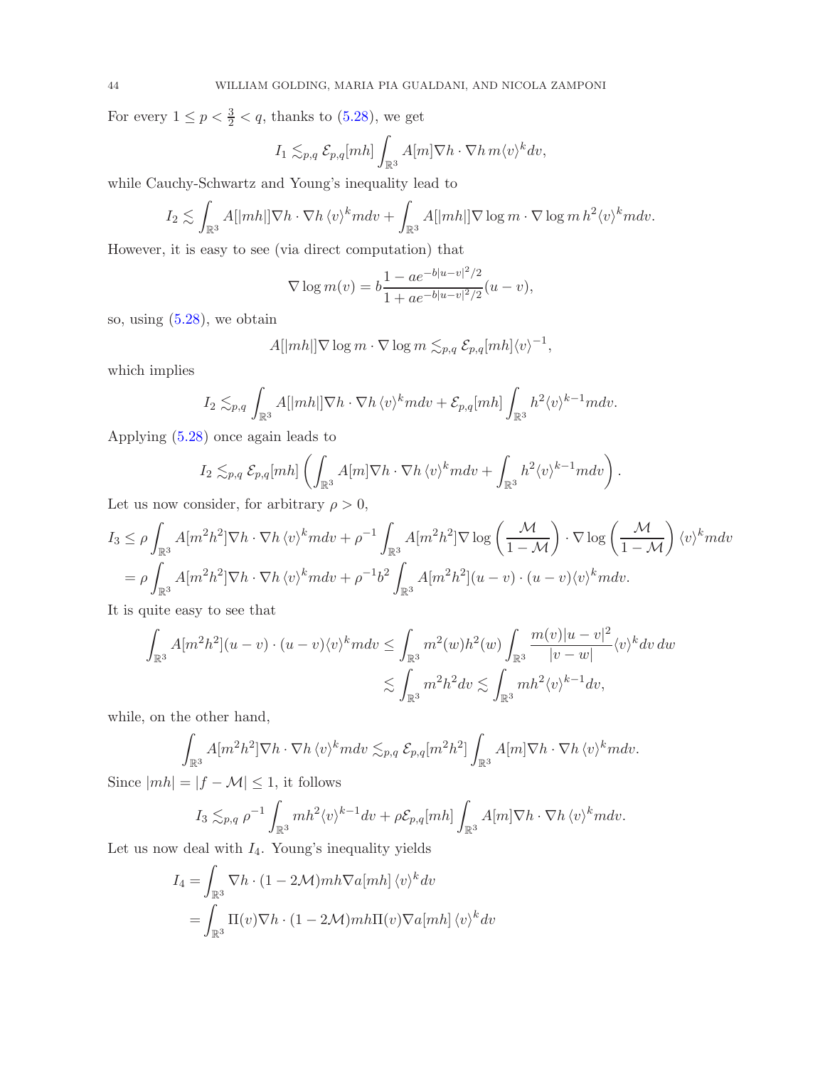For every $1 \le p < \frac{3}{2} < q$, thanks to (5.28), we get

$$I_1 \lesssim_{p,q} \mathcal{E}_{p,q}[mh] \int_{\mathbb{R}^3} A[m]\nabla h \cdot \nabla h \, m\langle v\rangle^k dv,$$

while Cauchy-Schwartz and Young's inequality lead to

$$I_2 \lesssim \int_{\mathbb{R}^3} A[|mh|]\nabla h \cdot \nabla h \, \langle v\rangle^k m dv + \int_{\mathbb{R}^3} A[|mh|]\nabla \log m \cdot \nabla \log m \, h^2 \langle v\rangle^k m dv.$$

However, it is easy to see (via direct computation) that

$$\nabla \log m(v) = b\frac{1 - ae^{-b|u-v|^2/2}}{1 + ae^{-b|u-v|^2/2}}(u - v),$$

so, using (5.28), we obtain

$$A[|mh|]\nabla \log m \cdot \nabla \log m \lesssim_{p,q} \mathcal{E}_{p,q}[mh]\langle v\rangle^{-1},$$

which implies

$$I_2 \lesssim_{p,q} \int_{\mathbb{R}^3} A[|mh|]\nabla h \cdot \nabla h \, \langle v\rangle^k m dv + \mathcal{E}_{p,q}[mh] \int_{\mathbb{R}^3} h^2 \langle v\rangle^{k-1} m dv.$$

Applying (5.28) once again leads to

$$I_2 \lesssim_{p,q} \mathcal{E}_{p,q}[mh] \left( \int_{\mathbb{R}^3} A[m]\nabla h \cdot \nabla h \, \langle v\rangle^k m dv + \int_{\mathbb{R}^3} h^2 \langle v\rangle^{k-1} m dv \right).$$

Let us now consider, for arbitrary $\rho > 0$,

$$\begin{aligned}
I_3 &\le \rho \int_{\mathbb{R}^3} A[m^2h^2]\nabla h \cdot \nabla h \, \langle v\rangle^k m dv + \rho^{-1} \int_{\mathbb{R}^3} A[m^2h^2]\nabla \log\left(\frac{\mathcal{M}}{1-\mathcal{M}}\right) \cdot \nabla \log\left(\frac{\mathcal{M}}{1-\mathcal{M}}\right) \langle v\rangle^k m dv \\
&= \rho \int_{\mathbb{R}^3} A[m^2h^2]\nabla h \cdot \nabla h \, \langle v\rangle^k m dv + \rho^{-1} b^2 \int_{\mathbb{R}^3} A[m^2h^2](u-v)\cdot(u-v)\langle v\rangle^k m dv.
\end{aligned}$$

It is quite easy to see that

$$\begin{aligned}
\int_{\mathbb{R}^3} A[m^2h^2](u-v)\cdot(u-v)\langle v\rangle^k m dv &\le \int_{\mathbb{R}^3} m^2(w)h^2(w) \int_{\mathbb{R}^3} \frac{m(v)|u-v|^2}{|v-w|}\langle v\rangle^k dv \, dw \\
&\lesssim \int_{\mathbb{R}^3} m^2h^2 dv \lesssim \int_{\mathbb{R}^3} mh^2 \langle v\rangle^{k-1} dv,
\end{aligned}$$

while, on the other hand,

$$\int_{\mathbb{R}^3} A[m^2h^2]\nabla h \cdot \nabla h \, \langle v\rangle^k m dv \lesssim_{p,q} \mathcal{E}_{p,q}[m^2h^2] \int_{\mathbb{R}^3} A[m]\nabla h \cdot \nabla h \, \langle v\rangle^k m dv.$$

Since $|mh| = |f - \mathcal{M}| \le 1$, it follows

$$I_3 \lesssim_{p,q} \rho^{-1} \int_{\mathbb{R}^3} mh^2 \langle v\rangle^{k-1} dv + \rho \mathcal{E}_{p,q}[mh] \int_{\mathbb{R}^3} A[m]\nabla h \cdot \nabla h \, \langle v\rangle^k m dv.$$

Let us now deal with $I_4$. Young's inequality yields

$$\begin{aligned}
I_4 &= \int_{\mathbb{R}^3} \nabla h \cdot (1 - 2\mathcal{M}) mh \nabla a[mh] \, \langle v\rangle^k dv \\
&= \int_{\mathbb{R}^3} \Pi(v)\nabla h \cdot (1 - 2\mathcal{M}) mh \Pi(v)\nabla a[mh] \, \langle v\rangle^k dv
\end{aligned}$$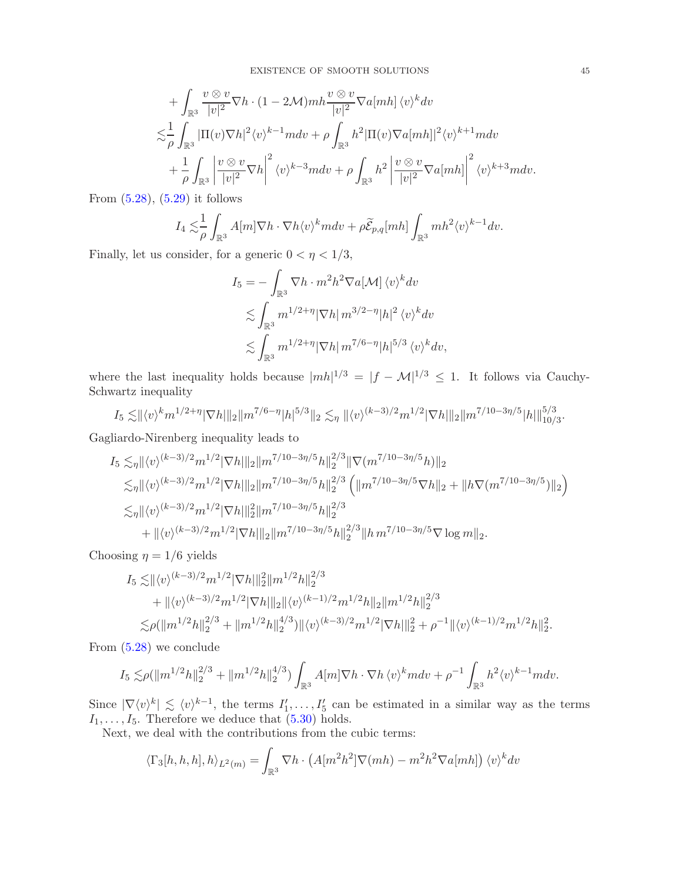$$
\begin{aligned}
&+ \int_{\mathbb{R}^3} \frac{v\otimes v}{|v|^2}\nabla h \cdot (1-2\mathcal{M}) mh \frac{v\otimes v}{|v|^2}\nabla a[mh] \, \langle v\rangle^k dv \\
\lesssim & \frac{1}{\rho}\int_{\mathbb{R}^3} |\Pi(v)\nabla h|^2 \langle v\rangle^{k-1} m dv + \rho \int_{\mathbb{R}^3} h^2 |\Pi(v)\nabla a[mh]|^2 \langle v\rangle^{k+1} m dv \\
&+ \frac{1}{\rho}\int_{\mathbb{R}^3} \left|\frac{v\otimes v}{|v|^2}\nabla h\right|^2 \langle v\rangle^{k-3} m dv + \rho\int_{\mathbb{R}^3} h^2 \left|\frac{v\otimes v}{|v|^2}\nabla a[mh]\right|^2 \langle v\rangle^{k+3} m dv.
\end{aligned}
$$

From (5.28), (5.29) it follows

$$
I_4 \lesssim \frac{1}{\rho}\int_{\mathbb{R}^3} A[m]\nabla h\cdot\nabla h \langle v\rangle^k m dv + \rho \widetilde{\mathcal{E}}_{p,q}[mh]\int_{\mathbb{R}^3} m h^2 \langle v\rangle^{k-1} dv.
$$

Finally, let us consider, for a generic $0<\eta<1/3$,

$$
\begin{aligned}
I_5 &= -\int_{\mathbb{R}^3} \nabla h \cdot m^2 h^2 \nabla a[\mathcal{M}] \, \langle v\rangle^k dv \\
&\lesssim \int_{\mathbb{R}^3} m^{1/2+\eta}|\nabla h| \, m^{3/2-\eta}|h|^2 \, \langle v\rangle^k dv \\
&\lesssim \int_{\mathbb{R}^3} m^{1/2+\eta}|\nabla h| \, m^{7/6-\eta}|h|^{5/3} \, \langle v\rangle^k dv,
\end{aligned}
$$

where the last inequality holds because $|mh|^{1/3} = |f-\mathcal{M}|^{1/3}\le 1$. It follows via Cauchy-Schwartz inequality

$$
I_5 \lesssim \|\langle v\rangle^k m^{1/2+\eta}|\nabla h|\|_2 \|m^{7/6-\eta}|h|^{5/3}\|_2 \lesssim_\eta \|\langle v\rangle^{(k-3)/2} m^{1/2}|\nabla h|\|_2 \|m^{7/10-3\eta/5}|h|\|_{10/3}^{5/3}.
$$

Gagliardo-Nirenberg inequality leads to

$$
\begin{aligned}
I_5 \lesssim_\eta & \|\langle v\rangle^{(k-3)/2} m^{1/2}|\nabla h|\|_2 \|m^{7/10-3\eta/5}h\|_2^{2/3} \|\nabla(m^{7/10-3\eta/5}h)\|_2 \\
\lesssim_\eta & \|\langle v\rangle^{(k-3)/2} m^{1/2}|\nabla h|\|_2 \|m^{7/10-3\eta/5}h\|_2^{2/3} \left( \|m^{7/10-3\eta/5}\nabla h\|_2 + \|h\nabla(m^{7/10-3\eta/5})\|_2 \right) \\
\lesssim_\eta & \|\langle v\rangle^{(k-3)/2} m^{1/2}|\nabla h|\|_2^2 \|m^{7/10-3\eta/5}h\|_2^{2/3} \\
& + \|\langle v\rangle^{(k-3)/2} m^{1/2}|\nabla h|\|_2 \|m^{7/10-3\eta/5}h\|_2^{2/3} \|h\, m^{7/10-3\eta/5}\nabla \log m\|_2.
\end{aligned}
$$

Choosing $\eta = 1/6$ yields

$$
\begin{aligned}
I_5 \lesssim & \|\langle v\rangle^{(k-3)/2} m^{1/2}|\nabla h|\|_2^2 \|m^{1/2}h\|_2^{2/3} \\
& + \|\langle v\rangle^{(k-3)/2} m^{1/2}|\nabla h|\|_2 \|\langle v\rangle^{(k-1)/2} m^{1/2} h\|_2 \|m^{1/2}h\|_2^{2/3} \\
\lesssim & \rho (\|m^{1/2}h\|_2^{2/3} + \|m^{1/2}h\|_2^{4/3}) \|\langle v\rangle^{(k-3)/2} m^{1/2}|\nabla h|\|_2^2 + \rho^{-1}\|\langle v\rangle^{(k-1)/2} m^{1/2} h\|_2^2.
\end{aligned}
$$

From (5.28) we conclude

$$
I_5 \lesssim \rho (\|m^{1/2}h\|_2^{2/3} + \|m^{1/2}h\|_2^{4/3}) \int_{\mathbb{R}^3} A[m]\nabla h\cdot\nabla h \, \langle v\rangle^k m dv + \rho^{-1}\int_{\mathbb{R}^3} h^2 \langle v\rangle^{k-1} m dv.
$$

Since $|\nabla\langle v\rangle^k| \lesssim \langle v\rangle^{k-1}$, the terms $I_1',\ldots,I_5'$ can be estimated in a similar way as the terms $I_1,\ldots,I_5$. Therefore we deduce that (5.30) holds.

Next, we deal with the contributions from the cubic terms:

$$
\langle \Gamma_3[h,h,h],h\rangle_{L^2(m)} = \int_{\mathbb{R}^3} \nabla h\cdot \left( A[m^2h^2]\nabla(mh) - m^2h^2\nabla a[mh] \right) \langle v\rangle^k dv
$$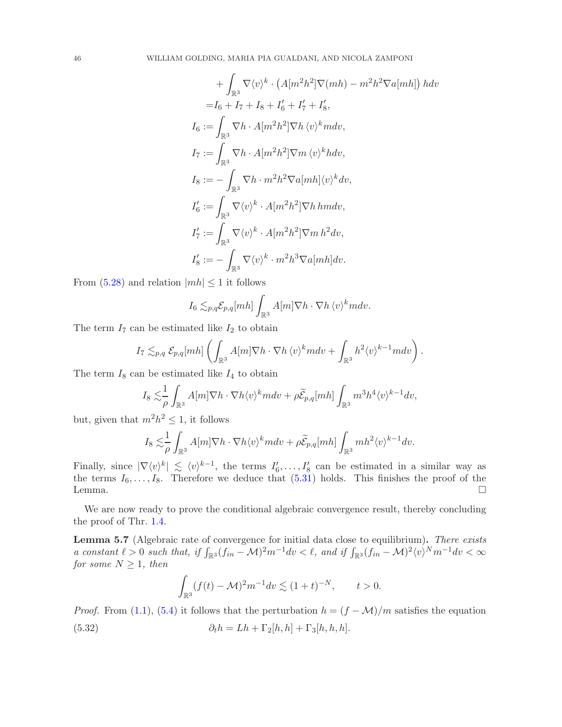$$
\begin{aligned}
&+\int_{\mathbb{R}^3} \nabla\langle v\rangle^k \cdot \left(A[m^2h^2]\nabla(mh) - m^2h^2\nabla a[mh]\right) h dv \\
&= I_6 + I_7 + I_8 + I_6' + I_7' + I_8', \\
I_6 &:= \int_{\mathbb{R}^3} \nabla h \cdot A[m^2h^2]\nabla h \, \langle v\rangle^k m dv, \\
I_7 &:= \int_{\mathbb{R}^3} \nabla h \cdot A[m^2h^2]\nabla m \, \langle v\rangle^k h dv, \\
I_8 &:= -\int_{\mathbb{R}^3} \nabla h \cdot m^2h^2\nabla a[mh]\langle v\rangle^k dv, \\
I_6' &:= \int_{\mathbb{R}^3} \nabla\langle v\rangle^k \cdot A[m^2h^2]\nabla h \, hm dv, \\
I_7' &:= \int_{\mathbb{R}^3} \nabla\langle v\rangle^k \cdot A[m^2h^2]\nabla m \, h^2 dv, \\
I_8' &:= -\int_{\mathbb{R}^3} \nabla\langle v\rangle^k \cdot m^2h^3\nabla a[mh] dv.
\end{aligned}
$$

From (5.28) and relation $|mh| \le 1$ it follows

$$
I_6 \lesssim_{p,q} \mathcal{E}_{p,q}[mh] \int_{\mathbb{R}^3} A[m]\nabla h \cdot \nabla h \, \langle v\rangle^k m dv.
$$

The term $I_7$ can be estimated like $I_2$ to obtain

$$
I_7 \lesssim_{p,q} \mathcal{E}_{p,q}[mh] \left( \int_{\mathbb{R}^3} A[m]\nabla h \cdot \nabla h \, \langle v\rangle^k m dv + \int_{\mathbb{R}^3} h^2 \langle v\rangle^{k-1} m dv \right).
$$

The term $I_8$ can be estimated like $I_4$ to obtain

$$
I_8 \lesssim \frac{1}{\rho} \int_{\mathbb{R}^3} A[m]\nabla h \cdot \nabla h \langle v\rangle^k m dv + \rho \widetilde{\mathcal{E}}_{p,q}[mh] \int_{\mathbb{R}^3} m^3 h^4 \langle v\rangle^{k-1} dv,
$$

but, given that $m^2h^2 \le 1$, it follows

$$
I_8 \lesssim \frac{1}{\rho} \int_{\mathbb{R}^3} A[m]\nabla h \cdot \nabla h \langle v\rangle^k m dv + \rho \widetilde{\mathcal{E}}_{p,q}[mh] \int_{\mathbb{R}^3} m h^2 \langle v\rangle^{k-1} dv.
$$

Finally, since $|\nabla\langle v\rangle^k| \lesssim \langle v\rangle^{k-1}$, the terms $I_6', \dots, I_8'$ can be estimated in a similar way as the terms $I_6, \dots, I_8$. Therefore we deduce that (5.31) holds. This finishes the proof of the Lemma. $\square$

We are now ready to prove the conditional algebraic convergence result, thereby concluding the proof of Thr. 1.4.

**Lemma 5.7** (Algebraic rate of convergence for initial data close to equilibrium)**.** *There exists a constant $\ell > 0$ such that, if $\int_{\mathbb{R}^3} (f_{in} - \mathcal{M})^2 m^{-1} dv < \ell$, and if $\int_{\mathbb{R}^3} (f_{in} - \mathcal{M})^2 \langle v\rangle^N m^{-1} dv < \infty$ for some $N \ge 1$, then*

$$
\int_{\mathbb{R}^3} (f(t) - \mathcal{M})^2 m^{-1} dv \lesssim (1+t)^{-N}, \qquad t > 0.
$$

*Proof.* From (1.1), (5.4) it follows that the perturbation $h = (f - \mathcal{M})/m$ satisfies the equation

$$
\partial_t h = Lh + \Gamma_2[h,h] + \Gamma_3[h,h,h]. \tag{5.32}
$$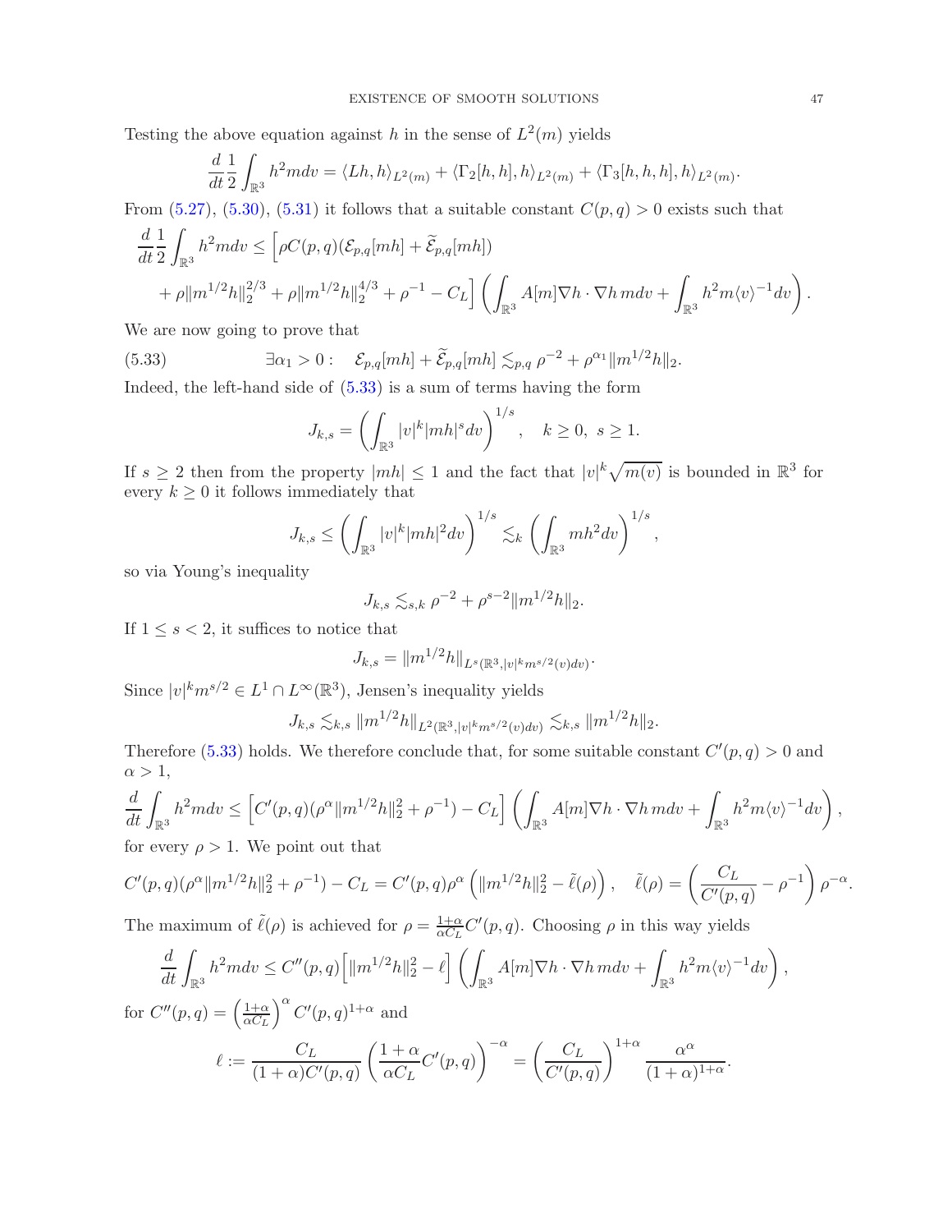Testing the above equation against $h$ in the sense of $L^2(m)$ yields

$$\frac{d}{dt}\frac{1}{2}\int_{\mathbb{R}^3} h^2 m dv = \langle Lh, h\rangle_{L^2(m)} + \langle \Gamma_2[h,h], h\rangle_{L^2(m)} + \langle \Gamma_3[h,h,h], h\rangle_{L^2(m)}.$$

From (5.27), (5.30), (5.31) it follows that a suitable constant $C(p,q) > 0$ exists such that

$$\begin{aligned}
\frac{d}{dt}\frac{1}{2}\int_{\mathbb{R}^3} h^2 m dv \le &\Big[\rho C(p,q)(\mathcal{E}_{p,q}[mh] + \widetilde{\mathcal{E}}_{p,q}[mh]) \\
&+ \rho\|m^{1/2}h\|_2^{2/3} + \rho\|m^{1/2}h\|_2^{4/3} + \rho^{-1} - C_L\Big]\left(\int_{\mathbb{R}^3} A[m]\nabla h\cdot\nabla h\, m dv + \int_{\mathbb{R}^3} h^2 m\langle v\rangle^{-1} dv\right).
\end{aligned}$$

We are now going to prove that

$$\exists \alpha_1 > 0: \quad \mathcal{E}_{p,q}[mh] + \widetilde{\mathcal{E}}_{p,q}[mh] \lesssim_{p,q} \rho^{-2} + \rho^{\alpha_1}\|m^{1/2}h\|_2. \tag{5.33}$$

Indeed, the left-hand side of (5.33) is a sum of terms having the form

$$J_{k,s} = \left(\int_{\mathbb{R}^3} |v|^k |mh|^s dv\right)^{1/s}, \quad k \ge 0,\ s \ge 1.$$

If $s \ge 2$ then from the property $|mh| \le 1$ and the fact that $|v|^k\sqrt{m(v)}$ is bounded in $\mathbb{R}^3$ for every $k \ge 0$ it follows immediately that

$$J_{k,s} \le \left(\int_{\mathbb{R}^3} |v|^k |mh|^2 dv\right)^{1/s} \lesssim_k \left(\int_{\mathbb{R}^3} mh^2 dv\right)^{1/s},$$

so via Young's inequality

$$J_{k,s} \lesssim_{s,k} \rho^{-2} + \rho^{s-2}\|m^{1/2}h\|_2.$$

If $1 \le s < 2$, it suffices to notice that

$$J_{k,s} = \|m^{1/2}h\|_{L^s(\mathbb{R}^3, |v|^k m^{s/2}(v)dv)}.$$

Since $|v|^k m^{s/2} \in L^1 \cap L^\infty(\mathbb{R}^3)$, Jensen's inequality yields

$$J_{k,s} \lesssim_{k,s} \|m^{1/2}h\|_{L^2(\mathbb{R}^3, |v|^k m^{s/2}(v)dv)} \lesssim_{k,s} \|m^{1/2}h\|_2.$$

Therefore (5.33) holds. We therefore conclude that, for some suitable constant $C'(p,q) > 0$ and $\alpha > 1$,

$$\frac{d}{dt}\int_{\mathbb{R}^3} h^2 m dv \le \left[C'(p,q)(\rho^\alpha\|m^{1/2}h\|_2^2 + \rho^{-1}) - C_L\right]\left(\int_{\mathbb{R}^3} A[m]\nabla h\cdot\nabla h\, m dv + \int_{\mathbb{R}^3} h^2 m\langle v\rangle^{-1} dv\right),$$

for every $\rho > 1$. We point out that

$$C'(p,q)(\rho^\alpha\|m^{1/2}h\|_2^2 + \rho^{-1}) - C_L = C'(p,q)\rho^\alpha\left(\|m^{1/2}h\|_2^2 - \tilde{\ell}(\rho)\right), \quad \tilde{\ell}(\rho) = \left(\frac{C_L}{C'(p,q)} - \rho^{-1}\right)\rho^{-\alpha}.$$

The maximum of $\tilde{\ell}(\rho)$ is achieved for $\rho = \frac{1+\alpha}{\alpha C_L}C'(p,q)$. Choosing $\rho$ in this way yields

$$\frac{d}{dt}\int_{\mathbb{R}^3} h^2 m dv \le C''(p,q)\Big[\|m^{1/2}h\|_2^2 - \ell\Big]\left(\int_{\mathbb{R}^3} A[m]\nabla h\cdot\nabla h\, m dv + \int_{\mathbb{R}^3} h^2 m\langle v\rangle^{-1} dv\right),$$

for $C''(p,q) = \left(\frac{1+\alpha}{\alpha C_L}\right)^\alpha C'(p,q)^{1+\alpha}$ and

$$\ell := \frac{C_L}{(1+\alpha)C'(p,q)}\left(\frac{1+\alpha}{\alpha C_L}C'(p,q)\right)^{-\alpha} = \left(\frac{C_L}{C'(p,q)}\right)^{1+\alpha}\frac{\alpha^\alpha}{(1+\alpha)^{1+\alpha}}.$$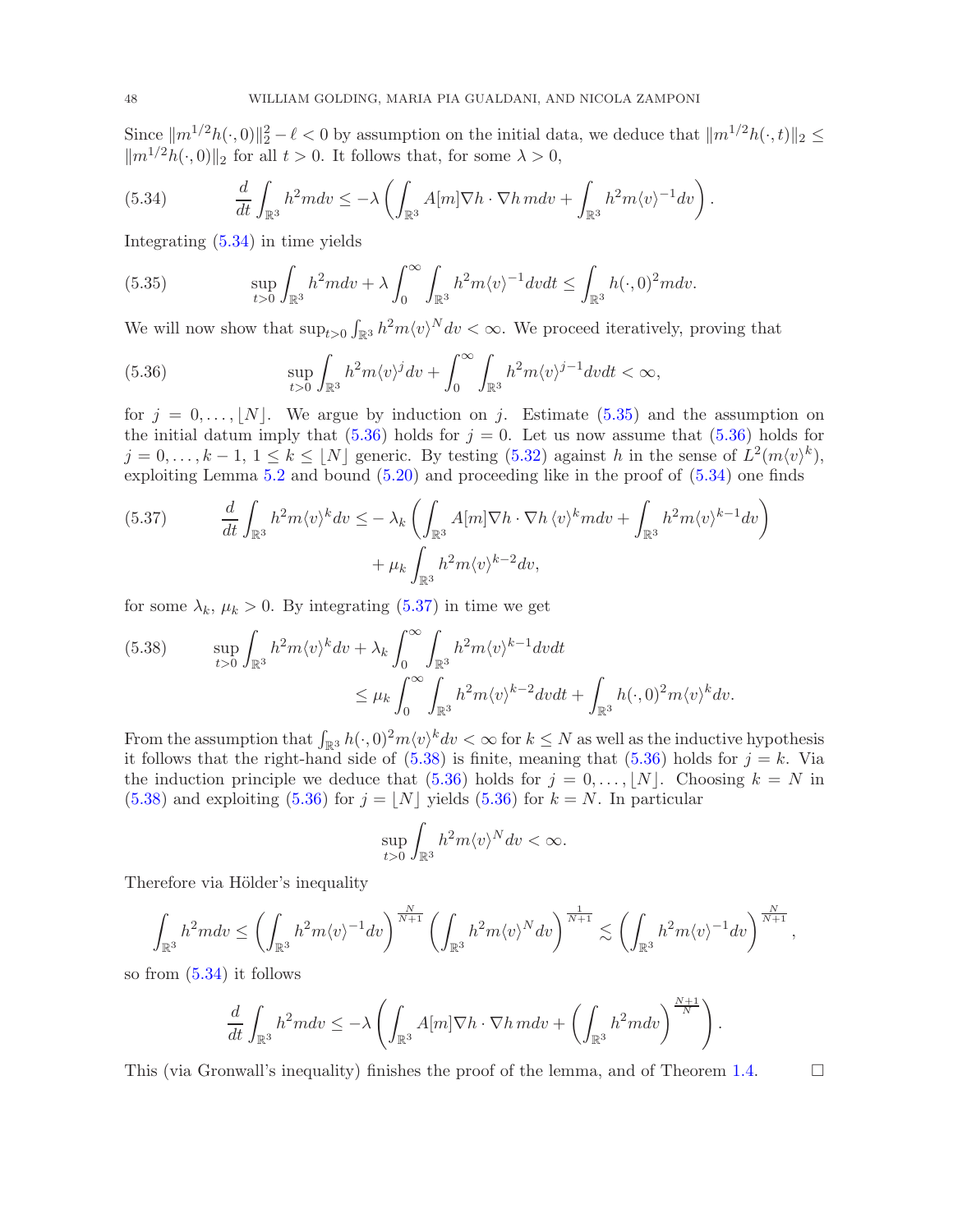Since $\|m^{1/2}h(\cdot,0)\|_2^2 - \ell < 0$ by assumption on the initial data, we deduce that $\|m^{1/2}h(\cdot,t)\|_2 \leq \|m^{1/2}h(\cdot,0)\|_2$ for all $t > 0$. It follows that, for some $\lambda > 0$,

$$\frac{d}{dt}\int_{\mathbb{R}^3} h^2 m dv \leq -\lambda \left( \int_{\mathbb{R}^3} A[m]\nabla h \cdot \nabla h \, m dv + \int_{\mathbb{R}^3} h^2 m \langle v \rangle^{-1} dv \right). \tag{5.34}$$

Integrating (5.34) in time yields

$$\sup_{t>0} \int_{\mathbb{R}^3} h^2 m dv + \lambda \int_0^\infty \int_{\mathbb{R}^3} h^2 m \langle v \rangle^{-1} dv dt \leq \int_{\mathbb{R}^3} h(\cdot,0)^2 m dv. \tag{5.35}$$

We will now show that $\sup_{t>0} \int_{\mathbb{R}^3} h^2 m \langle v \rangle^N dv < \infty$. We proceed iteratively, proving that

$$\sup_{t>0} \int_{\mathbb{R}^3} h^2 m \langle v \rangle^j dv + \int_0^\infty \int_{\mathbb{R}^3} h^2 m \langle v \rangle^{j-1} dv dt < \infty, \tag{5.36}$$

for $j = 0, \ldots, \lfloor N \rfloor$. We argue by induction on $j$. Estimate (5.35) and the assumption on the initial datum imply that (5.36) holds for $j = 0$. Let us now assume that (5.36) holds for $j = 0, \ldots, k-1$, $1 \leq k \leq \lfloor N \rfloor$ generic. By testing (5.32) against $h$ in the sense of $L^2(m\langle v \rangle^k)$, exploiting Lemma 5.2 and bound (5.20) and proceeding like in the proof of (5.34) one finds

$$\begin{aligned}\frac{d}{dt}\int_{\mathbb{R}^3} h^2 m \langle v \rangle^k dv \leq & -\lambda_k \left( \int_{\mathbb{R}^3} A[m]\nabla h \cdot \nabla h \, \langle v \rangle^k m dv + \int_{\mathbb{R}^3} h^2 m \langle v \rangle^{k-1} dv \right) \\ & + \mu_k \int_{\mathbb{R}^3} h^2 m \langle v \rangle^{k-2} dv,\end{aligned} \tag{5.37}$$

for some $\lambda_k$, $\mu_k > 0$. By integrating (5.37) in time we get

$$\begin{aligned}\sup_{t>0} \int_{\mathbb{R}^3} h^2 m \langle v \rangle^k dv &+ \lambda_k \int_0^\infty \int_{\mathbb{R}^3} h^2 m \langle v \rangle^{k-1} dv dt \\ &\leq \mu_k \int_0^\infty \int_{\mathbb{R}^3} h^2 m \langle v \rangle^{k-2} dv dt + \int_{\mathbb{R}^3} h(\cdot,0)^2 m \langle v \rangle^k dv.\end{aligned} \tag{5.38}$$

From the assumption that $\int_{\mathbb{R}^3} h(\cdot,0)^2 m \langle v \rangle^k dv < \infty$ for $k \leq N$ as well as the inductive hypothesis it follows that the right-hand side of (5.38) is finite, meaning that (5.36) holds for $j = k$. Via the induction principle we deduce that (5.36) holds for $j = 0, \ldots, \lfloor N \rfloor$. Choosing $k = N$ in (5.38) and exploiting (5.36) for $j = \lfloor N \rfloor$ yields (5.36) for $k = N$. In particular

$$\sup_{t>0} \int_{\mathbb{R}^3} h^2 m \langle v \rangle^N dv < \infty.$$

Therefore via Hölder's inequality

$$\int_{\mathbb{R}^3} h^2 m dv \leq \left( \int_{\mathbb{R}^3} h^2 m \langle v \rangle^{-1} dv \right)^{\frac{N}{N+1}} \left( \int_{\mathbb{R}^3} h^2 m \langle v \rangle^N dv \right)^{\frac{1}{N+1}} \lesssim \left( \int_{\mathbb{R}^3} h^2 m \langle v \rangle^{-1} dv \right)^{\frac{N}{N+1}},$$

so from (5.34) it follows

$$\frac{d}{dt}\int_{\mathbb{R}^3} h^2 m dv \leq -\lambda \left( \int_{\mathbb{R}^3} A[m]\nabla h \cdot \nabla h \, m dv + \left( \int_{\mathbb{R}^3} h^2 m dv \right)^{\frac{N+1}{N}} \right).$$

This (via Gronwall's inequality) finishes the proof of the lemma, and of Theorem 1.4. $\square$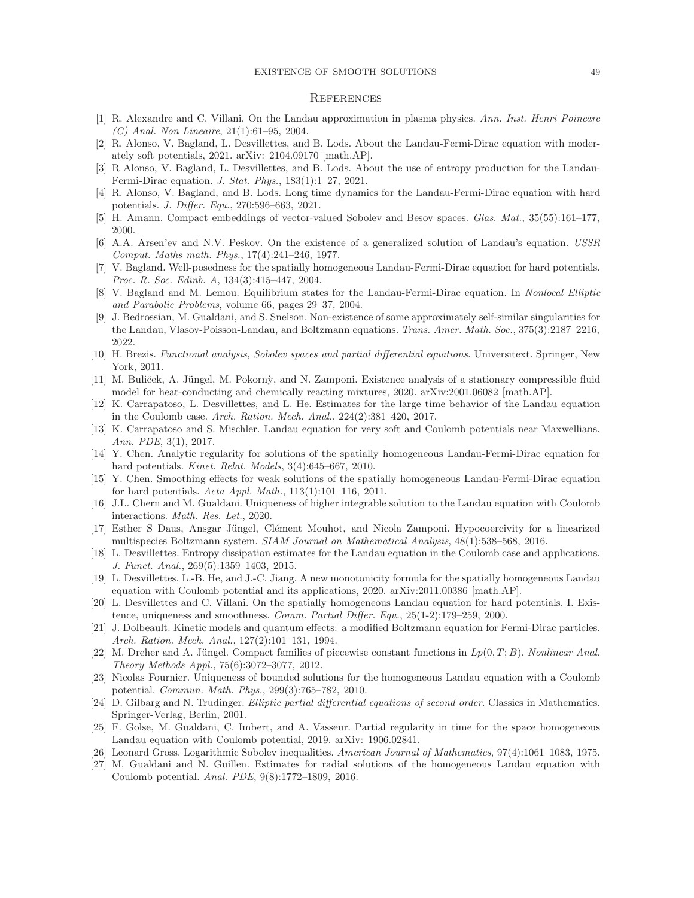## References

[1] R. Alexandre and C. Villani. On the Landau approximation in plasma physics. *Ann. Inst. Henri Poincare (C) Anal. Non Lineaire*, 21(1):61–95, 2004.

[2] R. Alonso, V. Bagland, L. Desvillettes, and B. Lods. About the Landau-Fermi-Dirac equation with moderately soft potentials, 2021. arXiv: 2104.09170 [math.AP].

[3] R Alonso, V. Bagland, L. Desvillettes, and B. Lods. About the use of entropy production for the Landau-Fermi-Dirac equation. *J. Stat. Phys.*, 183(1):1–27, 2021.

[4] R. Alonso, V. Bagland, and B. Lods. Long time dynamics for the Landau-Fermi-Dirac equation with hard potentials. *J. Differ. Equ.*, 270:596–663, 2021.

[5] H. Amann. Compact embeddings of vector-valued Sobolev and Besov spaces. *Glas. Mat.*, 35(55):161–177, 2000.

[6] A.A. Arsen'ev and N.V. Peskov. On the existence of a generalized solution of Landau's equation. *USSR Comput. Maths math. Phys.*, 17(4):241–246, 1977.

[7] V. Bagland. Well-posedness for the spatially homogeneous Landau-Fermi-Dirac equation for hard potentials. *Proc. R. Soc. Edinb. A*, 134(3):415–447, 2004.

[8] V. Bagland and M. Lemou. Equilibrium states for the Landau-Fermi-Dirac equation. In *Nonlocal Elliptic and Parabolic Problems*, volume 66, pages 29–37, 2004.

[9] J. Bedrossian, M. Gualdani, and S. Snelson. Non-existence of some approximately self-similar singularities for the Landau, Vlasov-Poisson-Landau, and Boltzmann equations. *Trans. Amer. Math. Soc.*, 375(3):2187–2216, 2022.

[10] H. Brezis. *Functional analysis, Sobolev spaces and partial differential equations*. Universitext. Springer, New York, 2011.

[11] M. Buliček, A. Jüngel, M. Pokornỳ, and N. Zamponi. Existence analysis of a stationary compressible fluid model for heat-conducting and chemically reacting mixtures, 2020. arXiv:2001.06082 [math.AP].

[12] K. Carrapatoso, L. Desvillettes, and L. He. Estimates for the large time behavior of the Landau equation in the Coulomb case. *Arch. Ration. Mech. Anal.*, 224(2):381–420, 2017.

[13] K. Carrapatoso and S. Mischler. Landau equation for very soft and Coulomb potentials near Maxwellians. *Ann. PDE*, 3(1), 2017.

[14] Y. Chen. Analytic regularity for solutions of the spatially homogeneous Landau-Fermi-Dirac equation for hard potentials. *Kinet. Relat. Models*, 3(4):645–667, 2010.

[15] Y. Chen. Smoothing effects for weak solutions of the spatially homogeneous Landau-Fermi-Dirac equation for hard potentials. *Acta Appl. Math.*, 113(1):101–116, 2011.

[16] J.L. Chern and M. Gualdani. Uniqueness of higher integrable solution to the Landau equation with Coulomb interactions. *Math. Res. Let.*, 2020.

[17] Esther S Daus, Ansgar Jüngel, Clément Mouhot, and Nicola Zamponi. Hypocoercivity for a linearized multispecies Boltzmann system. *SIAM Journal on Mathematical Analysis*, 48(1):538–568, 2016.

[18] L. Desvillettes. Entropy dissipation estimates for the Landau equation in the Coulomb case and applications. *J. Funct. Anal.*, 269(5):1359–1403, 2015.

[19] L. Desvillettes, L.-B. He, and J.-C. Jiang. A new monotonicity formula for the spatially homogeneous Landau equation with Coulomb potential and its applications, 2020. arXiv:2011.00386 [math.AP].

[20] L. Desvillettes and C. Villani. On the spatially homogeneous Landau equation for hard potentials. I. Existence, uniqueness and smoothness. *Comm. Partial Differ. Equ.*, 25(1-2):179–259, 2000.

[21] J. Dolbeault. Kinetic models and quantum effects: a modified Boltzmann equation for Fermi-Dirac particles. *Arch. Ration. Mech. Anal.*, 127(2):101–131, 1994.

[22] M. Dreher and A. Jüngel. Compact families of piecewise constant functions in $Lp(0, T; B)$. *Nonlinear Anal. Theory Methods Appl.*, 75(6):3072–3077, 2012.

[23] Nicolas Fournier. Uniqueness of bounded solutions for the homogeneous Landau equation with a Coulomb potential. *Commun. Math. Phys.*, 299(3):765–782, 2010.

[24] D. Gilbarg and N. Trudinger. *Elliptic partial differential equations of second order*. Classics in Mathematics. Springer-Verlag, Berlin, 2001.

[25] F. Golse, M. Gualdani, C. Imbert, and A. Vasseur. Partial regularity in time for the space homogeneous Landau equation with Coulomb potential, 2019. arXiv: 1906.02841.

[26] Leonard Gross. Logarithmic Sobolev inequalities. *American Journal of Mathematics*, 97(4):1061–1083, 1975.

[27] M. Gualdani and N. Guillen. Estimates for radial solutions of the homogeneous Landau equation with Coulomb potential. *Anal. PDE*, 9(8):1772–1809, 2016.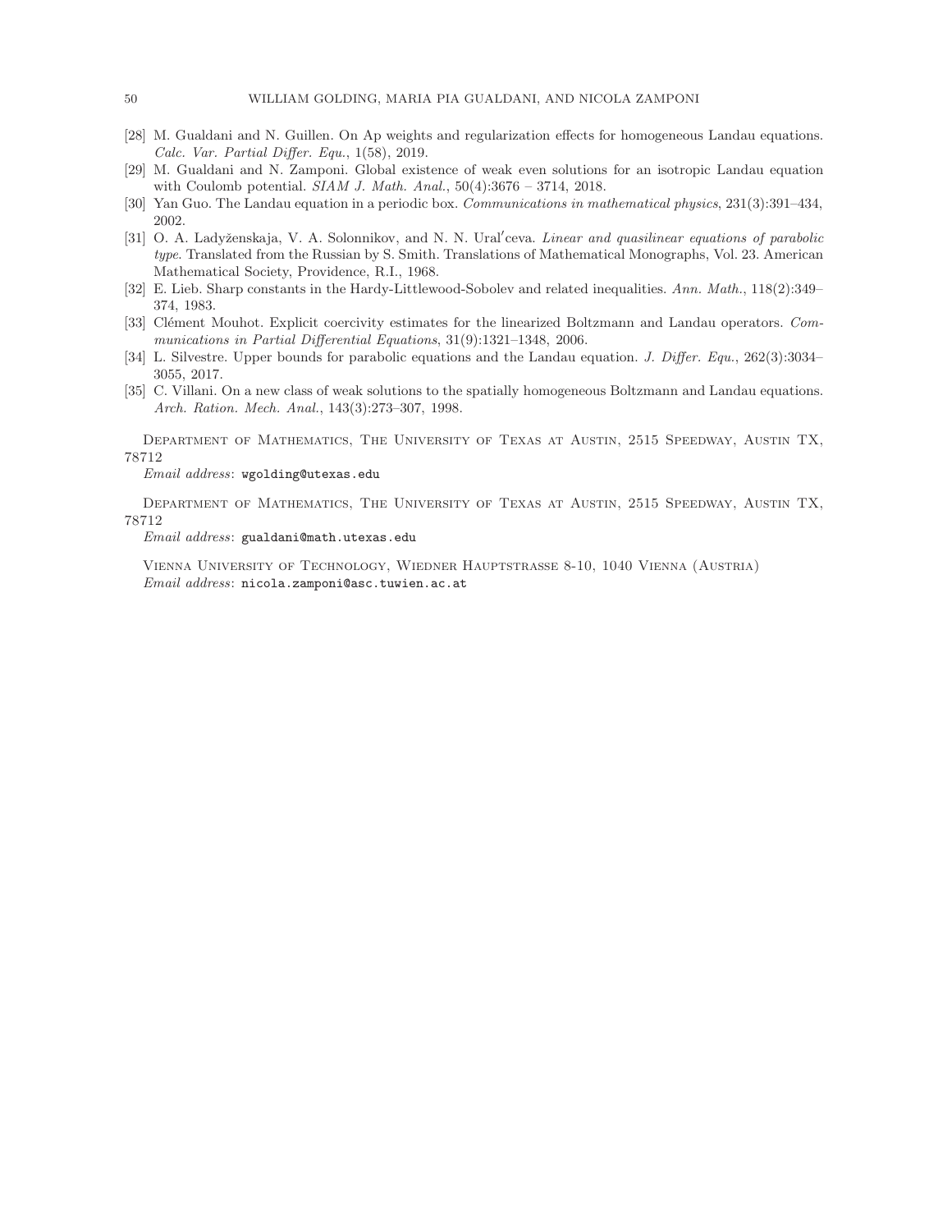[28] M. Gualdani and N. Guillen. On Ap weights and regularization effects for homogeneous Landau equations. *Calc. Var. Partial Differ. Equ.*, 1(58), 2019.

[29] M. Gualdani and N. Zamponi. Global existence of weak even solutions for an isotropic Landau equation with Coulomb potential. *SIAM J. Math. Anal.*, 50(4):3676 – 3714, 2018.

[30] Yan Guo. The Landau equation in a periodic box. *Communications in mathematical physics*, 231(3):391–434, 2002.

[31] O. A. Ladyženskaja, V. A. Solonnikov, and N. N. Ural′ceva. *Linear and quasilinear equations of parabolic type*. Translated from the Russian by S. Smith. Translations of Mathematical Monographs, Vol. 23. American Mathematical Society, Providence, R.I., 1968.

[32] E. Lieb. Sharp constants in the Hardy-Littlewood-Sobolev and related inequalities. *Ann. Math.*, 118(2):349–374, 1983.

[33] Clément Mouhot. Explicit coercivity estimates for the linearized Boltzmann and Landau operators. *Communications in Partial Differential Equations*, 31(9):1321–1348, 2006.

[34] L. Silvestre. Upper bounds for parabolic equations and the Landau equation. *J. Differ. Equ.*, 262(3):3034–3055, 2017.

[35] C. Villani. On a new class of weak solutions to the spatially homogeneous Boltzmann and Landau equations. *Arch. Ration. Mech. Anal.*, 143(3):273–307, 1998.

Department of Mathematics, The University of Texas at Austin, 2515 Speedway, Austin TX, 78712

*Email address*: wgolding@utexas.edu

Department of Mathematics, The University of Texas at Austin, 2515 Speedway, Austin TX, 78712

*Email address*: gualdani@math.utexas.edu

Vienna University of Technology, Wiedner Hauptstrasse 8-10, 1040 Vienna (Austria)

*Email address*: nicola.zamponi@asc.tuwien.ac.at